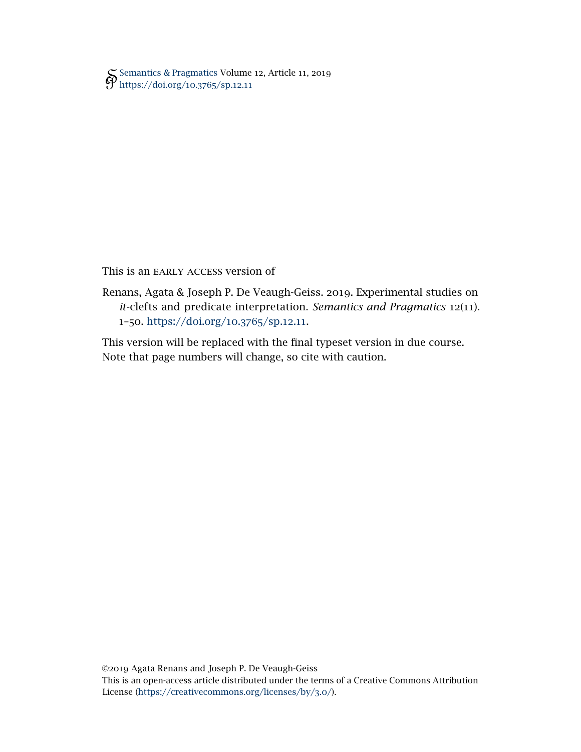This is an EARLY ACCESS version of

Renans, Agata & Joseph P. De Veaugh-Geiss. 2019. Experimental studies on *it*-clefts and predicate interpretation. *Semantics and Pragmatics* 12(11). 1–50. https://doi.org/10.3765/sp.12.11.

This version will be replaced with the final typeset version in due course. Note that page numbers will change, so cite with caution.

©2019 Agata Renans and Joseph P. De Veaugh-Geiss
This is an open-access article distributed under the terms of a Creative Commons Attribution License (https://creativecommons.org/licenses/by/3.0/).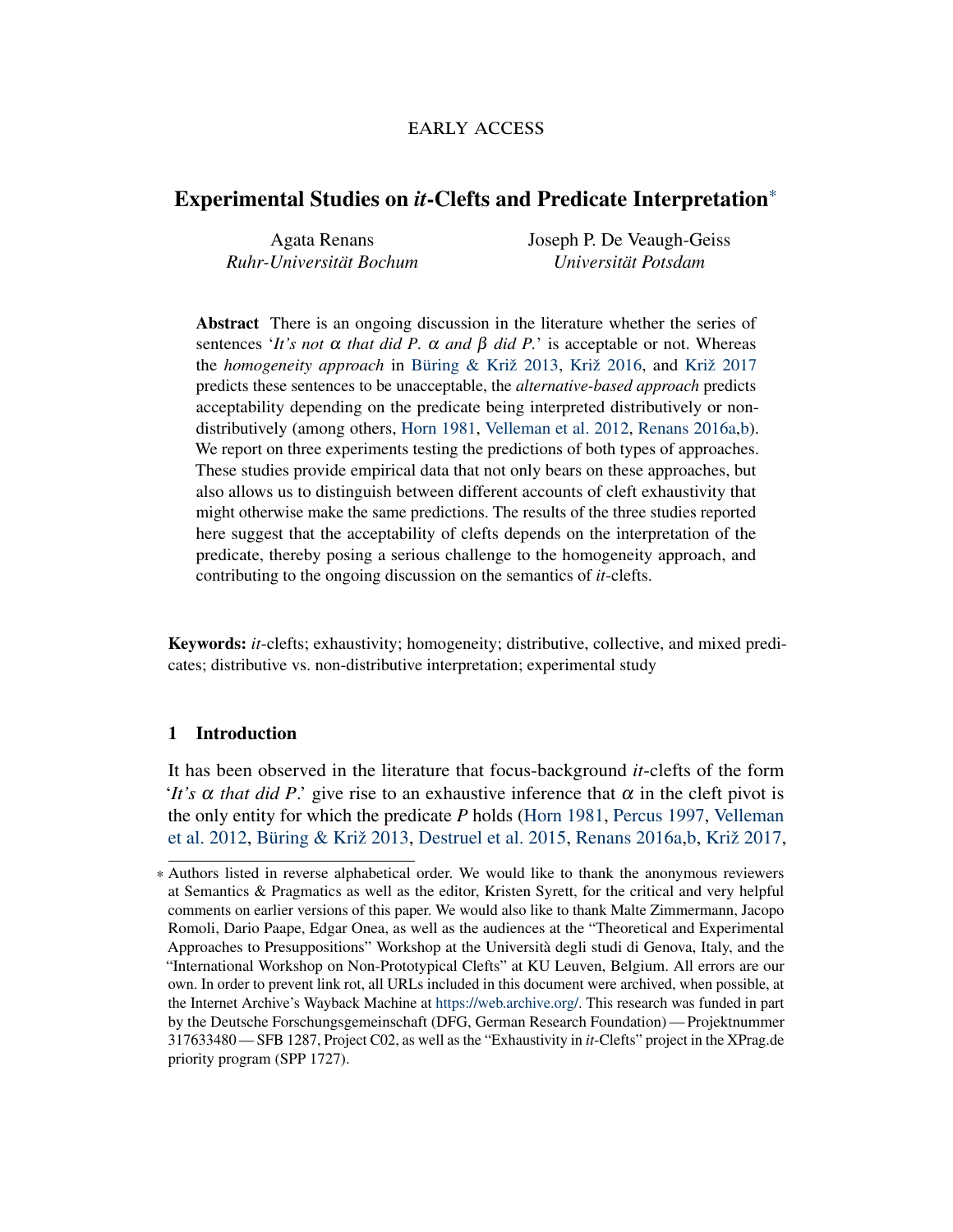EARLY ACCESS

# Experimental Studies on *it*-Clefts and Predicate Interpretation*

Agata Renans
*Ruhr-Universität Bochum*

Joseph P. De Veaugh-Geiss
*Universität Potsdam*

**Abstract** There is an ongoing discussion in the literature whether the series of sentences '*It's not* $\alpha$ *that did P.* $\alpha$ *and* $\beta$ *did P.*' is acceptable or not. Whereas the *homogeneity approach* in Büring & Križ 2013, Križ 2016, and Križ 2017 predicts these sentences to be unacceptable, the *alternative-based approach* predicts acceptability depending on the predicate being interpreted distributively or non-distributively (among others, Horn 1981, Velleman et al. 2012, Renans 2016a,b). We report on three experiments testing the predictions of both types of approaches. These studies provide empirical data that not only bears on these approaches, but also allows us to distinguish between different accounts of cleft exhaustivity that might otherwise make the same predictions. The results of the three studies reported here suggest that the acceptability of clefts depends on the interpretation of the predicate, thereby posing a serious challenge to the homogeneity approach, and contributing to the ongoing discussion on the semantics of *it*-clefts.

**Keywords:** *it*-clefts; exhaustivity; homogeneity; distributive, collective, and mixed predicates; distributive vs. non-distributive interpretation; experimental study

## 1 Introduction

It has been observed in the literature that focus-background *it*-clefts of the form '*It's* $\alpha$ *that did P.*' give rise to an exhaustive inference that $\alpha$ in the cleft pivot is the only entity for which the predicate *P* holds (Horn 1981, Percus 1997, Velleman et al. 2012, Büring & Križ 2013, Destruel et al. 2015, Renans 2016a,b, Križ 2017,

* Authors listed in reverse alphabetical order. We would like to thank the anonymous reviewers at Semantics & Pragmatics as well as the editor, Kristen Syrett, for the critical and very helpful comments on earlier versions of this paper. We would also like to thank Malte Zimmermann, Jacopo Romoli, Dario Paape, Edgar Onea, as well as the audiences at the "Theoretical and Experimental Approaches to Presuppositions" Workshop at the Università degli studi di Genova, Italy, and the "International Workshop on Non-Prototypical Clefts" at KU Leuven, Belgium. All errors are our own. In order to prevent link rot, all URLs included in this document were archived, when possible, at the Internet Archive's Wayback Machine at https://web.archive.org/. This research was funded in part by the Deutsche Forschungsgemeinschaft (DFG, German Research Foundation) — Projektnummer 317633480 — SFB 1287, Project C02, as well as the "Exhaustivity in *it*-Clefts" project in the XPrag.de priority program (SPP 1727).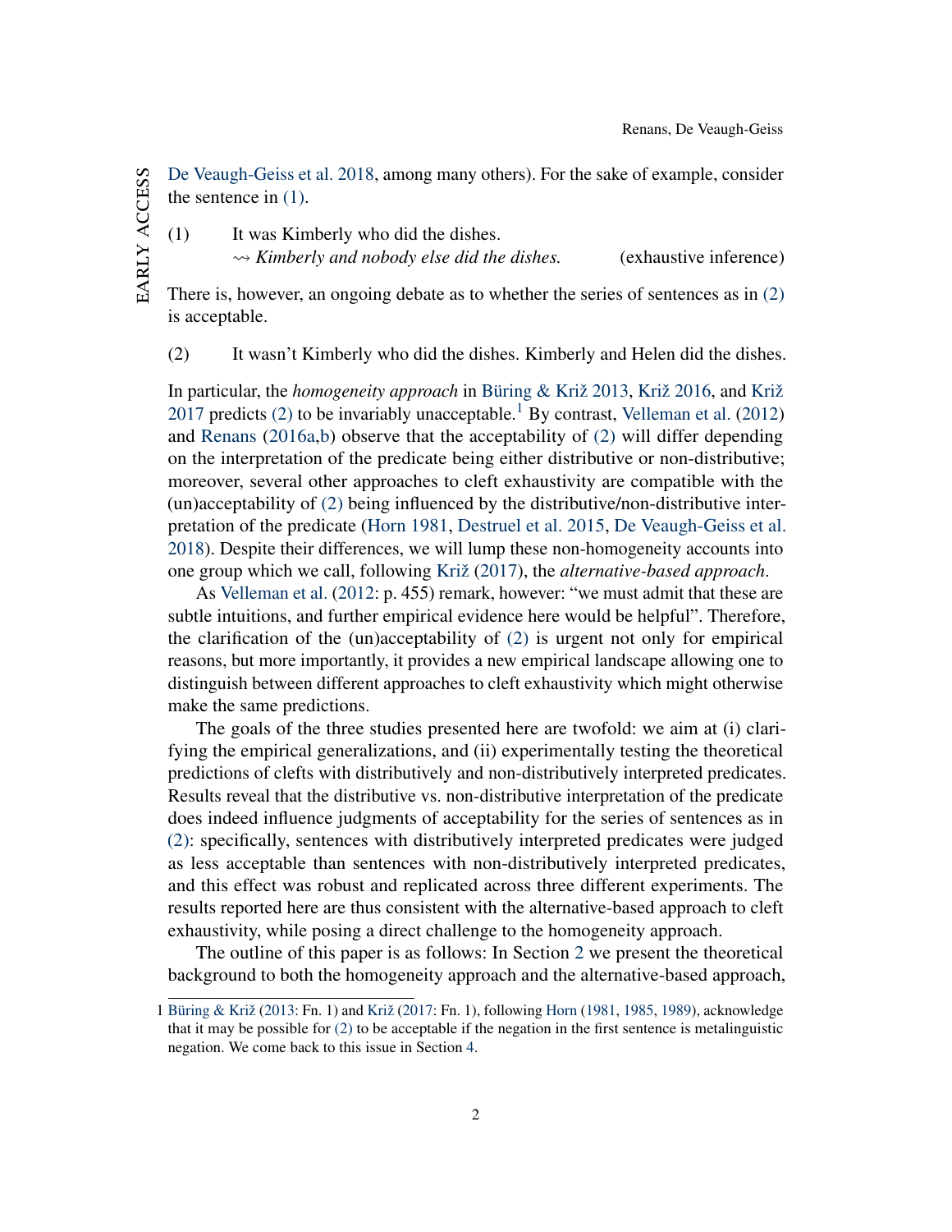De Veaugh-Geiss et al. 2018, among many others). For the sake of example, consider the sentence in (1).

(1) It was Kimberly who did the dishes.
⇝ *Kimberly and nobody else did the dishes.* (exhaustive inference)

There is, however, an ongoing debate as to whether the series of sentences as in (2) is acceptable.

(2) It wasn't Kimberly who did the dishes. Kimberly and Helen did the dishes.

In particular, the *homogeneity approach* in Büring & Križ 2013, Križ 2016, and Križ 2017 predicts (2) to be invariably unacceptable.[1] By contrast, Velleman et al. (2012) and Renans (2016a,b) observe that the acceptability of (2) will differ depending on the interpretation of the predicate being either distributive or non-distributive; moreover, several other approaches to cleft exhaustivity are compatible with the (un)acceptability of (2) being influenced by the distributive/non-distributive interpretation of the predicate (Horn 1981, Destruel et al. 2015, De Veaugh-Geiss et al. 2018). Despite their differences, we will lump these non-homogeneity accounts into one group which we call, following Križ (2017), the *alternative-based approach*.

As Velleman et al. (2012: p. 455) remark, however: "we must admit that these are subtle intuitions, and further empirical evidence here would be helpful". Therefore, the clarification of the (un)acceptability of (2) is urgent not only for empirical reasons, but more importantly, it provides a new empirical landscape allowing one to distinguish between different approaches to cleft exhaustivity which might otherwise make the same predictions.

The goals of the three studies presented here are twofold: we aim at (i) clarifying the empirical generalizations, and (ii) experimentally testing the theoretical predictions of clefts with distributively and non-distributively interpreted predicates. Results reveal that the distributive vs. non-distributive interpretation of the predicate does indeed influence judgments of acceptability for the series of sentences as in (2): specifically, sentences with distributively interpreted predicates were judged as less acceptable than sentences with non-distributively interpreted predicates, and this effect was robust and replicated across three different experiments. The results reported here are thus consistent with the alternative-based approach to cleft exhaustivity, while posing a direct challenge to the homogeneity approach.

The outline of this paper is as follows: In Section 2 we present the theoretical background to both the homogeneity approach and the alternative-based approach,

---

[1] Büring & Križ (2013: Fn. 1) and Križ (2017: Fn. 1), following Horn (1981, 1985, 1989), acknowledge that it may be possible for (2) to be acceptable if the negation in the first sentence is metalinguistic negation. We come back to this issue in Section 4.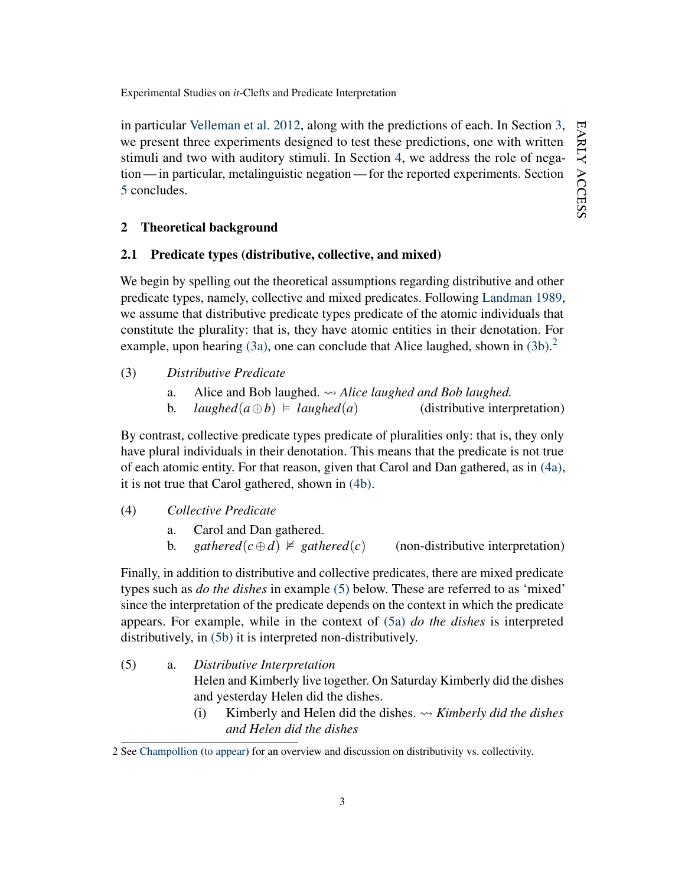in particular Velleman et al. 2012, along with the predictions of each. In Section 3, we present three experiments designed to test these predictions, one with written stimuli and two with auditory stimuli. In Section 4, we address the role of negation — in particular, metalinguistic negation — for the reported experiments. Section 5 concludes.

## 2 Theoretical background

### 2.1 Predicate types (distributive, collective, and mixed)

We begin by spelling out the theoretical assumptions regarding distributive and other predicate types, namely, collective and mixed predicates. Following Landman 1989, we assume that distributive predicate types predicate of the atomic individuals that constitute the plurality: that is, they have atomic entities in their denotation. For example, upon hearing (3a), one can conclude that Alice laughed, shown in (3b).[2]

(3) *Distributive Predicate*

a. Alice and Bob laughed. $\rightsquigarrow$ *Alice laughed and Bob laughed.*

b. $laughed(a \oplus b) \vDash laughed(a)$ (distributive interpretation)

By contrast, collective predicate types predicate of pluralities only: that is, they only have plural individuals in their denotation. This means that the predicate is not true of each atomic entity. For that reason, given that Carol and Dan gathered, as in (4a), it is not true that Carol gathered, shown in (4b).

(4) *Collective Predicate*

a. Carol and Dan gathered.

b. $gathered(c \oplus d) \nvDash gathered(c)$ (non-distributive interpretation)

Finally, in addition to distributive and collective predicates, there are mixed predicate types such as *do the dishes* in example (5) below. These are referred to as 'mixed' since the interpretation of the predicate depends on the context in which the predicate appears. For example, while in the context of (5a) *do the dishes* is interpreted distributively, in (5b) it is interpreted non-distributively.

(5) a. *Distributive Interpretation*
Helen and Kimberly live together. On Saturday Kimberly did the dishes and yesterday Helen did the dishes.

(i) Kimberly and Helen did the dishes. $\rightsquigarrow$ *Kimberly did the dishes and Helen did the dishes*

2 See Champollion (to appear) for an overview and discussion on distributivity vs. collectivity.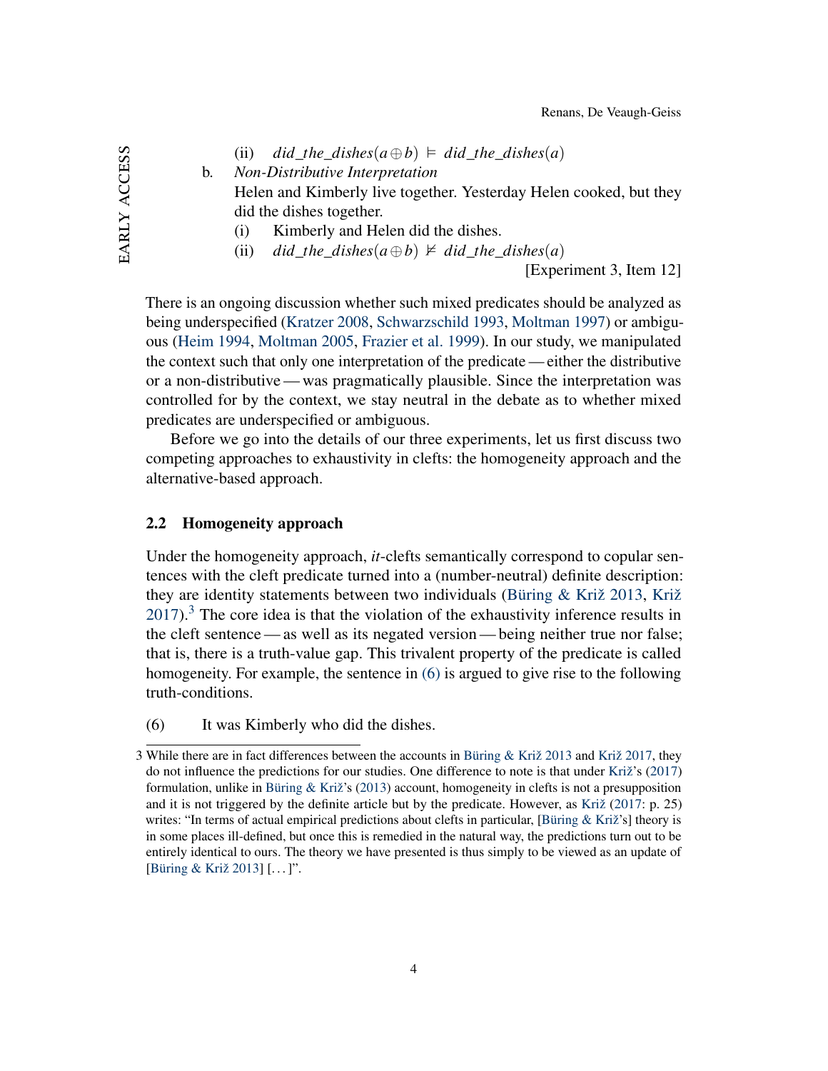(ii) $did\_the\_dishes(a \oplus b) \vDash did\_the\_dishes(a)$

b. *Non-Distributive Interpretation*
Helen and Kimberly live together. Yesterday Helen cooked, but they did the dishes together.

(i) Kimberly and Helen did the dishes.

(ii) $did\_the\_dishes(a \oplus b) \nvDash did\_the\_dishes(a)$

[Experiment 3, Item 12]

There is an ongoing discussion whether such mixed predicates should be analyzed as being underspecified (Kratzer 2008, Schwarzschild 1993, Moltman 1997) or ambiguous (Heim 1994, Moltman 2005, Frazier et al. 1999). In our study, we manipulated the context such that only one interpretation of the predicate — either the distributive or a non-distributive — was pragmatically plausible. Since the interpretation was controlled for by the context, we stay neutral in the debate as to whether mixed predicates are underspecified or ambiguous.

Before we go into the details of our three experiments, let us first discuss two competing approaches to exhaustivity in clefts: the homogeneity approach and the alternative-based approach.

## 2.2 Homogeneity approach

Under the homogeneity approach, *it*-clefts semantically correspond to copular sentences with the cleft predicate turned into a (number-neutral) definite description: they are identity statements between two individuals (Büring & Križ 2013, Križ 2017).[3] The core idea is that the violation of the exhaustivity inference results in the cleft sentence — as well as its negated version — being neither true nor false; that is, there is a truth-value gap. This trivalent property of the predicate is called homogeneity. For example, the sentence in (6) is argued to give rise to the following truth-conditions.

(6) It was Kimberly who did the dishes.

3 While there are in fact differences between the accounts in Büring & Križ 2013 and Križ 2017, they do not influence the predictions for our studies. One difference to note is that under Križ's (2017) formulation, unlike in Büring & Križ's (2013) account, homogeneity in clefts is not a presupposition and it is not triggered by the definite article but by the predicate. However, as Križ (2017: p. 25) writes: "In terms of actual empirical predictions about clefts in particular, [Büring & Križ's] theory is in some places ill-defined, but once this is remedied in the natural way, the predictions turn out to be entirely identical to ours. The theory we have presented is thus simply to be viewed as an update of [Büring & Križ 2013] [. . . ]".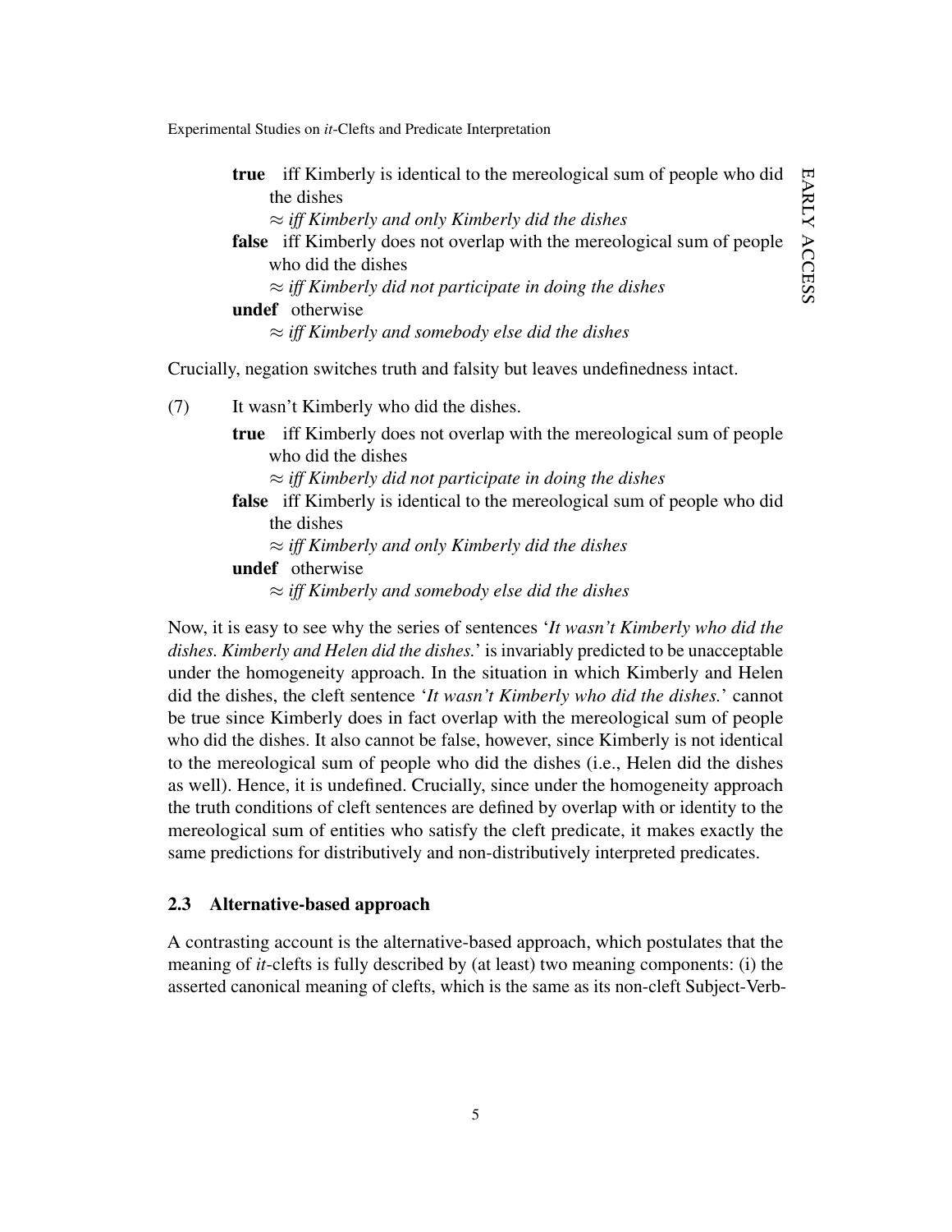**true** iff Kimberly is identical to the mereological sum of people who did the dishes

$\approx$ *iff Kimberly and only Kimberly did the dishes*

**false** iff Kimberly does not overlap with the mereological sum of people who did the dishes

$\approx$ *iff Kimberly did not participate in doing the dishes*

**undef** otherwise

$\approx$ *iff Kimberly and somebody else did the dishes*

Crucially, negation switches truth and falsity but leaves undefinedness intact.

(7) It wasn't Kimberly who did the dishes.

**true** iff Kimberly does not overlap with the mereological sum of people who did the dishes

$\approx$ *iff Kimberly did not participate in doing the dishes*

**false** iff Kimberly is identical to the mereological sum of people who did the dishes

$\approx$ *iff Kimberly and only Kimberly did the dishes*

**undef** otherwise

$\approx$ *iff Kimberly and somebody else did the dishes*

Now, it is easy to see why the series of sentences '*It wasn't Kimberly who did the dishes. Kimberly and Helen did the dishes.*' is invariably predicted to be unacceptable under the homogeneity approach. In the situation in which Kimberly and Helen did the dishes, the cleft sentence '*It wasn't Kimberly who did the dishes.*' cannot be true since Kimberly does in fact overlap with the mereological sum of people who did the dishes. It also cannot be false, however, since Kimberly is not identical to the mereological sum of people who did the dishes (i.e., Helen did the dishes as well). Hence, it is undefined. Crucially, since under the homogeneity approach the truth conditions of cleft sentences are defined by overlap with or identity to the mereological sum of entities who satisfy the cleft predicate, it makes exactly the same predictions for distributively and non-distributively interpreted predicates.

### 2.3 Alternative-based approach

A contrasting account is the alternative-based approach, which postulates that the meaning of *it*-clefts is fully described by (at least) two meaning components: (i) the asserted canonical meaning of clefts, which is the same as its non-cleft Subject-Verb-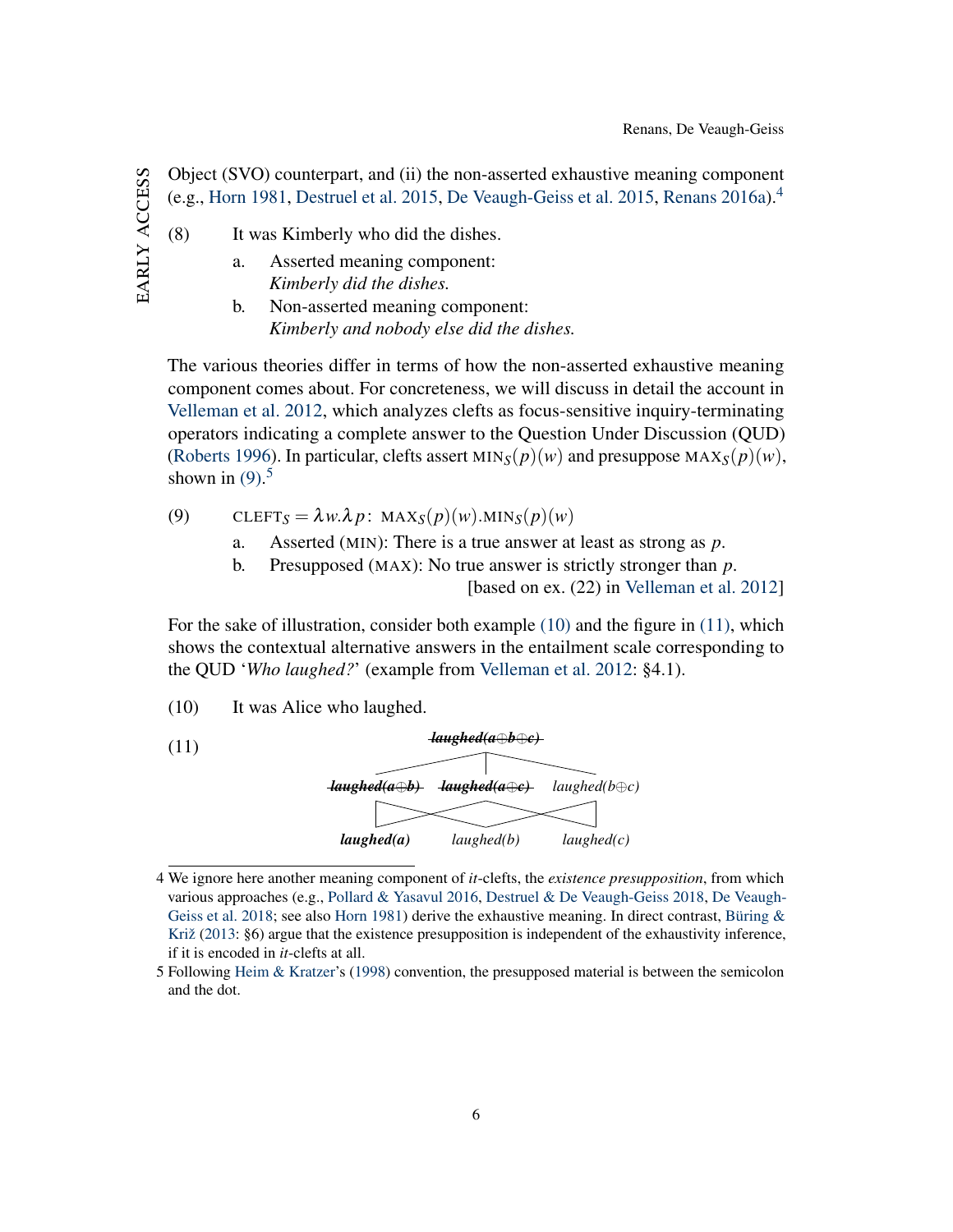Object (SVO) counterpart, and (ii) the non-asserted exhaustive meaning component (e.g., Horn 1981, Destruel et al. 2015, De Veaugh-Geiss et al. 2015, Renans 2016a).[4]

(8) It was Kimberly who did the dishes.

  a. Asserted meaning component:
  *Kimberly did the dishes.*

  b. Non-asserted meaning component:
  *Kimberly and nobody else did the dishes.*

The various theories differ in terms of how the non-asserted exhaustive meaning component comes about. For concreteness, we will discuss in detail the account in Velleman et al. 2012, which analyzes clefts as focus-sensitive inquiry-terminating operators indicating a complete answer to the Question Under Discussion (QUD) (Roberts 1996). In particular, clefts assert $\text{MIN}_S(p)(w)$ and presuppose $\text{MAX}_S(p)(w)$, shown in (9).[5]

(9) $\text{CLEFT}_S = \lambda w.\lambda p\colon\ \text{MAX}_S(p)(w).\text{MIN}_S(p)(w)$

  a. Asserted (MIN): There is a true answer at least as strong as $p$.

  b. Presupposed (MAX): No true answer is strictly stronger than $p$.

[based on ex. (22) in Velleman et al. 2012]

For the sake of illustration, consider both example (10) and the figure in (11), which shows the contextual alternative answers in the entailment scale corresponding to the QUD '*Who laughed?*' (example from Velleman et al. 2012: §4.1).

(10) It was Alice who laughed.

(11)

| | ~~***laughed(a⊕b⊕c)***~~ | |
|---|---|---|
| ~~***laughed(a⊕b)***~~ | ~~***laughed(a⊕c)***~~ | *laughed(b⊕c)* |
| ***laughed(a)*** | *laughed(b)* | *laughed(c)* |

---

4 We ignore here another meaning component of *it*-clefts, the *existence presupposition*, from which various approaches (e.g., Pollard & Yasavul 2016, Destruel & De Veaugh-Geiss 2018, De Veaugh-Geiss et al. 2018; see also Horn 1981) derive the exhaustive meaning. In direct contrast, Büring & Križ (2013: §6) argue that the existence presupposition is independent of the exhaustivity inference, if it is encoded in *it*-clefts at all.

5 Following Heim & Kratzer's (1998) convention, the presupposed material is between the semicolon and the dot.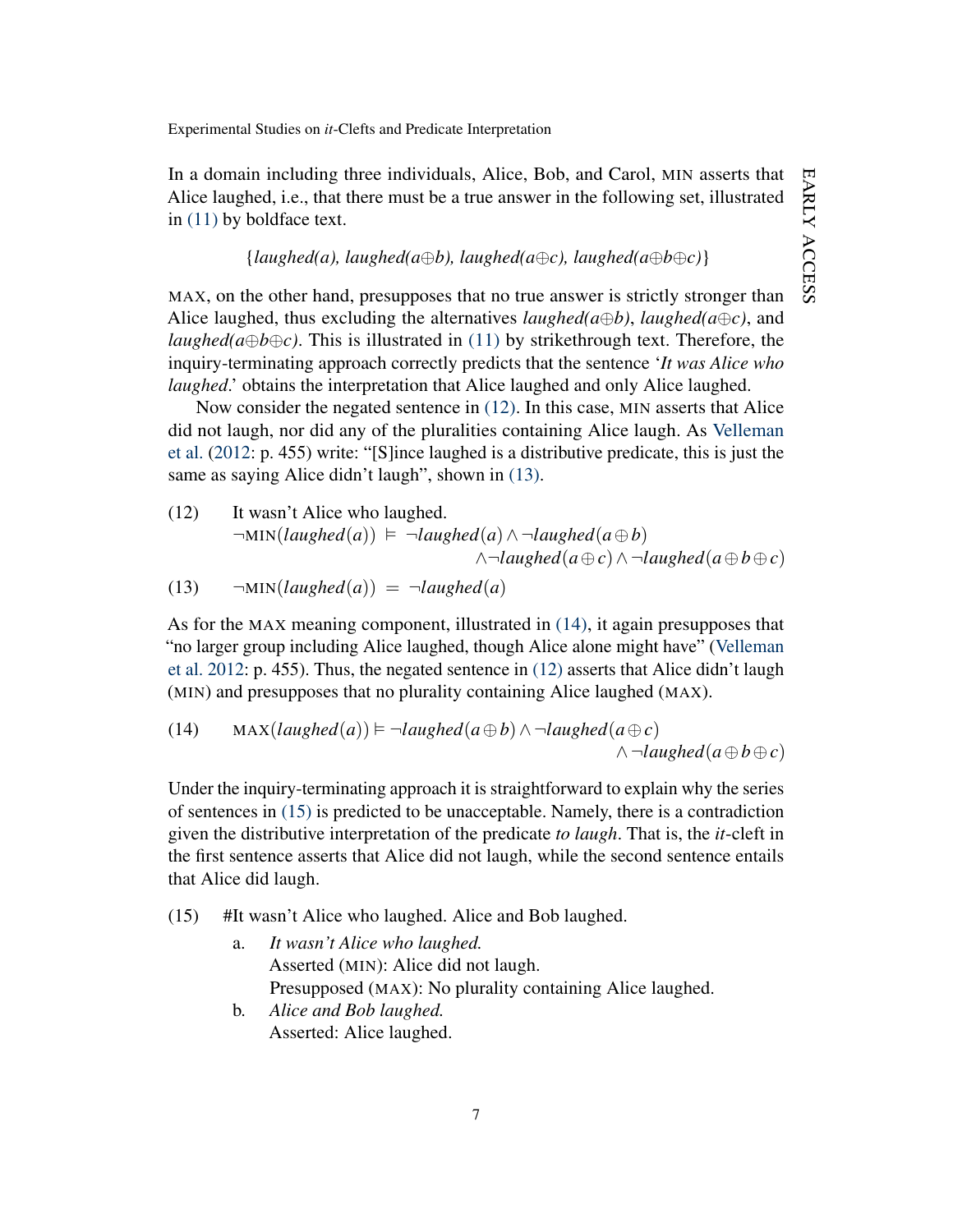In a domain including three individuals, Alice, Bob, and Carol, MIN asserts that Alice laughed, i.e., that there must be a true answer in the following set, illustrated in (11) by boldface text.

$$\{laughed(a), laughed(a \oplus b), laughed(a \oplus c), laughed(a \oplus b \oplus c)\}$$

MAX, on the other hand, presupposes that no true answer is strictly stronger than Alice laughed, thus excluding the alternatives *laughed(a⊕b)*, *laughed(a⊕c)*, and *laughed(a⊕b⊕c)*. This is illustrated in (11) by strikethrough text. Therefore, the inquiry-terminating approach correctly predicts that the sentence '*It was Alice who laughed*.' obtains the interpretation that Alice laughed and only Alice laughed.

Now consider the negated sentence in (12). In this case, MIN asserts that Alice did not laugh, nor did any of the pluralities containing Alice laugh. As Velleman et al. (2012: p. 455) write: "[S]ince laughed is a distributive predicate, this is just the same as saying Alice didn't laugh", shown in (13).

(12) It wasn't Alice who laughed.

$$\neg\text{MIN}(laughed(a)) \vDash \neg laughed(a) \wedge \neg laughed(a \oplus b) \wedge \neg laughed(a \oplus c) \wedge \neg laughed(a \oplus b \oplus c)$$

(13) $\neg\text{MIN}(laughed(a)) = \neg laughed(a)$

As for the MAX meaning component, illustrated in (14), it again presupposes that "no larger group including Alice laughed, though Alice alone might have" (Velleman et al. 2012: p. 455). Thus, the negated sentence in (12) asserts that Alice didn't laugh (MIN) and presupposes that no plurality containing Alice laughed (MAX).

(14) $\text{MAX}(laughed(a)) \vDash \neg laughed(a \oplus b) \wedge \neg laughed(a \oplus c) \wedge \neg laughed(a \oplus b \oplus c)$

Under the inquiry-terminating approach it is straightforward to explain why the series of sentences in (15) is predicted to be unacceptable. Namely, there is a contradiction given the distributive interpretation of the predicate *to laugh*. That is, the *it*-cleft in the first sentence asserts that Alice did not laugh, while the second sentence entails that Alice did laugh.

(15) #It wasn't Alice who laughed. Alice and Bob laughed.

a. *It wasn't Alice who laughed.*
   Asserted (MIN): Alice did not laugh.
   Presupposed (MAX): No plurality containing Alice laughed.

b. *Alice and Bob laughed.*
   Asserted: Alice laughed.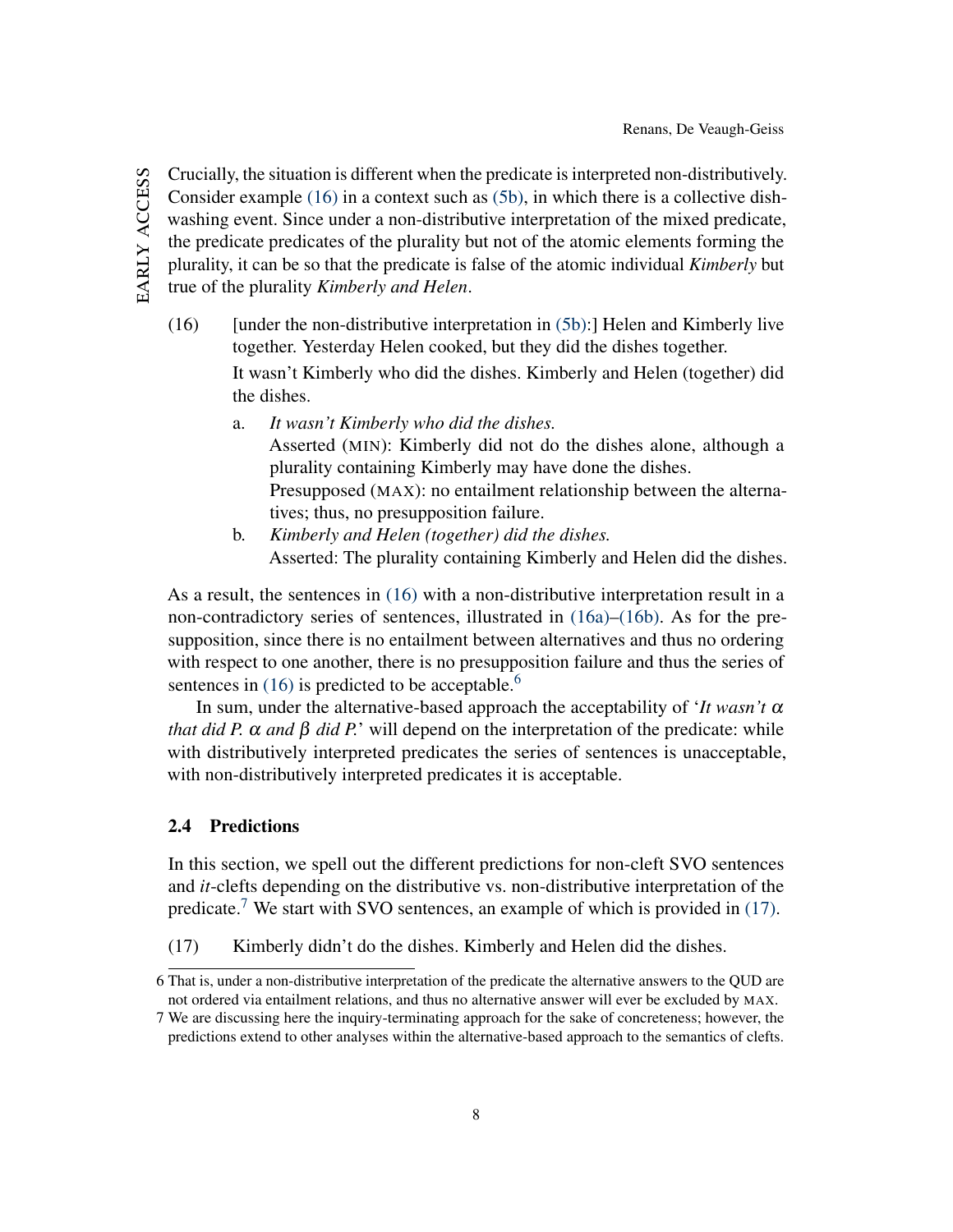Crucially, the situation is different when the predicate is interpreted non-distributively. Consider example (16) in a context such as (5b), in which there is a collective dish-washing event. Since under a non-distributive interpretation of the mixed predicate, the predicate predicates of the plurality but not of the atomic elements forming the plurality, it can be so that the predicate is false of the atomic individual *Kimberly* but true of the plurality *Kimberly and Helen*.

(16) [under the non-distributive interpretation in (5b):] Helen and Kimberly live together. Yesterday Helen cooked, but they did the dishes together.
It wasn't Kimberly who did the dishes. Kimberly and Helen (together) did the dishes.

a. *It wasn't Kimberly who did the dishes.*
Asserted (MIN): Kimberly did not do the dishes alone, although a plurality containing Kimberly may have done the dishes.
Presupposed (MAX): no entailment relationship between the alternatives; thus, no presupposition failure.

b. *Kimberly and Helen (together) did the dishes.*
Asserted: The plurality containing Kimberly and Helen did the dishes.

As a result, the sentences in (16) with a non-distributive interpretation result in a non-contradictory series of sentences, illustrated in (16a)–(16b). As for the presupposition, since there is no entailment between alternatives and thus no ordering with respect to one another, there is no presupposition failure and thus the series of sentences in (16) is predicted to be acceptable.[6]

In sum, under the alternative-based approach the acceptability of '*It wasn't* $\alpha$ *that did P.* $\alpha$ *and* $\beta$ *did P.*' will depend on the interpretation of the predicate: while with distributively interpreted predicates the series of sentences is unacceptable, with non-distributively interpreted predicates it is acceptable.

## 2.4 Predictions

In this section, we spell out the different predictions for non-cleft SVO sentences and *it*-clefts depending on the distributive vs. non-distributive interpretation of the predicate.[7] We start with SVO sentences, an example of which is provided in (17).

(17) Kimberly didn't do the dishes. Kimberly and Helen did the dishes.

---

6 That is, under a non-distributive interpretation of the predicate the alternative answers to the QUD are not ordered via entailment relations, and thus no alternative answer will ever be excluded by MAX.

7 We are discussing here the inquiry-terminating approach for the sake of concreteness; however, the predictions extend to other analyses within the alternative-based approach to the semantics of clefts.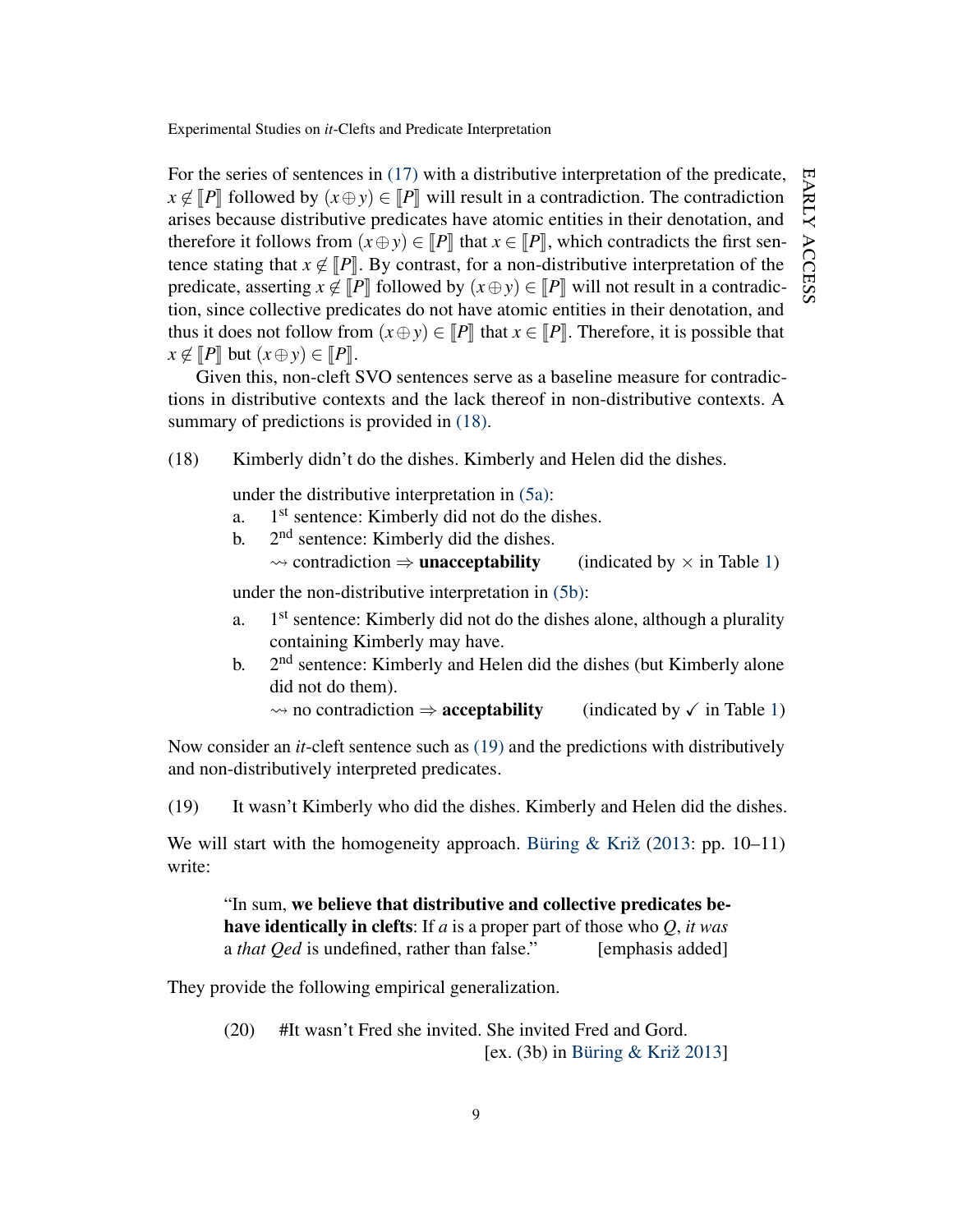For the series of sentences in (17) with a distributive interpretation of the predicate, $x \notin [\![P]\!]$ followed by $(x \oplus y) \in [\![P]\!]$ will result in a contradiction. The contradiction arises because distributive predicates have atomic entities in their denotation, and therefore it follows from $(x \oplus y) \in [\![P]\!]$ that $x \in [\![P]\!]$, which contradicts the first sentence stating that $x \notin [\![P]\!]$. By contrast, for a non-distributive interpretation of the predicate, asserting $x \notin [\![P]\!]$ followed by $(x \oplus y) \in [\![P]\!]$ will not result in a contradiction, since collective predicates do not have atomic entities in their denotation, and thus it does not follow from $(x \oplus y) \in [\![P]\!]$ that $x \in [\![P]\!]$. Therefore, it is possible that $x \notin [\![P]\!]$ but $(x \oplus y) \in [\![P]\!]$.

Given this, non-cleft SVO sentences serve as a baseline measure for contradictions in distributive contexts and the lack thereof in non-distributive contexts. A summary of predictions is provided in (18).

(18) Kimberly didn't do the dishes. Kimberly and Helen did the dishes.

under the distributive interpretation in (5a):

a. 1st sentence: Kimberly did not do the dishes.
b. 2nd sentence: Kimberly did the dishes.
$\rightsquigarrow$ contradiction $\Rightarrow$ **unacceptability** (indicated by $\times$ in Table 1)

under the non-distributive interpretation in (5b):

a. 1st sentence: Kimberly did not do the dishes alone, although a plurality containing Kimberly may have.
b. 2nd sentence: Kimberly and Helen did the dishes (but Kimberly alone did not do them).
$\rightsquigarrow$ no contradiction $\Rightarrow$ **acceptability** (indicated by ✓ in Table 1)

Now consider an *it*-cleft sentence such as (19) and the predictions with distributively and non-distributively interpreted predicates.

(19) It wasn't Kimberly who did the dishes. Kimberly and Helen did the dishes.

We will start with the homogeneity approach. Büring & Križ (2013: pp. 10–11) write:

> "In sum, **we believe that distributive and collective predicates behave identically in clefts**: If *a* is a proper part of those who *Q*, *it was* a *that Qed* is undefined, rather than false." [emphasis added]

They provide the following empirical generalization.

(20) #It wasn't Fred she invited. She invited Fred and Gord.
[ex. (3b) in Büring & Križ 2013]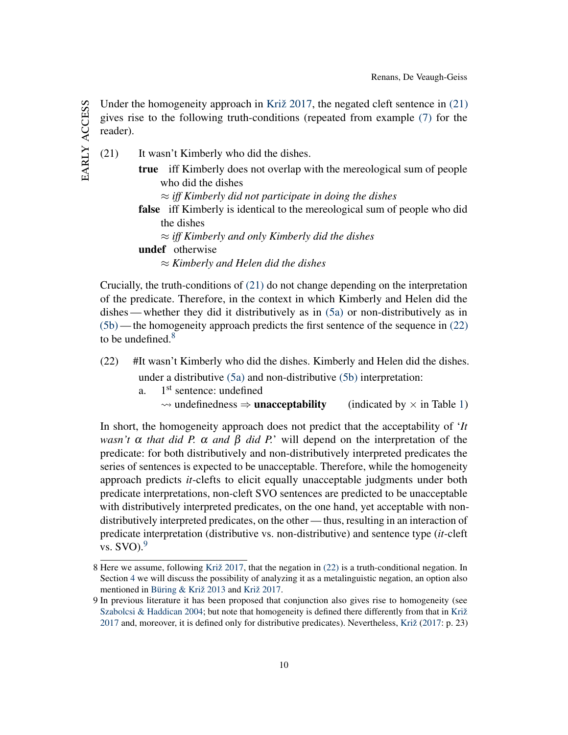Under the homogeneity approach in Križ 2017, the negated cleft sentence in (21) gives rise to the following truth-conditions (repeated from example (7) for the reader).

(21) It wasn't Kimberly who did the dishes.

**true** iff Kimberly does not overlap with the mereological sum of people who did the dishes
$\approx$ *iff Kimberly did not participate in doing the dishes*

**false** iff Kimberly is identical to the mereological sum of people who did the dishes
$\approx$ *iff Kimberly and only Kimberly did the dishes*

**undef** otherwise
$\approx$ *Kimberly and Helen did the dishes*

Crucially, the truth-conditions of (21) do not change depending on the interpretation of the predicate. Therefore, in the context in which Kimberly and Helen did the dishes — whether they did it distributively as in (5a) or non-distributively as in (5b) — the homogeneity approach predicts the first sentence of the sequence in (22) to be undefined.[8]

(22) #It wasn't Kimberly who did the dishes. Kimberly and Helen did the dishes.
under a distributive (5a) and non-distributive (5b) interpretation:

a. 1[st] sentence: undefined
$\rightsquigarrow$ undefinedness $\Rightarrow$ **unacceptability** (indicated by $\times$ in Table 1)

In short, the homogeneity approach does not predict that the acceptability of '*It wasn't* $\alpha$ *that did P.* $\alpha$ *and* $\beta$ *did P.*' will depend on the interpretation of the predicate: for both distributively and non-distributively interpreted predicates the series of sentences is expected to be unacceptable. Therefore, while the homogeneity approach predicts *it*-clefts to elicit equally unacceptable judgments under both predicate interpretations, non-cleft SVO sentences are predicted to be unacceptable with distributively interpreted predicates, on the one hand, yet acceptable with non-distributively interpreted predicates, on the other — thus, resulting in an interaction of predicate interpretation (distributive vs. non-distributive) and sentence type (*it*-cleft vs. SVO).[9]

---

8 Here we assume, following Križ 2017, that the negation in (22) is a truth-conditional negation. In Section 4 we will discuss the possibility of analyzing it as a metalinguistic negation, an option also mentioned in Büring & Križ 2013 and Križ 2017.

9 In previous literature it has been proposed that conjunction also gives rise to homogeneity (see Szabolcsi & Haddican 2004; but note that homogeneity is defined there differently from that in Križ 2017 and, moreover, it is defined only for distributive predicates). Nevertheless, Križ (2017: p. 23)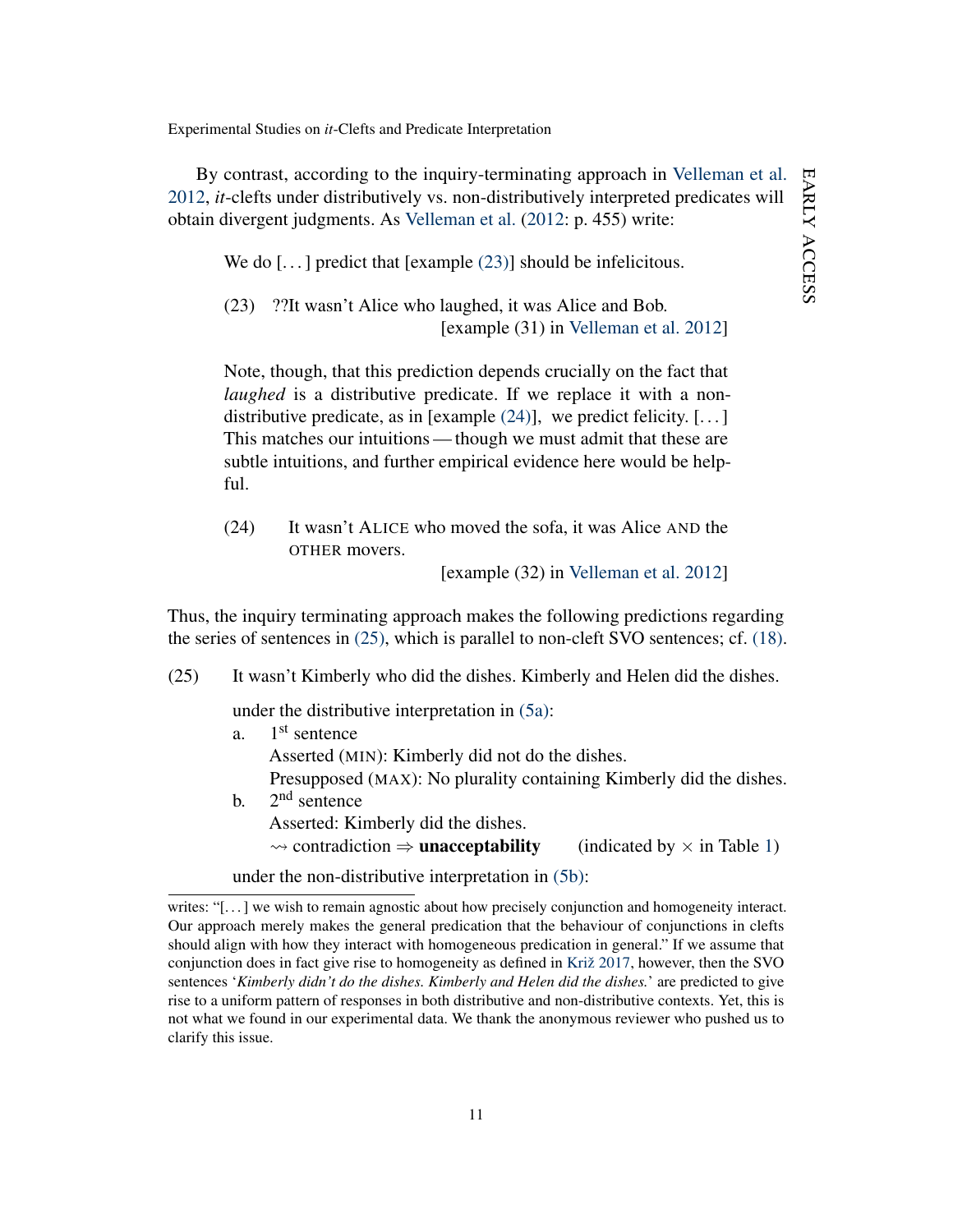By contrast, according to the inquiry-terminating approach in Velleman et al. 2012, *it*-clefts under distributively vs. non-distributively interpreted predicates will obtain divergent judgments. As Velleman et al. (2012: p. 455) write:

> We do [...] predict that [example (23)] should be infelicitous.
>
> (23) ??It wasn't Alice who laughed, it was Alice and Bob. [example (31) in Velleman et al. 2012]
>
> Note, though, that this prediction depends crucially on the fact that *laughed* is a distributive predicate. If we replace it with a non-distributive predicate, as in [example (24)], we predict felicity. [...] This matches our intuitions — though we must admit that these are subtle intuitions, and further empirical evidence here would be helpful.
>
> (24) It wasn't ALICE who moved the sofa, it was Alice AND the OTHER movers. [example (32) in Velleman et al. 2012]

Thus, the inquiry terminating approach makes the following predictions regarding the series of sentences in (25), which is parallel to non-cleft SVO sentences; cf. (18).

(25) It wasn't Kimberly who did the dishes. Kimberly and Helen did the dishes.

under the distributive interpretation in (5a):

a. 1[st] sentence
   Asserted (MIN): Kimberly did not do the dishes.
   Presupposed (MAX): No plurality containing Kimberly did the dishes.

b. 2[nd] sentence
   Asserted: Kimberly did the dishes.
   $\rightsquigarrow$ contradiction $\Rightarrow$ **unacceptability** (indicated by $\times$ in Table 1)

under the non-distributive interpretation in (5b):

---

writes: "[...] we wish to remain agnostic about how precisely conjunction and homogeneity interact. Our approach merely makes the general predication that the behaviour of conjunctions in clefts should align with how they interact with homogeneous predication in general." If we assume that conjunction does in fact give rise to homogeneity as defined in Križ 2017, however, then the SVO sentences '*Kimberly didn't do the dishes. Kimberly and Helen did the dishes.*' are predicted to give rise to a uniform pattern of responses in both distributive and non-distributive contexts. Yet, this is not what we found in our experimental data. We thank the anonymous reviewer who pushed us to clarify this issue.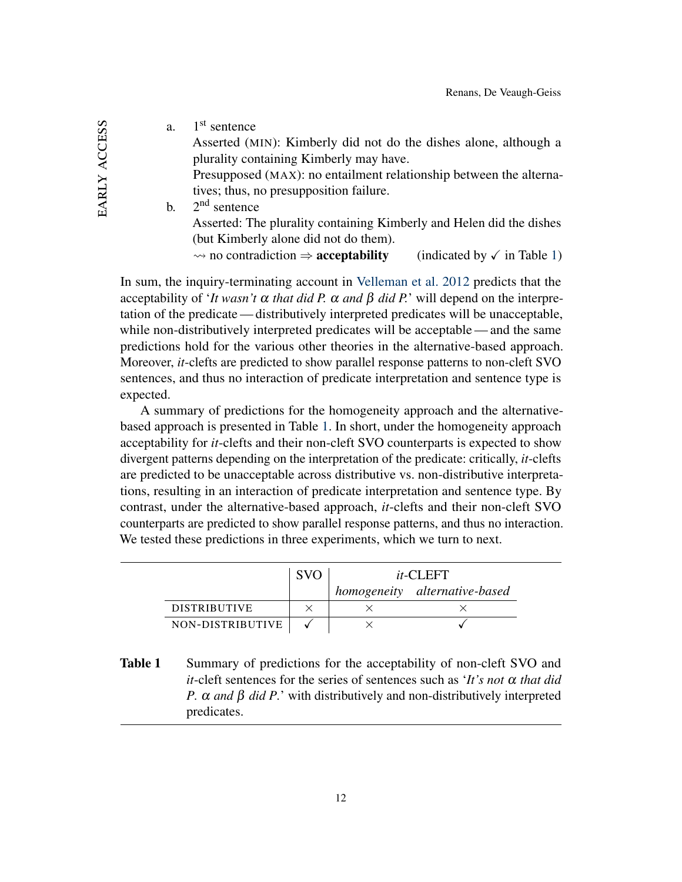a. 1st sentence
   Asserted (MIN): Kimberly did not do the dishes alone, although a plurality containing Kimberly may have.
   Presupposed (MAX): no entailment relationship between the alternatives; thus, no presupposition failure.

b. 2nd sentence
   Asserted: The plurality containing Kimberly and Helen did the dishes (but Kimberly alone did not do them).
   ⇝ no contradiction ⇒ **acceptability** (indicated by ✓ in Table 1)

In sum, the inquiry-terminating account in Velleman et al. 2012 predicts that the acceptability of '*It wasn't* $\alpha$ *that did P.* $\alpha$ *and* $\beta$ *did P.*' will depend on the interpretation of the predicate — distributively interpreted predicates will be unacceptable, while non-distributively interpreted predicates will be acceptable — and the same predictions hold for the various other theories in the alternative-based approach. Moreover, *it*-clefts are predicted to show parallel response patterns to non-cleft SVO sentences, and thus no interaction of predicate interpretation and sentence type is expected.

A summary of predictions for the homogeneity approach and the alternative-based approach is presented in Table 1. In short, under the homogeneity approach acceptability for *it*-clefts and their non-cleft SVO counterparts is expected to show divergent patterns depending on the interpretation of the predicate: critically, *it*-clefts are predicted to be unacceptable across distributive vs. non-distributive interpretations, resulting in an interaction of predicate interpretation and sentence type. By contrast, under the alternative-based approach, *it*-clefts and their non-cleft SVO counterparts are predicted to show parallel response patterns, and thus no interaction. We tested these predictions in three experiments, which we turn to next.

| | SVO | *it*-CLEFT | |
|---|---|---|---|
| | | *homogeneity* | *alternative-based* |
| DISTRIBUTIVE | × | × | × |
| NON-DISTRIBUTIVE | ✓ | × | ✓ |

**Table 1** Summary of predictions for the acceptability of non-cleft SVO and *it*-cleft sentences for the series of sentences such as '*It's not* $\alpha$ *that did P.* $\alpha$ *and* $\beta$ *did P.*' with distributively and non-distributively interpreted predicates.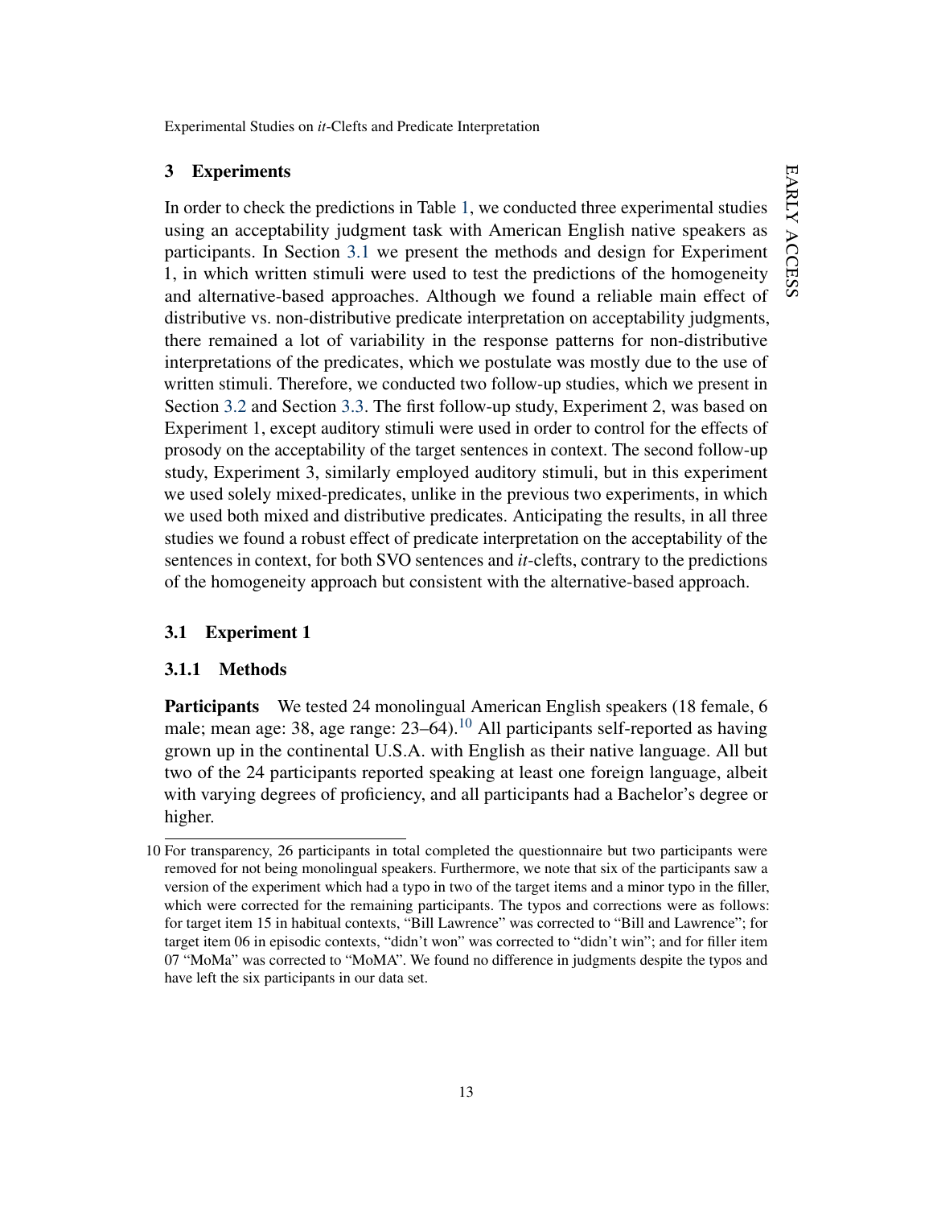## 3 Experiments

In order to check the predictions in Table 1, we conducted three experimental studies using an acceptability judgment task with American English native speakers as participants. In Section 3.1 we present the methods and design for Experiment 1, in which written stimuli were used to test the predictions of the homogeneity and alternative-based approaches. Although we found a reliable main effect of distributive vs. non-distributive predicate interpretation on acceptability judgments, there remained a lot of variability in the response patterns for non-distributive interpretations of the predicates, which we postulate was mostly due to the use of written stimuli. Therefore, we conducted two follow-up studies, which we present in Section 3.2 and Section 3.3. The first follow-up study, Experiment 2, was based on Experiment 1, except auditory stimuli were used in order to control for the effects of prosody on the acceptability of the target sentences in context. The second follow-up study, Experiment 3, similarly employed auditory stimuli, but in this experiment we used solely mixed-predicates, unlike in the previous two experiments, in which we used both mixed and distributive predicates. Anticipating the results, in all three studies we found a robust effect of predicate interpretation on the acceptability of the sentences in context, for both SVO sentences and *it*-clefts, contrary to the predictions of the homogeneity approach but consistent with the alternative-based approach.

### 3.1 Experiment 1

#### 3.1.1 Methods

**Participants** We tested 24 monolingual American English speakers (18 female, 6 male; mean age: 38, age range: 23–64).[10] All participants self-reported as having grown up in the continental U.S.A. with English as their native language. All but two of the 24 participants reported speaking at least one foreign language, albeit with varying degrees of proficiency, and all participants had a Bachelor's degree or higher.

10 For transparency, 26 participants in total completed the questionnaire but two participants were removed for not being monolingual speakers. Furthermore, we note that six of the participants saw a version of the experiment which had a typo in two of the target items and a minor typo in the filler, which were corrected for the remaining participants. The typos and corrections were as follows: for target item 15 in habitual contexts, "Bill Lawrence" was corrected to "Bill and Lawrence"; for target item 06 in episodic contexts, "didn't won" was corrected to "didn't win"; and for filler item 07 "MoMa" was corrected to "MoMA". We found no difference in judgments despite the typos and have left the six participants in our data set.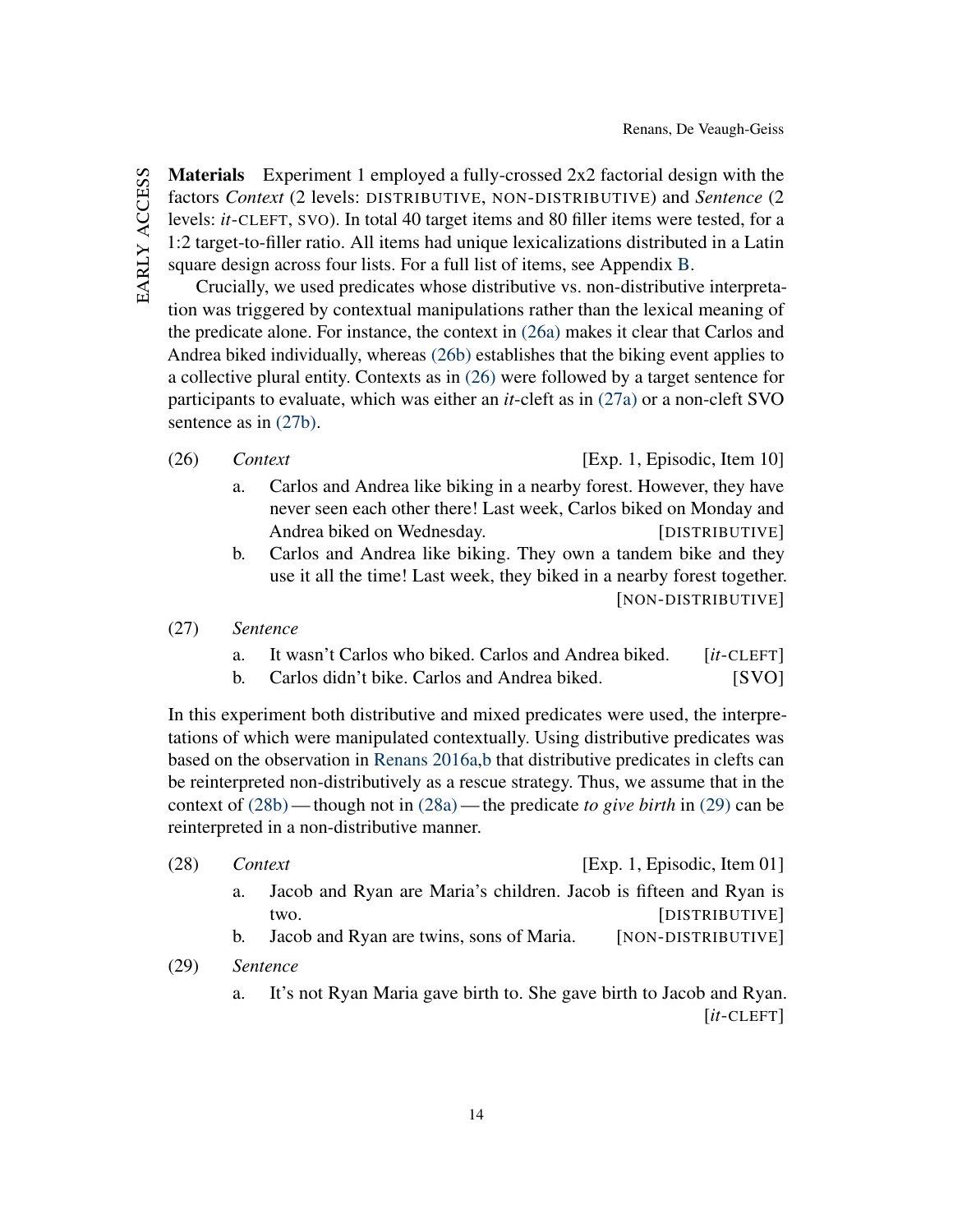**Materials** Experiment 1 employed a fully-crossed 2x2 factorial design with the factors *Context* (2 levels: DISTRIBUTIVE, NON-DISTRIBUTIVE) and *Sentence* (2 levels: *it*-CLEFT, SVO). In total 40 target items and 80 filler items were tested, for a 1:2 target-to-filler ratio. All items had unique lexicalizations distributed in a Latin square design across four lists. For a full list of items, see Appendix B.

Crucially, we used predicates whose distributive vs. non-distributive interpretation was triggered by contextual manipulations rather than the lexical meaning of the predicate alone. For instance, the context in (26a) makes it clear that Carlos and Andrea biked individually, whereas (26b) establishes that the biking event applies to a collective plural entity. Contexts as in (26) were followed by a target sentence for participants to evaluate, which was either an *it*-cleft as in (27a) or a non-cleft SVO sentence as in (27b).

(26) *Context* [Exp. 1, Episodic, Item 10]

a. Carlos and Andrea like biking in a nearby forest. However, they have never seen each other there! Last week, Carlos biked on Monday and Andrea biked on Wednesday. [DISTRIBUTIVE]

b. Carlos and Andrea like biking. They own a tandem bike and they use it all the time! Last week, they biked in a nearby forest together. [NON-DISTRIBUTIVE]

(27) *Sentence*

a. It wasn't Carlos who biked. Carlos and Andrea biked. [*it*-CLEFT]

b. Carlos didn't bike. Carlos and Andrea biked. [SVO]

In this experiment both distributive and mixed predicates were used, the interpretations of which were manipulated contextually. Using distributive predicates was based on the observation in Renans 2016a,b that distributive predicates in clefts can be reinterpreted non-distributively as a rescue strategy. Thus, we assume that in the context of (28b) — though not in (28a) — the predicate *to give birth* in (29) can be reinterpreted in a non-distributive manner.

(28) *Context* [Exp. 1, Episodic, Item 01]

a. Jacob and Ryan are Maria's children. Jacob is fifteen and Ryan is two. [DISTRIBUTIVE]

b. Jacob and Ryan are twins, sons of Maria. [NON-DISTRIBUTIVE]

(29) *Sentence*

a. It's not Ryan Maria gave birth to. She gave birth to Jacob and Ryan. [*it*-CLEFT]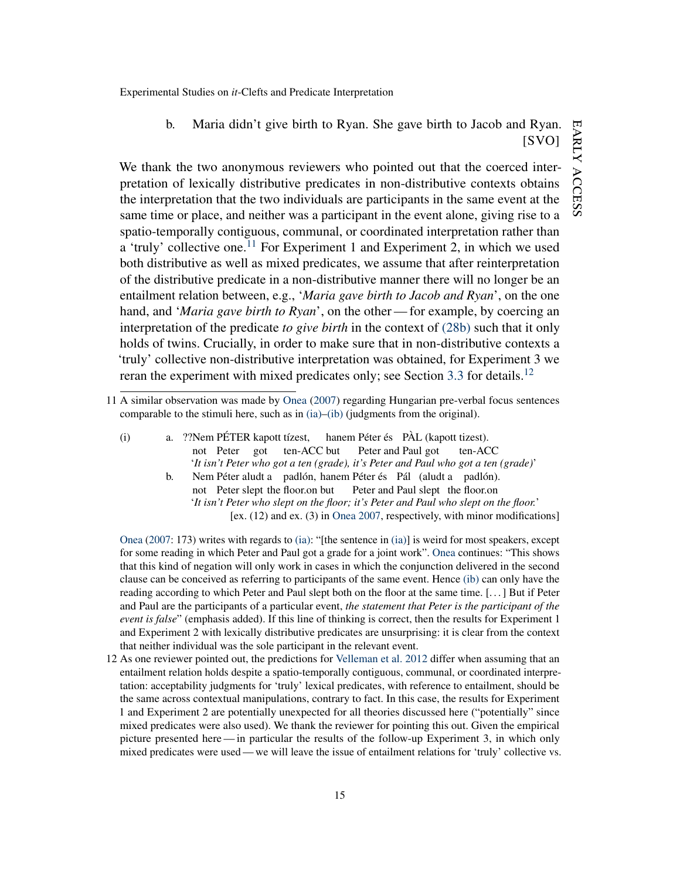b. Maria didn't give birth to Ryan. She gave birth to Jacob and Ryan. [SVO]

We thank the two anonymous reviewers who pointed out that the coerced interpretation of lexically distributive predicates in non-distributive contexts obtains the interpretation that the two individuals are participants in the same event at the same time or place, and neither was a participant in the event alone, giving rise to a spatio-temporally contiguous, communal, or coordinated interpretation rather than a 'truly' collective one.[11] For Experiment 1 and Experiment 2, in which we used both distributive as well as mixed predicates, we assume that after reinterpretation of the distributive predicate in a non-distributive manner there will no longer be an entailment relation between, e.g., '*Maria gave birth to Jacob and Ryan*', on the one hand, and '*Maria gave birth to Ryan*', on the other — for example, by coercing an interpretation of the predicate *to give birth* in the context of (28b) such that it only holds of twins. Crucially, in order to make sure that in non-distributive contexts a 'truly' collective non-distributive interpretation was obtained, for Experiment 3 we reran the experiment with mixed predicates only; see Section 3.3 for details.[12]

---

11 A similar observation was made by Onea (2007) regarding Hungarian pre-verbal focus sentences comparable to the stimuli here, such as in (ia)–(ib) (judgments from the original).

(i) a. ??Nem PÉTER kapott tízest, hanem Péter és PÀL (kapott tizest).
not Peter got ten-ACC but Peter and Paul got ten-ACC
'*It isn't Peter who got a ten (grade), it's Peter and Paul who got a ten (grade)*'

b. Nem Péter aludt a padlón, hanem Péter és Pál (aludt a padlón).
not Peter slept the floor.on but Peter and Paul slept the floor.on
'*It isn't Peter who slept on the floor; it's Peter and Paul who slept on the floor.*'
[ex. (12) and ex. (3) in Onea 2007, respectively, with minor modifications]

Onea (2007: 173) writes with regards to (ia): "[the sentence in (ia)] is weird for most speakers, except for some reading in which Peter and Paul got a grade for a joint work". Onea continues: "This shows that this kind of negation will only work in cases in which the conjunction delivered in the second clause can be conceived as referring to participants of the same event. Hence (ib) can only have the reading according to which Peter and Paul slept both on the floor at the same time. [...] But if Peter and Paul are the participants of a particular event, *the statement that Peter is the participant of the event is false*" (emphasis added). If this line of thinking is correct, then the results for Experiment 1 and Experiment 2 with lexically distributive predicates are unsurprising: it is clear from the context that neither individual was the sole participant in the relevant event.

12 As one reviewer pointed out, the predictions for Velleman et al. 2012 differ when assuming that an entailment relation holds despite a spatio-temporally contiguous, communal, or coordinated interpretation: acceptability judgments for 'truly' lexical predicates, with reference to entailment, should be the same across contextual manipulations, contrary to fact. In this case, the results for Experiment 1 and Experiment 2 are potentially unexpected for all theories discussed here ("potentially" since mixed predicates were also used). We thank the reviewer for pointing this out. Given the empirical picture presented here — in particular the results of the follow-up Experiment 3, in which only mixed predicates were used — we will leave the issue of entailment relations for 'truly' collective vs.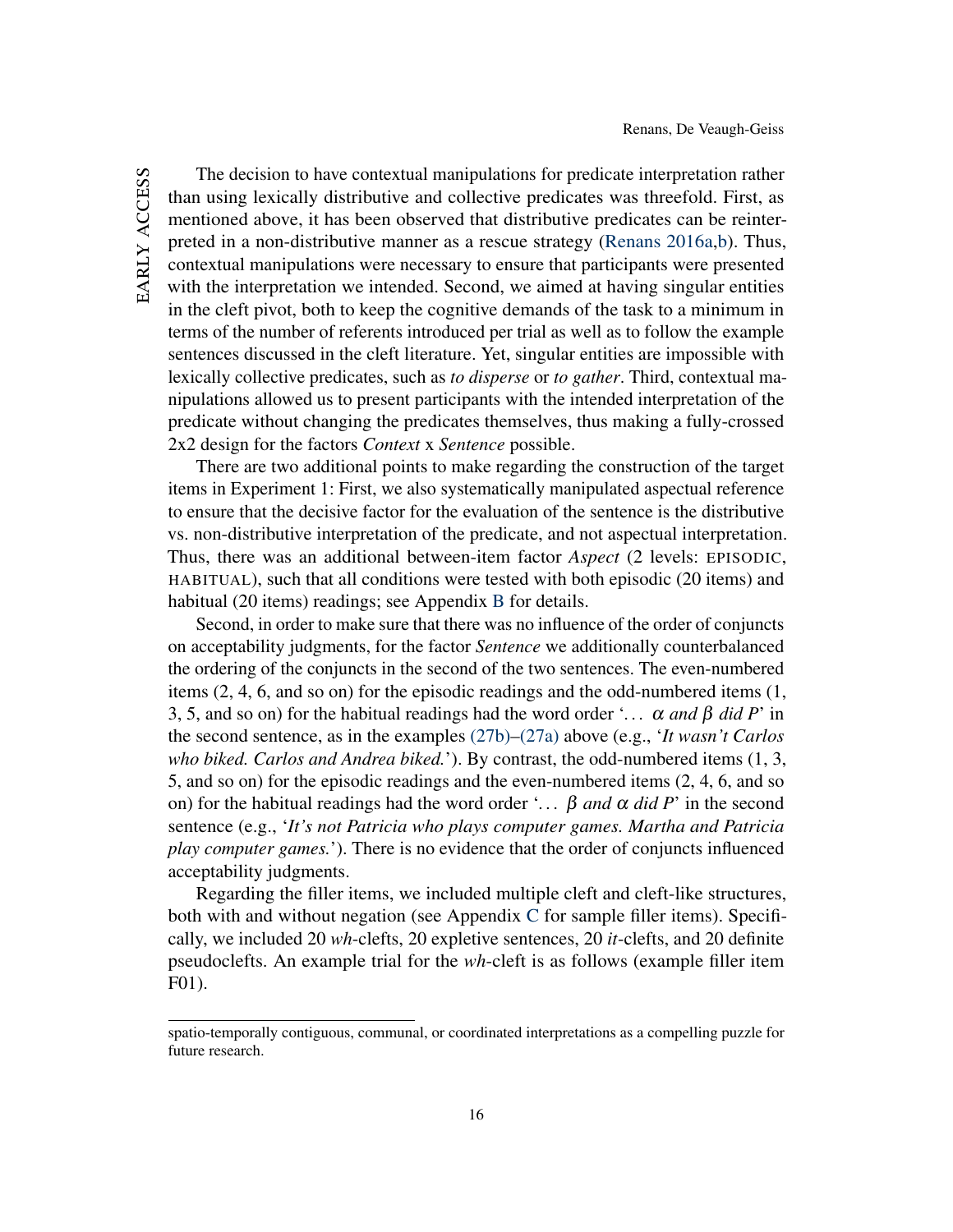The decision to have contextual manipulations for predicate interpretation rather than using lexically distributive and collective predicates was threefold. First, as mentioned above, it has been observed that distributive predicates can be reinterpreted in a non-distributive manner as a rescue strategy (Renans 2016a,b). Thus, contextual manipulations were necessary to ensure that participants were presented with the interpretation we intended. Second, we aimed at having singular entities in the cleft pivot, both to keep the cognitive demands of the task to a minimum in terms of the number of referents introduced per trial as well as to follow the example sentences discussed in the cleft literature. Yet, singular entities are impossible with lexically collective predicates, such as *to disperse* or *to gather*. Third, contextual manipulations allowed us to present participants with the intended interpretation of the predicate without changing the predicates themselves, thus making a fully-crossed 2x2 design for the factors *Context* x *Sentence* possible.

There are two additional points to make regarding the construction of the target items in Experiment 1: First, we also systematically manipulated aspectual reference to ensure that the decisive factor for the evaluation of the sentence is the distributive vs. non-distributive interpretation of the predicate, and not aspectual interpretation. Thus, there was an additional between-item factor *Aspect* (2 levels: EPISODIC, HABITUAL), such that all conditions were tested with both episodic (20 items) and habitual (20 items) readings; see Appendix B for details.

Second, in order to make sure that there was no influence of the order of conjuncts on acceptability judgments, for the factor *Sentence* we additionally counterbalanced the ordering of the conjuncts in the second of the two sentences. The even-numbered items (2, 4, 6, and so on) for the episodic readings and the odd-numbered items (1, 3, 5, and so on) for the habitual readings had the word order '… $\alpha$ *and* $\beta$ *did P*' in the second sentence, as in the examples (27b)–(27a) above (e.g., '*It wasn't Carlos who biked. Carlos and Andrea biked.*'). By contrast, the odd-numbered items (1, 3, 5, and so on) for the episodic readings and the even-numbered items (2, 4, 6, and so on) for the habitual readings had the word order '… $\beta$ *and* $\alpha$ *did P*' in the second sentence (e.g., '*It's not Patricia who plays computer games. Martha and Patricia play computer games.*'). There is no evidence that the order of conjuncts influenced acceptability judgments.

Regarding the filler items, we included multiple cleft and cleft-like structures, both with and without negation (see Appendix C for sample filler items). Specifically, we included 20 *wh*-clefts, 20 expletive sentences, 20 *it*-clefts, and 20 definite pseudoclefts. An example trial for the *wh*-cleft is as follows (example filler item F01).

---

spatio-temporally contiguous, communal, or coordinated interpretations as a compelling puzzle for future research.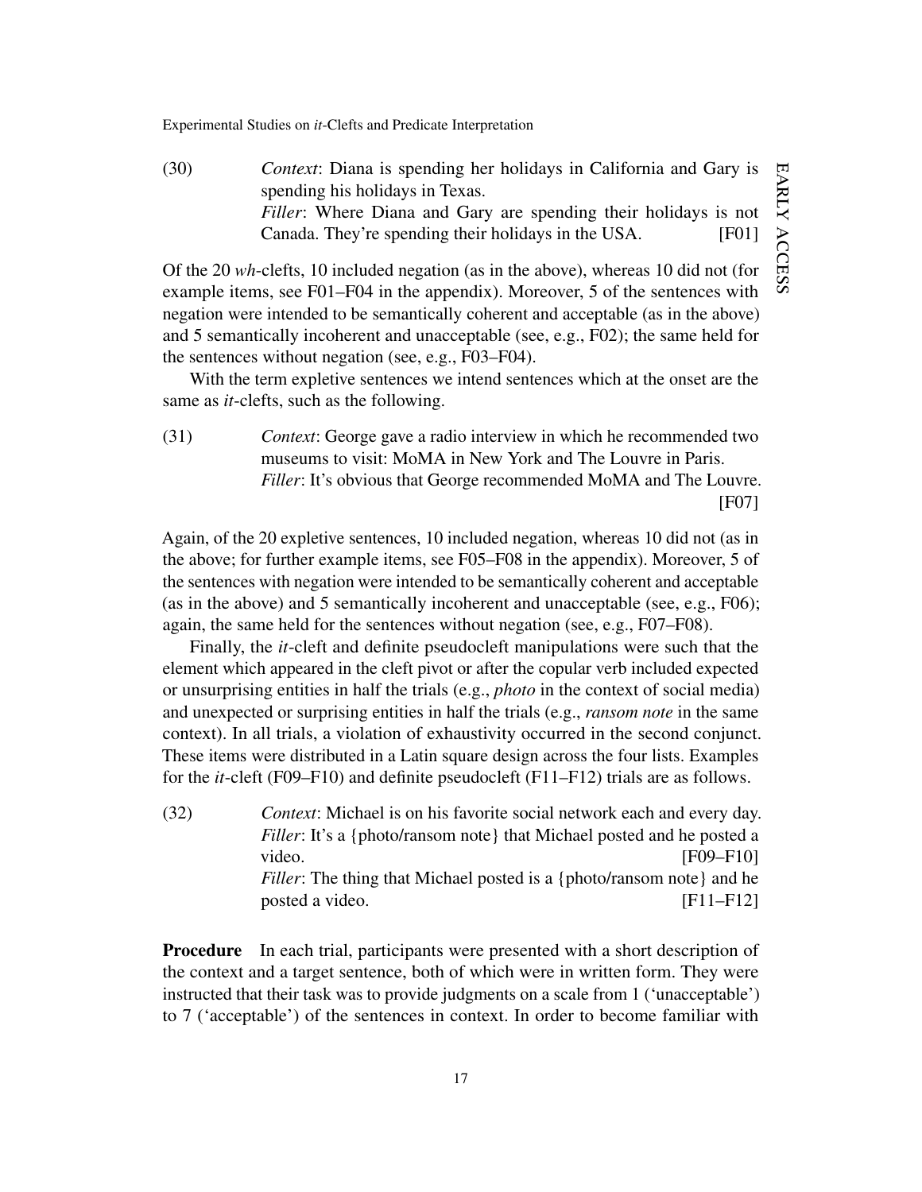(30) *Context*: Diana is spending her holidays in California and Gary is spending his holidays in Texas.
*Filler*: Where Diana and Gary are spending their holidays is not Canada. They're spending their holidays in the USA. [F01]

Of the 20 *wh*-clefts, 10 included negation (as in the above), whereas 10 did not (for example items, see F01–F04 in the appendix). Moreover, 5 of the sentences with negation were intended to be semantically coherent and acceptable (as in the above) and 5 semantically incoherent and unacceptable (see, e.g., F02); the same held for the sentences without negation (see, e.g., F03–F04).

With the term expletive sentences we intend sentences which at the onset are the same as *it*-clefts, such as the following.

(31) *Context*: George gave a radio interview in which he recommended two museums to visit: MoMA in New York and The Louvre in Paris.
*Filler*: It's obvious that George recommended MoMA and The Louvre. [F07]

Again, of the 20 expletive sentences, 10 included negation, whereas 10 did not (as in the above; for further example items, see F05–F08 in the appendix). Moreover, 5 of the sentences with negation were intended to be semantically coherent and acceptable (as in the above) and 5 semantically incoherent and unacceptable (see, e.g., F06); again, the same held for the sentences without negation (see, e.g., F07–F08).

Finally, the *it*-cleft and definite pseudocleft manipulations were such that the element which appeared in the cleft pivot or after the copular verb included expected or unsurprising entities in half the trials (e.g., *photo* in the context of social media) and unexpected or surprising entities in half the trials (e.g., *ransom note* in the same context). In all trials, a violation of exhaustivity occurred in the second conjunct. These items were distributed in a Latin square design across the four lists. Examples for the *it*-cleft (F09–F10) and definite pseudocleft (F11–F12) trials are as follows.

(32) *Context*: Michael is on his favorite social network each and every day.
*Filler*: It's a {photo/ransom note} that Michael posted and he posted a video. [F09–F10]
*Filler*: The thing that Michael posted is a {photo/ransom note} and he posted a video. [F11–F12]

**Procedure** In each trial, participants were presented with a short description of the context and a target sentence, both of which were in written form. They were instructed that their task was to provide judgments on a scale from 1 ('unacceptable') to 7 ('acceptable') of the sentences in context. In order to become familiar with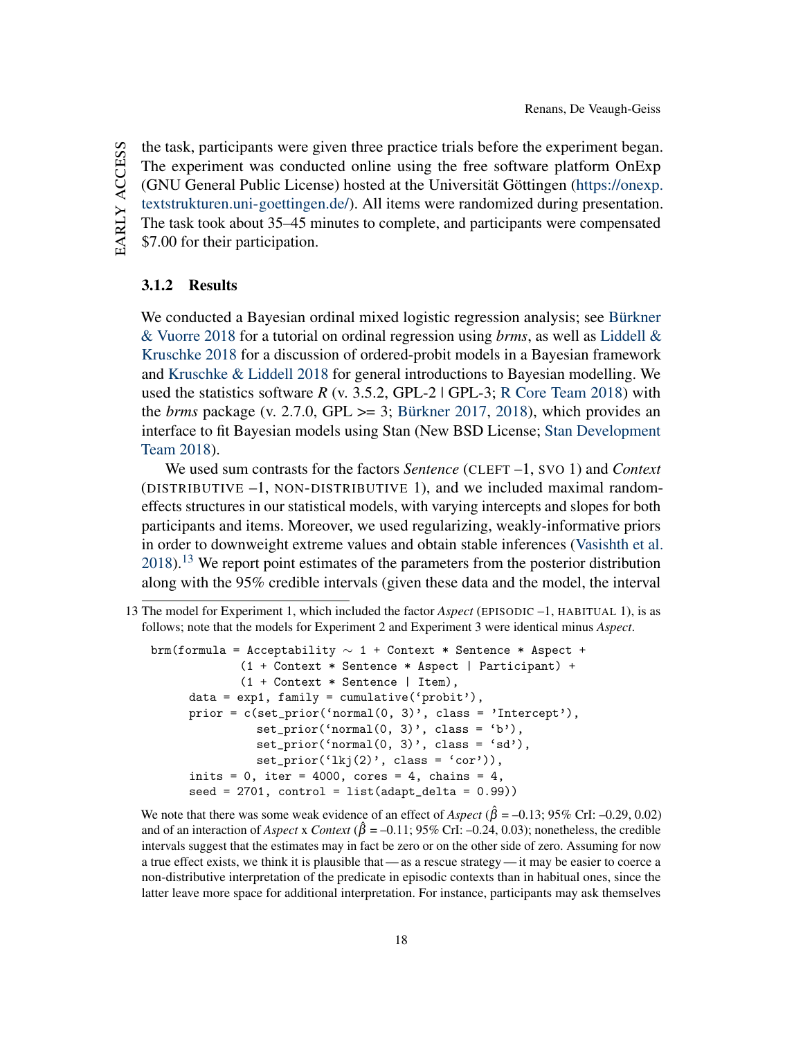the task, participants were given three practice trials before the experiment began. The experiment was conducted online using the free software platform OnExp (GNU General Public License) hosted at the Universität Göttingen (https://onexp.textstrukturen.uni-goettingen.de/). All items were randomized during presentation. The task took about 35–45 minutes to complete, and participants were compensated $7.00 for their participation.

### 3.1.2 Results

We conducted a Bayesian ordinal mixed logistic regression analysis; see Bürkner & Vuorre 2018 for a tutorial on ordinal regression using *brms*, as well as Liddell & Kruschke 2018 for a discussion of ordered-probit models in a Bayesian framework and Kruschke & Liddell 2018 for general introductions to Bayesian modelling. We used the statistics software *R* (v. 3.5.2, GPL-2 | GPL-3; R Core Team 2018) with the *brms* package (v. 2.7.0, GPL >= 3; Bürkner 2017, 2018), which provides an interface to fit Bayesian models using Stan (New BSD License; Stan Development Team 2018).

We used sum contrasts for the factors *Sentence* (CLEFT –1, SVO 1) and *Context* (DISTRIBUTIVE –1, NON-DISTRIBUTIVE 1), and we included maximal random-effects structures in our statistical models, with varying intercepts and slopes for both participants and items. Moreover, we used regularizing, weakly-informative priors in order to downweight extreme values and obtain stable inferences (Vasishth et al. 2018).[13] We report point estimates of the parameters from the posterior distribution along with the 95% credible intervals (given these data and the model, the interval

---

13 The model for Experiment 1, which included the factor *Aspect* (EPISODIC –1, HABITUAL 1), is as follows; note that the models for Experiment 2 and Experiment 3 were identical minus *Aspect*.

```
brm(formula = Acceptability ~ 1 + Context * Sentence * Aspect +
            (1 + Context * Sentence * Aspect | Participant) +
            (1 + Context * Sentence | Item),
      data = exp1, family = cumulative('probit'),
      prior = c(set_prior('normal(0, 3)', class = 'Intercept'),
                set_prior('normal(0, 3)', class = 'b'),
                set_prior('normal(0, 3)', class = 'sd'),
                set_prior('lkj(2)', class = 'cor')),
      inits = 0, iter = 4000, cores = 4, chains = 4,
      seed = 2701, control = list(adapt_delta = 0.99))
```

We note that there was some weak evidence of an effect of *Aspect* ($\hat{\beta}$ = –0.13; 95% CrI: –0.29, 0.02) and of an interaction of *Aspect* x *Context* ($\hat{\beta}$ = –0.11; 95% CrI: –0.24, 0.03); nonetheless, the credible intervals suggest that the estimates may in fact be zero or on the other side of zero. Assuming for now a true effect exists, we think it is plausible that — as a rescue strategy — it may be easier to coerce a non-distributive interpretation of the predicate in episodic contexts than in habitual ones, since the latter leave more space for additional interpretation. For instance, participants may ask themselves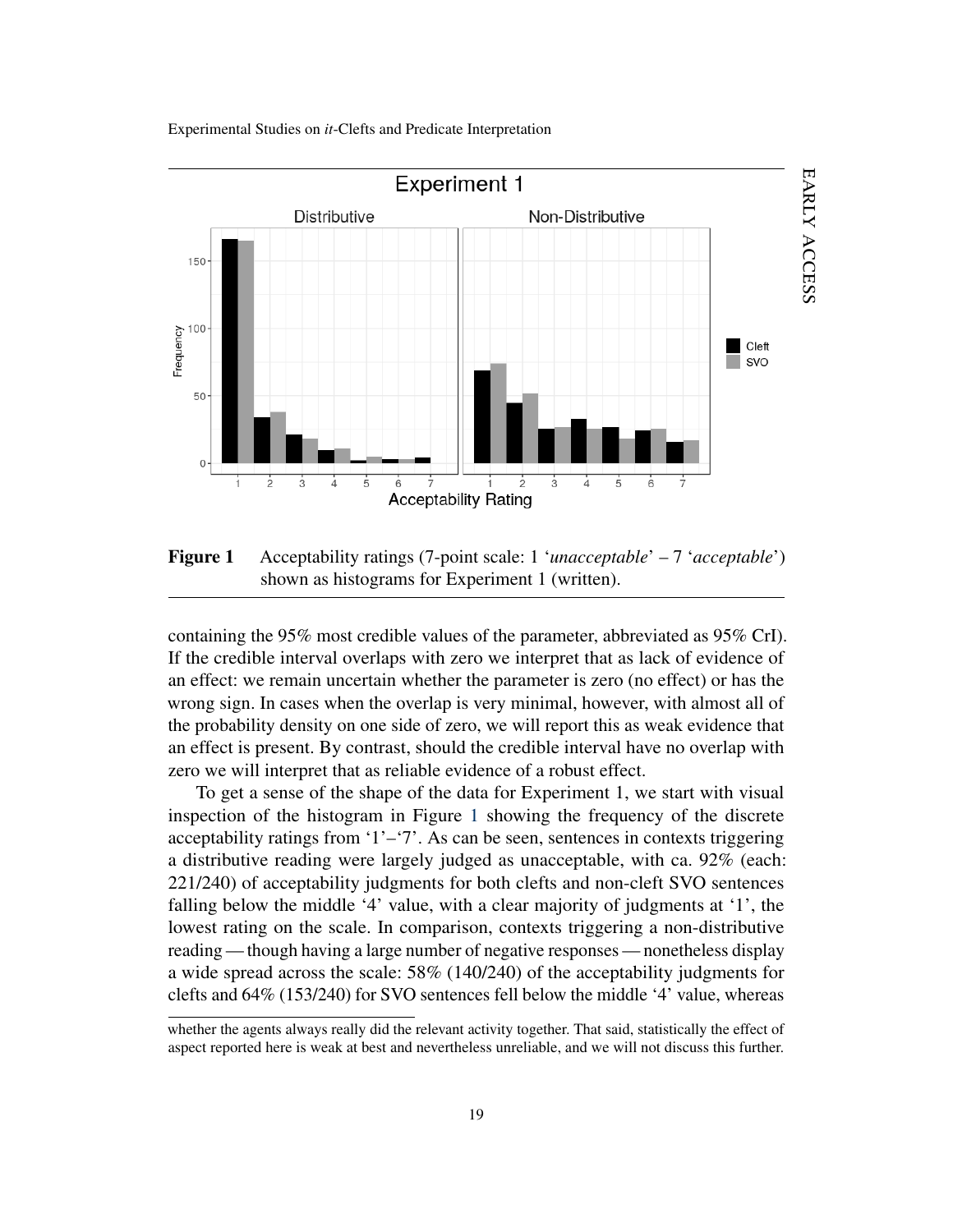**Figure 1** Acceptability ratings (7-point scale: 1 '*unacceptable*' – 7 '*acceptable*') shown as histograms for Experiment 1 (written).

containing the 95% most credible values of the parameter, abbreviated as 95% CrI). If the credible interval overlaps with zero we interpret that as lack of evidence of an effect: we remain uncertain whether the parameter is zero (no effect) or has the wrong sign. In cases when the overlap is very minimal, however, with almost all of the probability density on one side of zero, we will report this as weak evidence that an effect is present. By contrast, should the credible interval have no overlap with zero we will interpret that as reliable evidence of a robust effect.

To get a sense of the shape of the data for Experiment 1, we start with visual inspection of the histogram in Figure 1 showing the frequency of the discrete acceptability ratings from '1'–'7'. As can be seen, sentences in contexts triggering a distributive reading were largely judged as unacceptable, with ca. 92% (each: 221/240) of acceptability judgments for both clefts and non-cleft SVO sentences falling below the middle '4' value, with a clear majority of judgments at '1', the lowest rating on the scale. In comparison, contexts triggering a non-distributive reading — though having a large number of negative responses — nonetheless display a wide spread across the scale: 58% (140/240) of the acceptability judgments for clefts and 64% (153/240) for SVO sentences fell below the middle '4' value, whereas

whether the agents always really did the relevant activity together. That said, statistically the effect of aspect reported here is weak at best and nevertheless unreliable, and we will not discuss this further.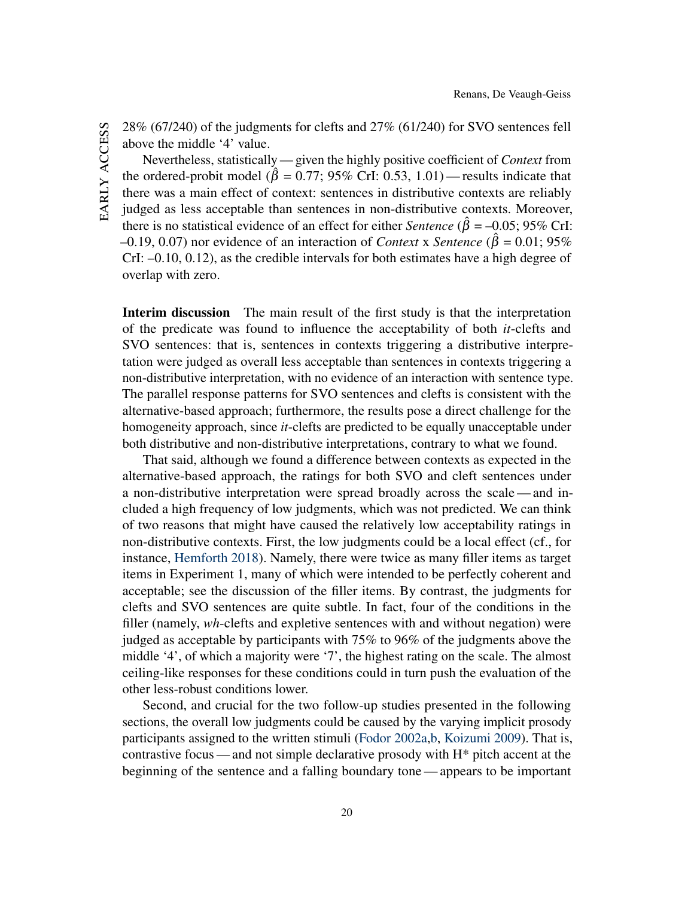28% (67/240) of the judgments for clefts and 27% (61/240) for SVO sentences fell above the middle '4' value.

Nevertheless, statistically — given the highly positive coefficient of *Context* from the ordered-probit model ($\hat{\beta}$ = 0.77; 95% CrI: 0.53, 1.01) — results indicate that there was a main effect of context: sentences in distributive contexts are reliably judged as less acceptable than sentences in non-distributive contexts. Moreover, there is no statistical evidence of an effect for either *Sentence* ($\hat{\beta}$ = –0.05; 95% CrI: –0.19, 0.07) nor evidence of an interaction of *Context* x *Sentence* ($\hat{\beta}$ = 0.01; 95% CrI: –0.10, 0.12), as the credible intervals for both estimates have a high degree of overlap with zero.

**Interim discussion** The main result of the first study is that the interpretation of the predicate was found to influence the acceptability of both *it*-clefts and SVO sentences: that is, sentences in contexts triggering a distributive interpretation were judged as overall less acceptable than sentences in contexts triggering a non-distributive interpretation, with no evidence of an interaction with sentence type. The parallel response patterns for SVO sentences and clefts is consistent with the alternative-based approach; furthermore, the results pose a direct challenge for the homogeneity approach, since *it*-clefts are predicted to be equally unacceptable under both distributive and non-distributive interpretations, contrary to what we found.

That said, although we found a difference between contexts as expected in the alternative-based approach, the ratings for both SVO and cleft sentences under a non-distributive interpretation were spread broadly across the scale — and included a high frequency of low judgments, which was not predicted. We can think of two reasons that might have caused the relatively low acceptability ratings in non-distributive contexts. First, the low judgments could be a local effect (cf., for instance, Hemforth 2018). Namely, there were twice as many filler items as target items in Experiment 1, many of which were intended to be perfectly coherent and acceptable; see the discussion of the filler items. By contrast, the judgments for clefts and SVO sentences are quite subtle. In fact, four of the conditions in the filler (namely, *wh*-clefts and expletive sentences with and without negation) were judged as acceptable by participants with 75% to 96% of the judgments above the middle '4', of which a majority were '7', the highest rating on the scale. The almost ceiling-like responses for these conditions could in turn push the evaluation of the other less-robust conditions lower.

Second, and crucial for the two follow-up studies presented in the following sections, the overall low judgments could be caused by the varying implicit prosody participants assigned to the written stimuli (Fodor 2002a,b, Koizumi 2009). That is, contrastive focus — and not simple declarative prosody with H* pitch accent at the beginning of the sentence and a falling boundary tone — appears to be important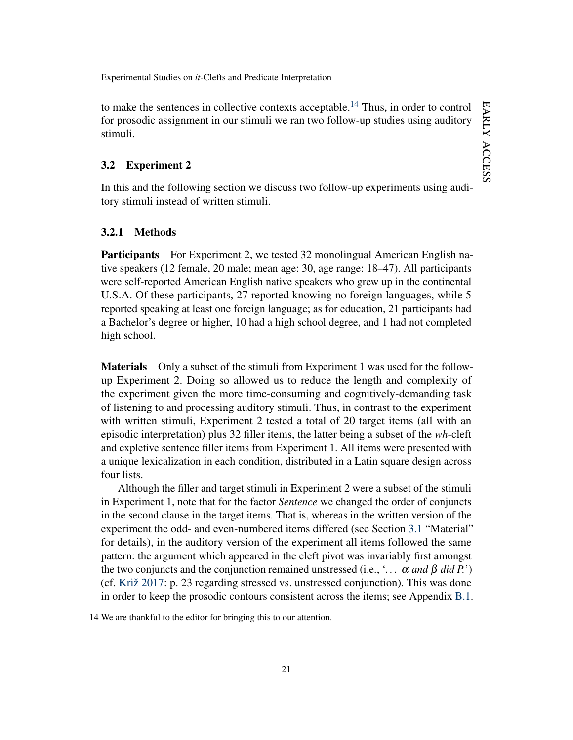to make the sentences in collective contexts acceptable.[14] Thus, in order to control for prosodic assignment in our stimuli we ran two follow-up studies using auditory stimuli.

## 3.2 Experiment 2

In this and the following section we discuss two follow-up experiments using auditory stimuli instead of written stimuli.

### 3.2.1 Methods

**Participants** For Experiment 2, we tested 32 monolingual American English native speakers (12 female, 20 male; mean age: 30, age range: 18–47). All participants were self-reported American English native speakers who grew up in the continental U.S.A. Of these participants, 27 reported knowing no foreign languages, while 5 reported speaking at least one foreign language; as for education, 21 participants had a Bachelor's degree or higher, 10 had a high school degree, and 1 had not completed high school.

**Materials** Only a subset of the stimuli from Experiment 1 was used for the follow-up Experiment 2. Doing so allowed us to reduce the length and complexity of the experiment given the more time-consuming and cognitively-demanding task of listening to and processing auditory stimuli. Thus, in contrast to the experiment with written stimuli, Experiment 2 tested a total of 20 target items (all with an episodic interpretation) plus 32 filler items, the latter being a subset of the *wh*-cleft and expletive sentence filler items from Experiment 1. All items were presented with a unique lexicalization in each condition, distributed in a Latin square design across four lists.

Although the filler and target stimuli in Experiment 2 were a subset of the stimuli in Experiment 1, note that for the factor *Sentence* we changed the order of conjuncts in the second clause in the target items. That is, whereas in the written version of the experiment the odd- and even-numbered items differed (see Section 3.1 "Material" for details), in the auditory version of the experiment all items followed the same pattern: the argument which appeared in the cleft pivot was invariably first amongst the two conjuncts and the conjunction remained unstressed (i.e., '... $\alpha$ *and* $\beta$ *did P.*') (cf. Križ 2017: p. 23 regarding stressed vs. unstressed conjunction). This was done in order to keep the prosodic contours consistent across the items; see Appendix B.1.

14 We are thankful to the editor for bringing this to our attention.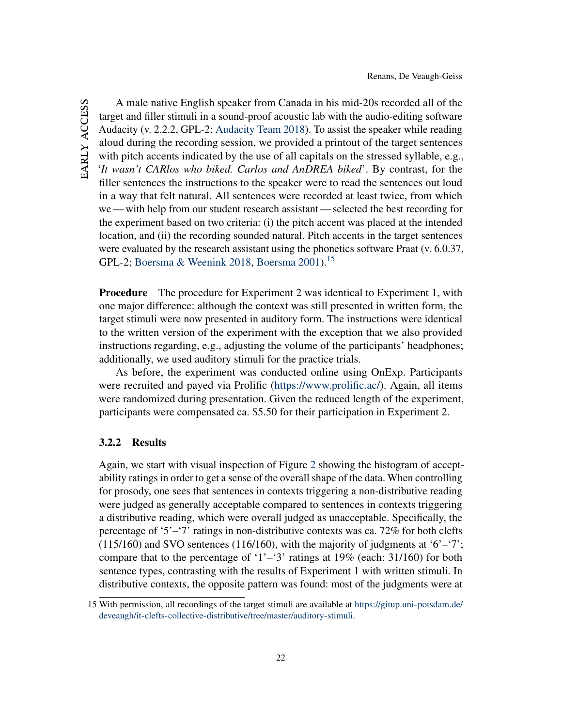A male native English speaker from Canada in his mid-20s recorded all of the target and filler stimuli in a sound-proof acoustic lab with the audio-editing software Audacity (v. 2.2.2, GPL-2; Audacity Team 2018). To assist the speaker while reading aloud during the recording session, we provided a printout of the target sentences with pitch accents indicated by the use of all capitals on the stressed syllable, e.g., '*It wasn't CARlos who biked. Carlos and AnDREA biked*'. By contrast, for the filler sentences the instructions to the speaker were to read the sentences out loud in a way that felt natural. All sentences were recorded at least twice, from which we — with help from our student research assistant — selected the best recording for the experiment based on two criteria: (i) the pitch accent was placed at the intended location, and (ii) the recording sounded natural. Pitch accents in the target sentences were evaluated by the research assistant using the phonetics software Praat (v. 6.0.37, GPL-2; Boersma & Weenink 2018, Boersma 2001).[15]

**Procedure** The procedure for Experiment 2 was identical to Experiment 1, with one major difference: although the context was still presented in written form, the target stimuli were now presented in auditory form. The instructions were identical to the written version of the experiment with the exception that we also provided instructions regarding, e.g., adjusting the volume of the participants' headphones; additionally, we used auditory stimuli for the practice trials.

As before, the experiment was conducted online using OnExp. Participants were recruited and payed via Prolific (https://www.prolific.ac/). Again, all items were randomized during presentation. Given the reduced length of the experiment, participants were compensated ca. $5.50 for their participation in Experiment 2.

### 3.2.2 Results

Again, we start with visual inspection of Figure 2 showing the histogram of acceptability ratings in order to get a sense of the overall shape of the data. When controlling for prosody, one sees that sentences in contexts triggering a non-distributive reading were judged as generally acceptable compared to sentences in contexts triggering a distributive reading, which were overall judged as unacceptable. Specifically, the percentage of '5'–'7' ratings in non-distributive contexts was ca. 72% for both clefts (115/160) and SVO sentences (116/160), with the majority of judgments at '6'–'7'; compare that to the percentage of '1'–'3' ratings at 19% (each: 31/160) for both sentence types, contrasting with the results of Experiment 1 with written stimuli. In distributive contexts, the opposite pattern was found: most of the judgments were at

[15] With permission, all recordings of the target stimuli are available at https://gitup.uni-potsdam.de/deveaugh/it-clefts-collective-distributive/tree/master/auditory-stimuli.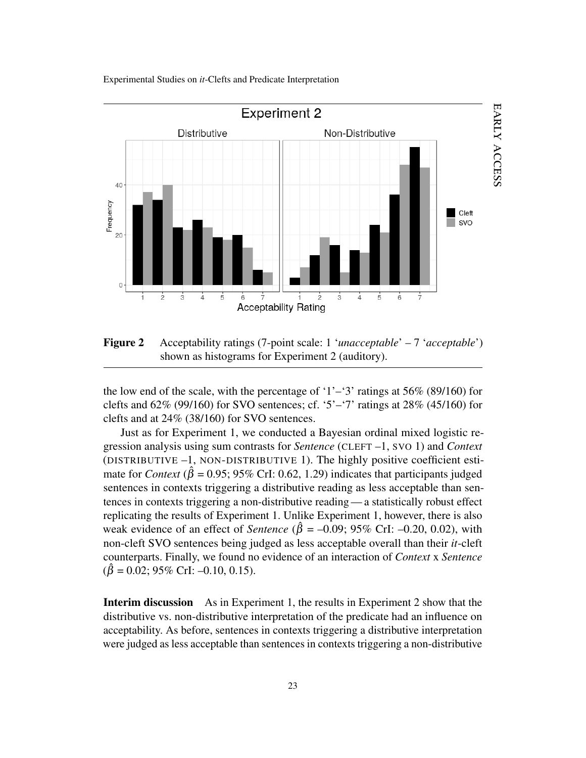**Figure 2** Acceptability ratings (7-point scale: 1 '*unacceptable*' – 7 '*acceptable*') shown as histograms for Experiment 2 (auditory).

the low end of the scale, with the percentage of '1'–'3' ratings at 56% (89/160) for clefts and 62% (99/160) for SVO sentences; cf. '5'–'7' ratings at 28% (45/160) for clefts and at 24% (38/160) for SVO sentences.

Just as for Experiment 1, we conducted a Bayesian ordinal mixed logistic regression analysis using sum contrasts for *Sentence* (CLEFT –1, SVO 1) and *Context* (DISTRIBUTIVE –1, NON-DISTRIBUTIVE 1). The highly positive coefficient estimate for *Context* ($\hat{\beta}$ = 0.95; 95% CrI: 0.62, 1.29) indicates that participants judged sentences in contexts triggering a distributive reading as less acceptable than sentences in contexts triggering a non-distributive reading — a statistically robust effect replicating the results of Experiment 1. Unlike Experiment 1, however, there is also weak evidence of an effect of *Sentence* ($\hat{\beta}$ = –0.09; 95% CrI: –0.20, 0.02), with non-cleft SVO sentences being judged as less acceptable overall than their *it*-cleft counterparts. Finally, we found no evidence of an interaction of *Context* x *Sentence* ($\hat{\beta}$ = 0.02; 95% CrI: –0.10, 0.15).

**Interim discussion** As in Experiment 1, the results in Experiment 2 show that the distributive vs. non-distributive interpretation of the predicate had an influence on acceptability. As before, sentences in contexts triggering a distributive interpretation were judged as less acceptable than sentences in contexts triggering a non-distributive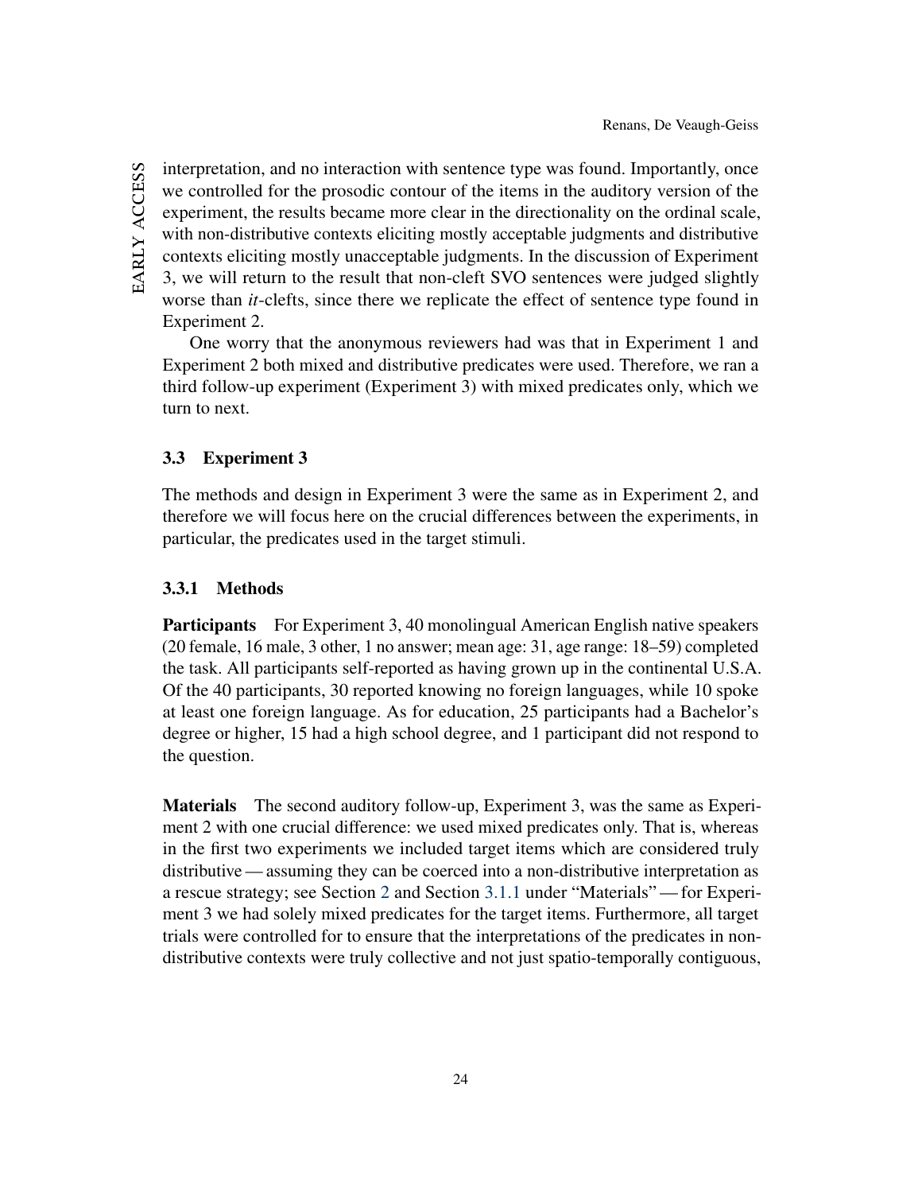interpretation, and no interaction with sentence type was found. Importantly, once we controlled for the prosodic contour of the items in the auditory version of the experiment, the results became more clear in the directionality on the ordinal scale, with non-distributive contexts eliciting mostly acceptable judgments and distributive contexts eliciting mostly unacceptable judgments. In the discussion of Experiment 3, we will return to the result that non-cleft SVO sentences were judged slightly worse than *it*-clefts, since there we replicate the effect of sentence type found in Experiment 2.

One worry that the anonymous reviewers had was that in Experiment 1 and Experiment 2 both mixed and distributive predicates were used. Therefore, we ran a third follow-up experiment (Experiment 3) with mixed predicates only, which we turn to next.

### 3.3 Experiment 3

The methods and design in Experiment 3 were the same as in Experiment 2, and therefore we will focus here on the crucial differences between the experiments, in particular, the predicates used in the target stimuli.

#### 3.3.1 Methods

**Participants** For Experiment 3, 40 monolingual American English native speakers (20 female, 16 male, 3 other, 1 no answer; mean age: 31, age range: 18–59) completed the task. All participants self-reported as having grown up in the continental U.S.A. Of the 40 participants, 30 reported knowing no foreign languages, while 10 spoke at least one foreign language. As for education, 25 participants had a Bachelor's degree or higher, 15 had a high school degree, and 1 participant did not respond to the question.

**Materials** The second auditory follow-up, Experiment 3, was the same as Experiment 2 with one crucial difference: we used mixed predicates only. That is, whereas in the first two experiments we included target items which are considered truly distributive — assuming they can be coerced into a non-distributive interpretation as a rescue strategy; see Section 2 and Section 3.1.1 under "Materials" — for Experiment 3 we had solely mixed predicates for the target items. Furthermore, all target trials were controlled for to ensure that the interpretations of the predicates in non-distributive contexts were truly collective and not just spatio-temporally contiguous,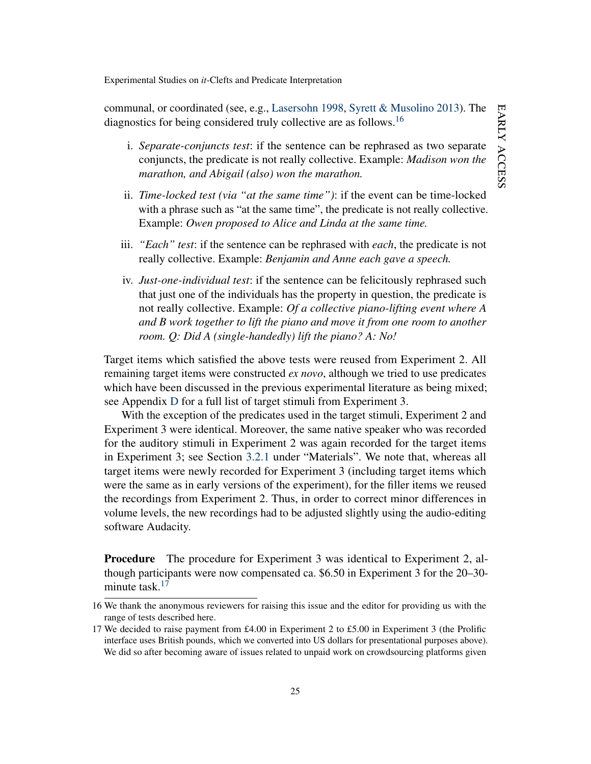communal, or coordinated (see, e.g., Lasersohn 1998, Syrett & Musolino 2013). The diagnostics for being considered truly collective are as follows.[16]

i. *Separate-conjuncts test*: if the sentence can be rephrased as two separate conjuncts, the predicate is not really collective. Example: *Madison won the marathon, and Abigail (also) won the marathon.*

ii. *Time-locked test (via "at the same time")*: if the event can be time-locked with a phrase such as "at the same time", the predicate is not really collective. Example: *Owen proposed to Alice and Linda at the same time.*

iii. *"Each" test*: if the sentence can be rephrased with *each*, the predicate is not really collective. Example: *Benjamin and Anne each gave a speech.*

iv. *Just-one-individual test*: if the sentence can be felicitously rephrased such that just one of the individuals has the property in question, the predicate is not really collective. Example: *Of a collective piano-lifting event where A and B work together to lift the piano and move it from one room to another room. Q: Did A (single-handedly) lift the piano? A: No!*

Target items which satisfied the above tests were reused from Experiment 2. All remaining target items were constructed *ex novo*, although we tried to use predicates which have been discussed in the previous experimental literature as being mixed; see Appendix D for a full list of target stimuli from Experiment 3.

With the exception of the predicates used in the target stimuli, Experiment 2 and Experiment 3 were identical. Moreover, the same native speaker who was recorded for the auditory stimuli in Experiment 2 was again recorded for the target items in Experiment 3; see Section 3.2.1 under "Materials". We note that, whereas all target items were newly recorded for Experiment 3 (including target items which were the same as in early versions of the experiment), for the filler items we reused the recordings from Experiment 2. Thus, in order to correct minor differences in volume levels, the new recordings had to be adjusted slightly using the audio-editing software Audacity.

**Procedure** The procedure for Experiment 3 was identical to Experiment 2, although participants were now compensated ca. $6.50 in Experiment 3 for the 20–30-minute task.[17]

---

16 We thank the anonymous reviewers for raising this issue and the editor for providing us with the range of tests described here.

17 We decided to raise payment from £4.00 in Experiment 2 to £5.00 in Experiment 3 (the Prolific interface uses British pounds, which we converted into US dollars for presentational purposes above). We did so after becoming aware of issues related to unpaid work on crowdsourcing platforms given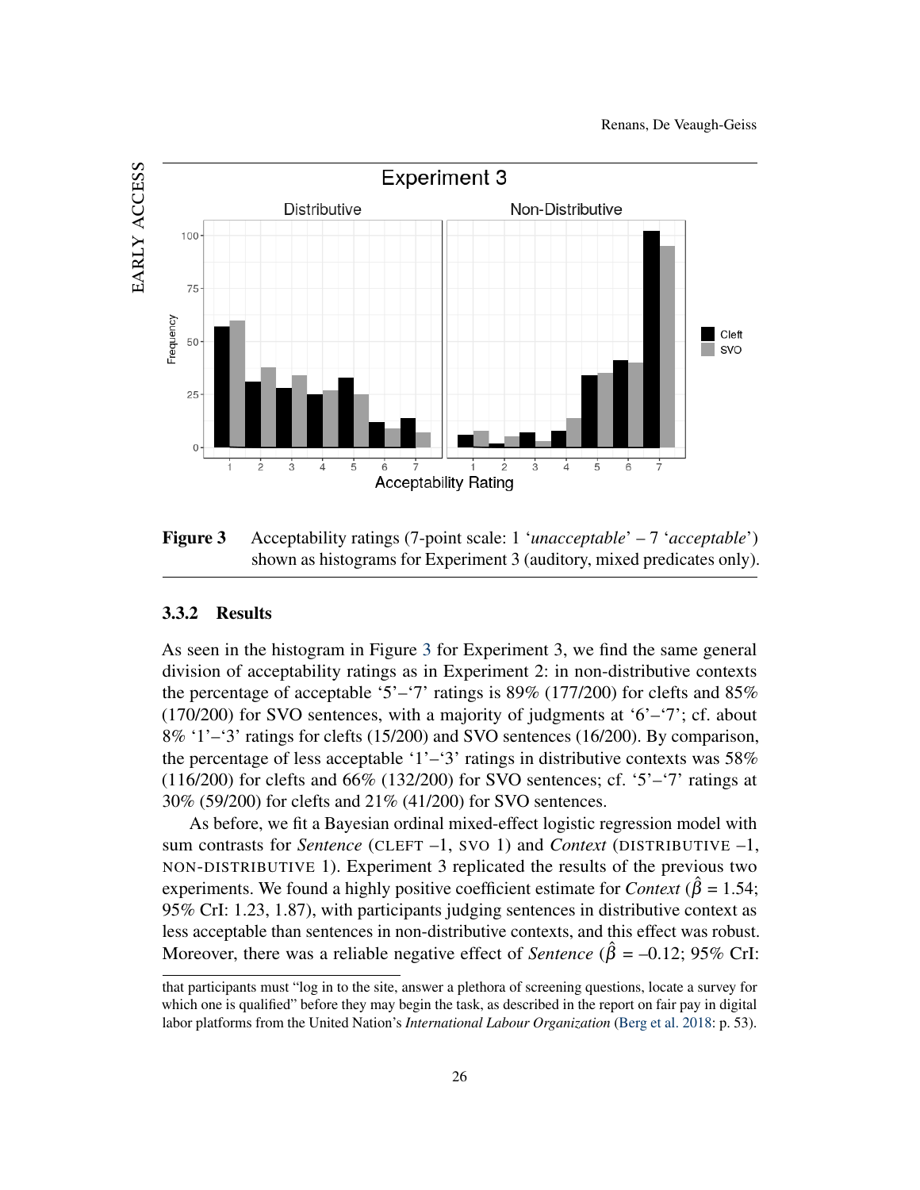**Figure 3** Acceptability ratings (7-point scale: 1 '*unacceptable*' – 7 '*acceptable*') shown as histograms for Experiment 3 (auditory, mixed predicates only).

### 3.3.2 Results

As seen in the histogram in Figure 3 for Experiment 3, we find the same general division of acceptability ratings as in Experiment 2: in non-distributive contexts the percentage of acceptable '5'–'7' ratings is 89% (177/200) for clefts and 85% (170/200) for SVO sentences, with a majority of judgments at '6'–'7'; cf. about 8% '1'–'3' ratings for clefts (15/200) and SVO sentences (16/200). By comparison, the percentage of less acceptable '1'–'3' ratings in distributive contexts was 58% (116/200) for clefts and 66% (132/200) for SVO sentences; cf. '5'–'7' ratings at 30% (59/200) for clefts and 21% (41/200) for SVO sentences.

As before, we fit a Bayesian ordinal mixed-effect logistic regression model with sum contrasts for *Sentence* (CLEFT –1, SVO 1) and *Context* (DISTRIBUTIVE –1, NON-DISTRIBUTIVE 1). Experiment 3 replicated the results of the previous two experiments. We found a highly positive coefficient estimate for *Context* ($\hat{\beta}$ = 1.54; 95% CrI: 1.23, 1.87), with participants judging sentences in distributive context as less acceptable than sentences in non-distributive contexts, and this effect was robust. Moreover, there was a reliable negative effect of *Sentence* ($\hat{\beta}$ = –0.12; 95% CrI:

that participants must "log in to the site, answer a plethora of screening questions, locate a survey for which one is qualified" before they may begin the task, as described in the report on fair pay in digital labor platforms from the United Nation's *International Labour Organization* (Berg et al. 2018: p. 53).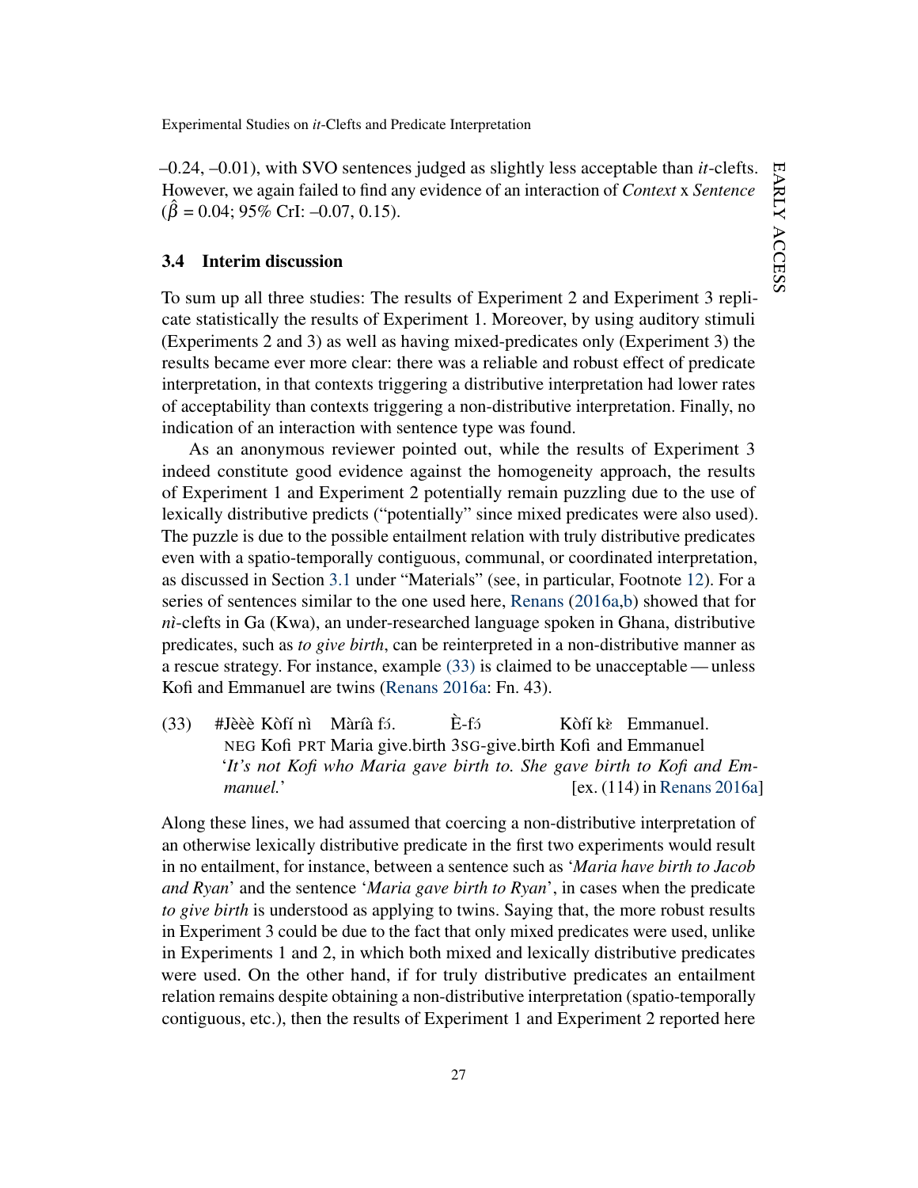–0.24, –0.01), with SVO sentences judged as slightly less acceptable than *it*-clefts. However, we again failed to find any evidence of an interaction of *Context* x *Sentence* ($\hat{\beta}$ = 0.04; 95% CrI: –0.07, 0.15).

### 3.4 Interim discussion

To sum up all three studies: The results of Experiment 2 and Experiment 3 replicate statistically the results of Experiment 1. Moreover, by using auditory stimuli (Experiments 2 and 3) as well as having mixed-predicates only (Experiment 3) the results became ever more clear: there was a reliable and robust effect of predicate interpretation, in that contexts triggering a distributive interpretation had lower rates of acceptability than contexts triggering a non-distributive interpretation. Finally, no indication of an interaction with sentence type was found.

As an anonymous reviewer pointed out, while the results of Experiment 3 indeed constitute good evidence against the homogeneity approach, the results of Experiment 1 and Experiment 2 potentially remain puzzling due to the use of lexically distributive predicts ("potentially" since mixed predicates were also used). The puzzle is due to the possible entailment relation with truly distributive predicates even with a spatio-temporally contiguous, communal, or coordinated interpretation, as discussed in Section 3.1 under "Materials" (see, in particular, Footnote 12). For a series of sentences similar to the one used here, Renans (2016a,b) showed that for *nì*-clefts in Ga (Kwa), an under-researched language spoken in Ghana, distributive predicates, such as *to give birth*, can be reinterpreted in a non-distributive manner as a rescue strategy. For instance, example (33) is claimed to be unacceptable — unless Kofi and Emmanuel are twins (Renans 2016a: Fn. 43).

(33) #Jèèè Kòfí nì Màríà fɔ́. È-fɔ́ Kòfí kɛ̀ Emmanuel.
NEG Kofi PRT Maria give.birth 3SG-give.birth Kofi and Emmanuel
'*It's not Kofi who Maria gave birth to. She gave birth to Kofi and Emmanuel.*' [ex. (114) in Renans 2016a]

Along these lines, we had assumed that coercing a non-distributive interpretation of an otherwise lexically distributive predicate in the first two experiments would result in no entailment, for instance, between a sentence such as '*Maria have birth to Jacob and Ryan*' and the sentence '*Maria gave birth to Ryan*', in cases when the predicate *to give birth* is understood as applying to twins. Saying that, the more robust results in Experiment 3 could be due to the fact that only mixed predicates were used, unlike in Experiments 1 and 2, in which both mixed and lexically distributive predicates were used. On the other hand, if for truly distributive predicates an entailment relation remains despite obtaining a non-distributive interpretation (spatio-temporally contiguous, etc.), then the results of Experiment 1 and Experiment 2 reported here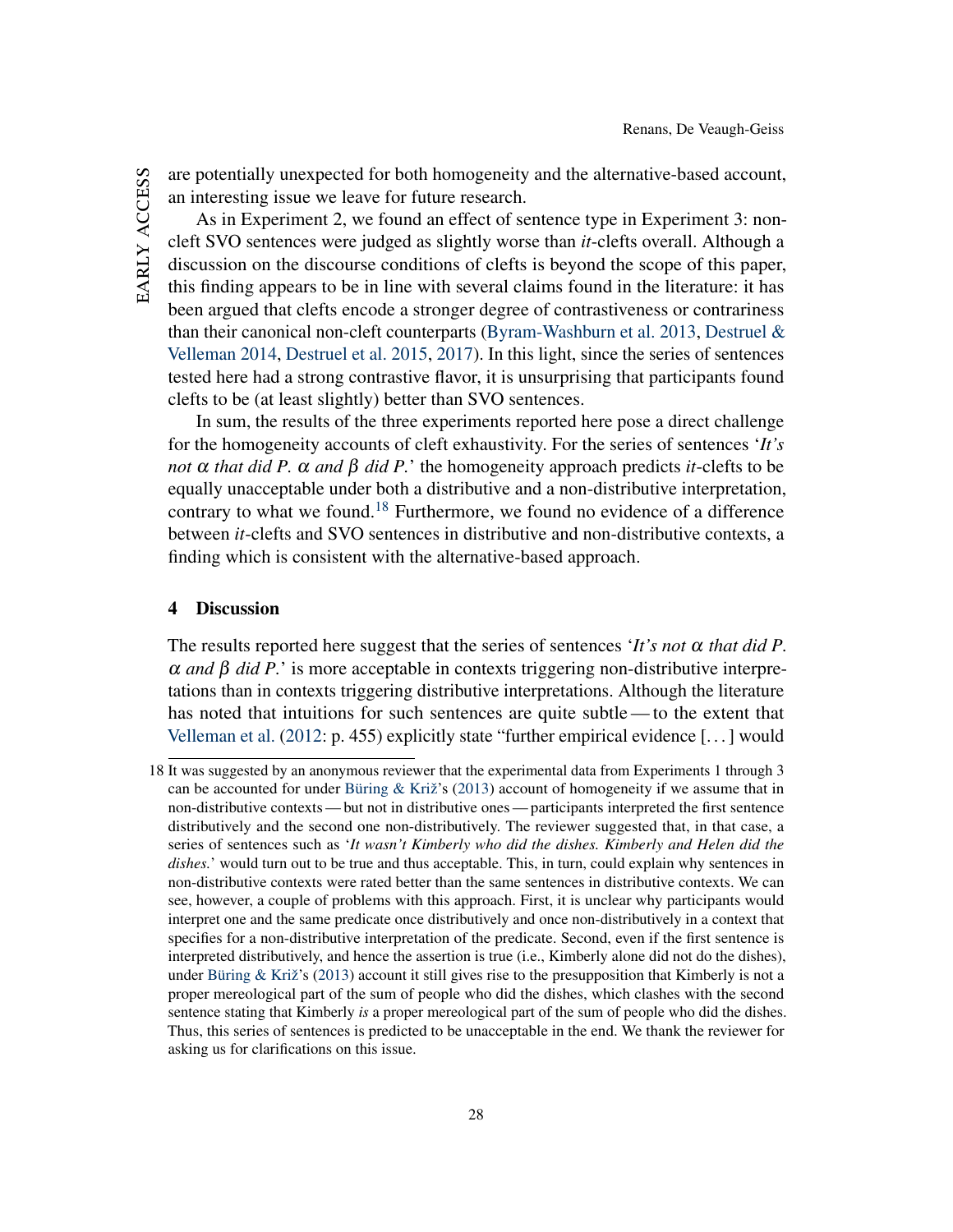are potentially unexpected for both homogeneity and the alternative-based account, an interesting issue we leave for future research.

As in Experiment 2, we found an effect of sentence type in Experiment 3: non-cleft SVO sentences were judged as slightly worse than *it*-clefts overall. Although a discussion on the discourse conditions of clefts is beyond the scope of this paper, this finding appears to be in line with several claims found in the literature: it has been argued that clefts encode a stronger degree of contrastiveness or contrariness than their canonical non-cleft counterparts (Byram-Washburn et al. 2013, Destruel & Velleman 2014, Destruel et al. 2015, 2017). In this light, since the series of sentences tested here had a strong contrastive flavor, it is unsurprising that participants found clefts to be (at least slightly) better than SVO sentences.

In sum, the results of the three experiments reported here pose a direct challenge for the homogeneity accounts of cleft exhaustivity. For the series of sentences '*It's not* $\alpha$ *that did P.* $\alpha$ *and* $\beta$ *did P.*' the homogeneity approach predicts *it*-clefts to be equally unacceptable under both a distributive and a non-distributive interpretation, contrary to what we found.[18] Furthermore, we found no evidence of a difference between *it*-clefts and SVO sentences in distributive and non-distributive contexts, a finding which is consistent with the alternative-based approach.

## 4 Discussion

The results reported here suggest that the series of sentences '*It's not* $\alpha$ *that did P.* $\alpha$ *and* $\beta$ *did P.*' is more acceptable in contexts triggering non-distributive interpretations than in contexts triggering distributive interpretations. Although the literature has noted that intuitions for such sentences are quite subtle — to the extent that Velleman et al. (2012: p. 455) explicitly state "further empirical evidence [. . . ] would

18 It was suggested by an anonymous reviewer that the experimental data from Experiments 1 through 3 can be accounted for under Büring & Križ's (2013) account of homogeneity if we assume that in non-distributive contexts — but not in distributive ones — participants interpreted the first sentence distributively and the second one non-distributively. The reviewer suggested that, in that case, a series of sentences such as '*It wasn't Kimberly who did the dishes. Kimberly and Helen did the dishes.*' would turn out to be true and thus acceptable. This, in turn, could explain why sentences in non-distributive contexts were rated better than the same sentences in distributive contexts. We can see, however, a couple of problems with this approach. First, it is unclear why participants would interpret one and the same predicate once distributively and once non-distributively in a context that specifies for a non-distributive interpretation of the predicate. Second, even if the first sentence is interpreted distributively, and hence the assertion is true (i.e., Kimberly alone did not do the dishes), under Büring & Križ's (2013) account it still gives rise to the presupposition that Kimberly is not a proper mereological part of the sum of people who did the dishes, which clashes with the second sentence stating that Kimberly *is* a proper mereological part of the sum of people who did the dishes. Thus, this series of sentences is predicted to be unacceptable in the end. We thank the reviewer for asking us for clarifications on this issue.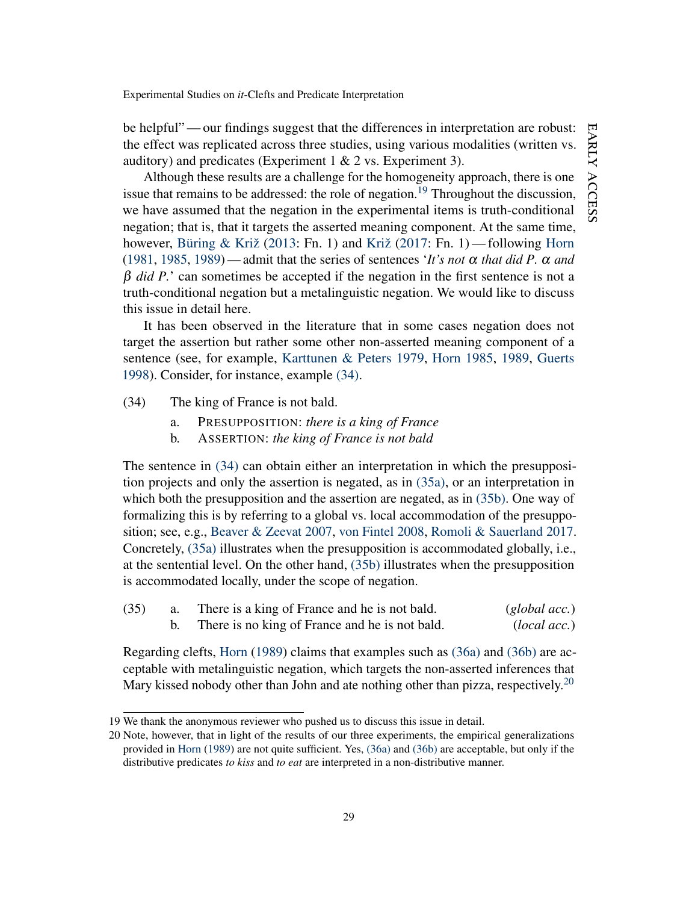be helpful" — our findings suggest that the differences in interpretation are robust: the effect was replicated across three studies, using various modalities (written vs. auditory) and predicates (Experiment 1 & 2 vs. Experiment 3).

Although these results are a challenge for the homogeneity approach, there is one issue that remains to be addressed: the role of negation.[19] Throughout the discussion, we have assumed that the negation in the experimental items is truth-conditional negation; that is, that it targets the asserted meaning component. At the same time, however, Büring & Križ (2013: Fn. 1) and Križ (2017: Fn. 1) — following Horn (1981, 1985, 1989) — admit that the series of sentences '*It's not* $\alpha$ *that did P.* $\alpha$ *and* $\beta$ *did P.*' can sometimes be accepted if the negation in the first sentence is not a truth-conditional negation but a metalinguistic negation. We would like to discuss this issue in detail here.

It has been observed in the literature that in some cases negation does not target the assertion but rather some other non-asserted meaning component of a sentence (see, for example, Karttunen & Peters 1979, Horn 1985, 1989, Geurts 1998). Consider, for instance, example (34).

(34) The king of France is not bald.

  a. PRESUPPOSITION: *there is a king of France*
  b. ASSERTION: *the king of France is not bald*

The sentence in (34) can obtain either an interpretation in which the presupposition projects and only the assertion is negated, as in (35a), or an interpretation in which both the presupposition and the assertion are negated, as in (35b). One way of formalizing this is by referring to a global vs. local accommodation of the presupposition; see, e.g., Beaver & Zeevat 2007, von Fintel 2008, Romoli & Sauerland 2017. Concretely, (35a) illustrates when the presupposition is accommodated globally, i.e., at the sentential level. On the other hand, (35b) illustrates when the presupposition is accommodated locally, under the scope of negation.

(35) a. There is a king of France and he is not bald. (*global acc.*)
  b. There is no king of France and he is not bald. (*local acc.*)

Regarding clefts, Horn (1989) claims that examples such as (36a) and (36b) are acceptable with metalinguistic negation, which targets the non-asserted inferences that Mary kissed nobody other than John and ate nothing other than pizza, respectively.[20]

---

19 We thank the anonymous reviewer who pushed us to discuss this issue in detail.

20 Note, however, that in light of the results of our three experiments, the empirical generalizations provided in Horn (1989) are not quite sufficient. Yes, (36a) and (36b) are acceptable, but only if the distributive predicates *to kiss* and *to eat* are interpreted in a non-distributive manner.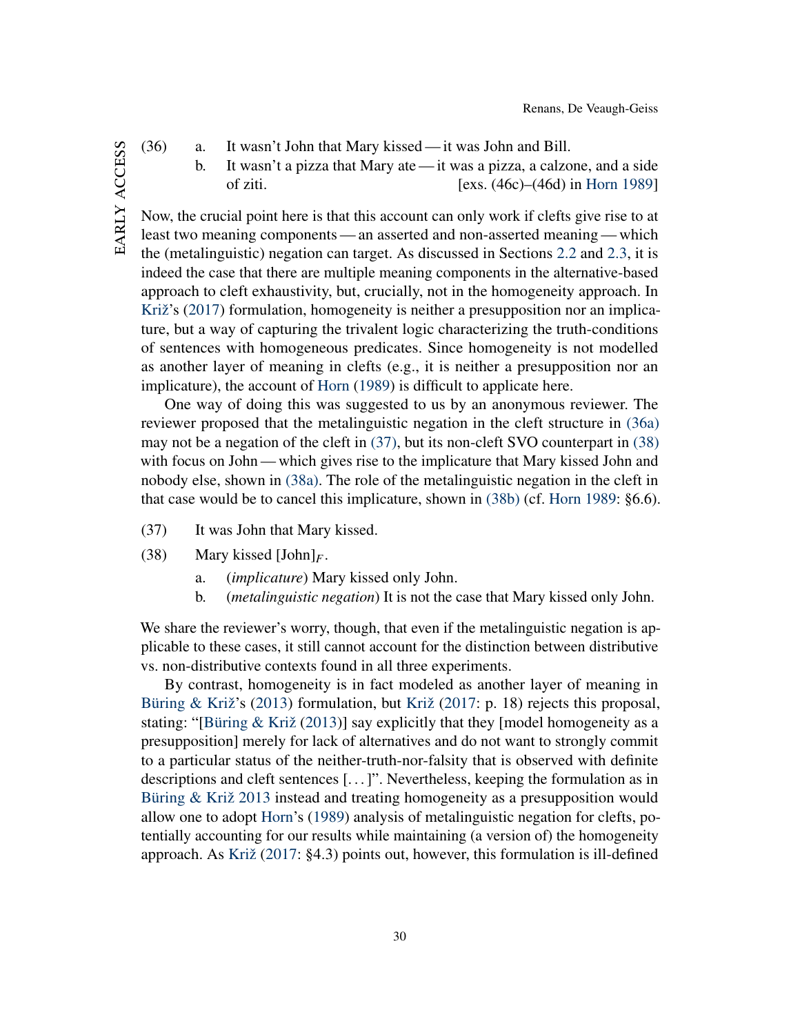(36) a. It wasn't John that Mary kissed — it was John and Bill.

b. It wasn't a pizza that Mary ate — it was a pizza, a calzone, and a side of ziti. [exs. (46c)–(46d) in Horn 1989]

Now, the crucial point here is that this account can only work if clefts give rise to at least two meaning components — an asserted and non-asserted meaning — which the (metalinguistic) negation can target. As discussed in Sections 2.2 and 2.3, it is indeed the case that there are multiple meaning components in the alternative-based approach to cleft exhaustivity, but, crucially, not in the homogeneity approach. In Križ's (2017) formulation, homogeneity is neither a presupposition nor an implicature, but a way of capturing the trivalent logic characterizing the truth-conditions of sentences with homogeneous predicates. Since homogeneity is not modelled as another layer of meaning in clefts (e.g., it is neither a presupposition nor an implicature), the account of Horn (1989) is difficult to apply here.

One way of doing this was suggested to us by an anonymous reviewer. The reviewer proposed that the metalinguistic negation in the cleft structure in (36a) may not be a negation of the cleft in (37), but its non-cleft SVO counterpart in (38) with focus on John — which gives rise to the implicature that Mary kissed John and nobody else, shown in (38a). The role of the metalinguistic negation in the cleft in that case would be to cancel this implicature, shown in (38b) (cf. Horn 1989: §6.6).

(37) It was John that Mary kissed.

(38) Mary kissed $[\text{John}]_F$.

a. (*implicature*) Mary kissed only John.

b. (*metalinguistic negation*) It is not the case that Mary kissed only John.

We share the reviewer's worry, though, that even if the metalinguistic negation is applicable to these cases, it still cannot account for the distinction between distributive vs. non-distributive contexts found in all three experiments.

By contrast, homogeneity is in fact modeled as another layer of meaning in Büring & Križ's (2013) formulation, but Križ (2017: p. 18) rejects this proposal, stating: "[Büring & Križ (2013)] say explicitly that they [model homogeneity as a presupposition] merely for lack of alternatives and do not want to strongly commit to a particular status of the neither-truth-nor-falsity that is observed with definite descriptions and cleft sentences [...]". Nevertheless, keeping the formulation as in Büring & Križ 2013 instead and treating homogeneity as a presupposition would allow one to adopt Horn's (1989) analysis of metalinguistic negation for clefts, potentially accounting for our results while maintaining (a version of) the homogeneity approach. As Križ (2017: §4.3) points out, however, this formulation is ill-defined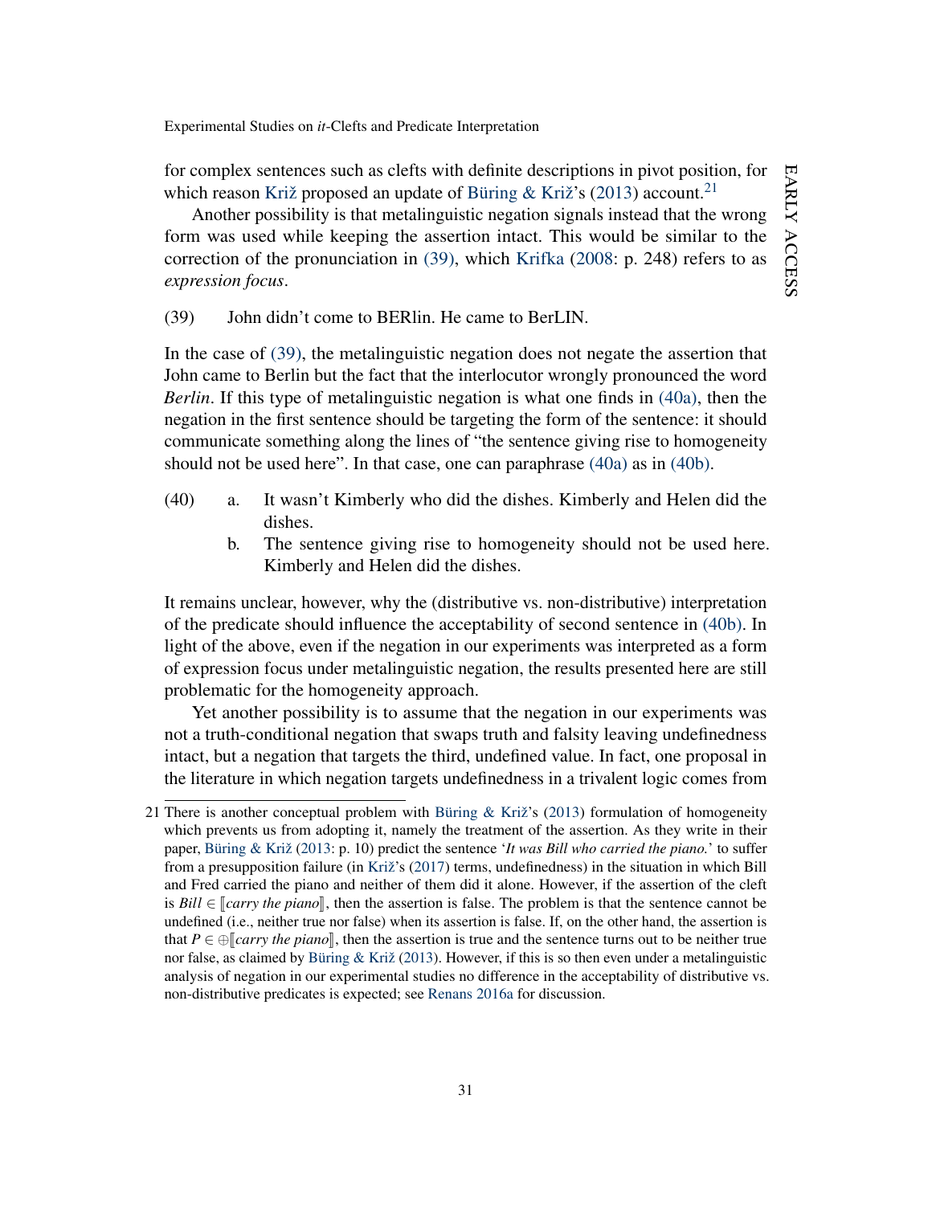for complex sentences such as clefts with definite descriptions in pivot position, for which reason Križ proposed an update of Büring & Križ's (2013) account.[21]

Another possibility is that metalinguistic negation signals instead that the wrong form was used while keeping the assertion intact. This would be similar to the correction of the pronunciation in (39), which Krifka (2008: p. 248) refers to as *expression focus*.

(39) John didn't come to BERlin. He came to BerLIN.

In the case of (39), the metalinguistic negation does not negate the assertion that John came to Berlin but the fact that the interlocutor wrongly pronounced the word *Berlin*. If this type of metalinguistic negation is what one finds in (40a), then the negation in the first sentence should be targeting the form of the sentence: it should communicate something along the lines of "the sentence giving rise to homogeneity should not be used here". In that case, one can paraphrase (40a) as in (40b).

(40) a. It wasn't Kimberly who did the dishes. Kimberly and Helen did the dishes.
b. The sentence giving rise to homogeneity should not be used here. Kimberly and Helen did the dishes.

It remains unclear, however, why the (distributive vs. non-distributive) interpretation of the predicate should influence the acceptability of second sentence in (40b). In light of the above, even if the negation in our experiments was interpreted as a form of expression focus under metalinguistic negation, the results presented here are still problematic for the homogeneity approach.

Yet another possibility is to assume that the negation in our experiments was not a truth-conditional negation that swaps truth and falsity leaving undefinedness intact, but a negation that targets the third, undefined value. In fact, one proposal in the literature in which negation targets undefinedness in a trivalent logic comes from

21 There is another conceptual problem with Büring & Križ's (2013) formulation of homogeneity which prevents us from adopting it, namely the treatment of the assertion. As they write in their paper, Büring & Križ (2013: p. 10) predict the sentence '*It was Bill who carried the piano.*' to suffer from a presupposition failure (in Križ's (2017) terms, undefinedness) in the situation in which Bill and Fred carried the piano and neither of them did it alone. However, if the assertion of the cleft is $Bill \in [\![\textit{carry the piano}]\!]$, then the assertion is false. The problem is that the sentence cannot be undefined (i.e., neither true nor false) when its assertion is false. If, on the other hand, the assertion is that $P \in \oplus[\![\textit{carry the piano}]\!]$, then the assertion is true and the sentence turns out to be neither true nor false, as claimed by Büring & Križ (2013). However, if this is so then even under a metalinguistic analysis of negation in our experimental studies no difference in the acceptability of distributive vs. non-distributive predicates is expected; see Renans 2016a for discussion.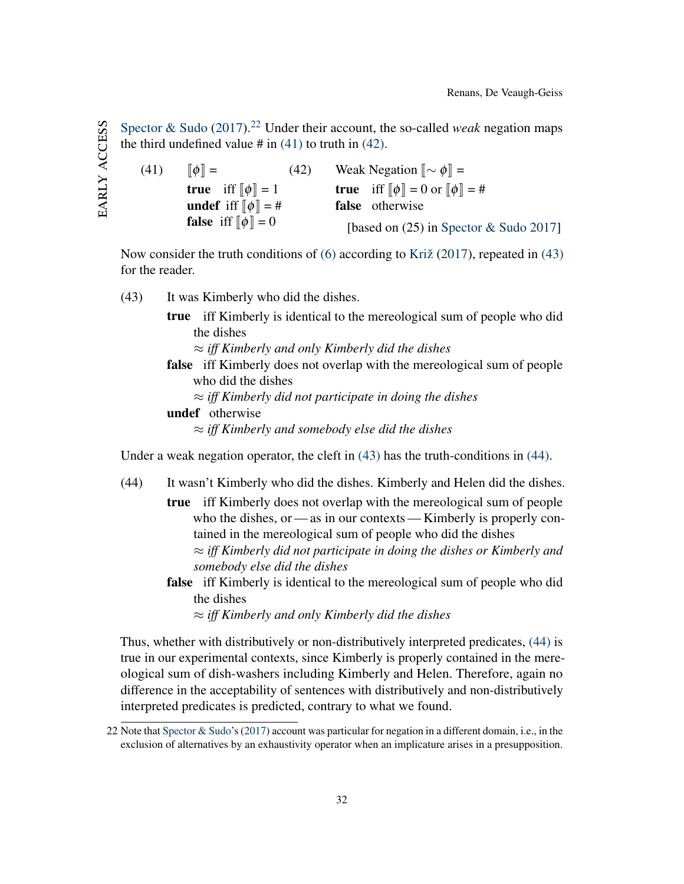Spector & Sudo (2017).[22] Under their account, the so-called *weak* negation maps the third undefined value # in (41) to truth in (42).

(41) $[\![\phi]\!]$ =
**true** iff $[\![\phi]\!] = 1$
**undef** iff $[\![\phi]\!] = \#$
**false** iff $[\![\phi]\!] = 0$

(42) Weak Negation $[\![\sim \phi]\!]$ =
**true** iff $[\![\phi]\!] = 0$ or $[\![\phi]\!] = \#$
**false** otherwise
[based on (25) in Spector & Sudo 2017]

Now consider the truth conditions of (6) according to Križ (2017), repeated in (43) for the reader.

(43) It was Kimberly who did the dishes.
**true** iff Kimberly is identical to the mereological sum of people who did the dishes
$\approx$ *iff Kimberly and only Kimberly did the dishes*
**false** iff Kimberly does not overlap with the mereological sum of people who did the dishes
$\approx$ *iff Kimberly did not participate in doing the dishes*
**undef** otherwise
$\approx$ *iff Kimberly and somebody else did the dishes*

Under a weak negation operator, the cleft in (43) has the truth-conditions in (44).

(44) It wasn't Kimberly who did the dishes. Kimberly and Helen did the dishes.
**true** iff Kimberly does not overlap with the mereological sum of people who the dishes, or — as in our contexts — Kimberly is properly contained in the mereological sum of people who did the dishes
$\approx$ *iff Kimberly did not participate in doing the dishes or Kimberly and somebody else did the dishes*
**false** iff Kimberly is identical to the mereological sum of people who did the dishes
$\approx$ *iff Kimberly and only Kimberly did the dishes*

Thus, whether with distributively or non-distributively interpreted predicates, (44) is true in our experimental contexts, since Kimberly is properly contained in the mereological sum of dish-washers including Kimberly and Helen. Therefore, again no difference in the acceptability of sentences with distributively and non-distributively interpreted predicates is predicted, contrary to what we found.

[22] Note that Spector & Sudo's (2017) account was particular for negation in a different domain, i.e., in the exclusion of alternatives by an exhaustivity operator when an implicature arises in a presupposition.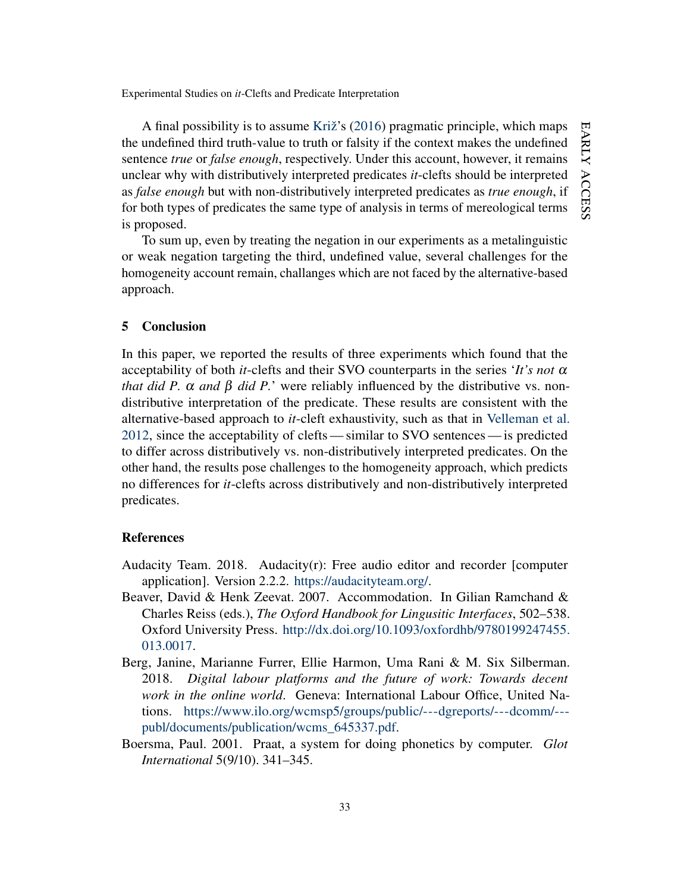A final possibility is to assume Križ's (2016) pragmatic principle, which maps the undefined third truth-value to truth or falsity if the context makes the undefined sentence *true* or *false enough*, respectively. Under this account, however, it remains unclear why with distributively interpreted predicates *it*-clefts should be interpreted as *false enough* but with non-distributively interpreted predicates as *true enough*, if for both types of predicates the same type of analysis in terms of mereological terms is proposed.

To sum up, even by treating the negation in our experiments as a metalinguistic or weak negation targeting the third, undefined value, several challenges for the homogeneity account remain, challanges which are not faced by the alternative-based approach.

## 5 Conclusion

In this paper, we reported the results of three experiments which found that the acceptability of both *it*-clefts and their SVO counterparts in the series '*It's not* $\alpha$ *that did P.* $\alpha$ *and* $\beta$ *did P.*' were reliably influenced by the distributive vs. non-distributive interpretation of the predicate. These results are consistent with the alternative-based approach to *it*-cleft exhaustivity, such as that in Velleman et al. 2012, since the acceptability of clefts — similar to SVO sentences — is predicted to differ across distributively vs. non-distributively interpreted predicates. On the other hand, the results pose challenges to the homogeneity approach, which predicts no differences for *it*-clefts across distributively and non-distributively interpreted predicates.

## References

Audacity Team. 2018. Audacity(r): Free audio editor and recorder [computer application]. Version 2.2.2. https://audacityteam.org/.

Beaver, David & Henk Zeevat. 2007. Accommodation. In Gilian Ramchand & Charles Reiss (eds.), *The Oxford Handbook for Lingusitic Interfaces*, 502–538. Oxford University Press. http://dx.doi.org/10.1093/oxfordhb/9780199247455.013.0017.

Berg, Janine, Marianne Furrer, Ellie Harmon, Uma Rani & M. Six Silberman. 2018. *Digital labour platforms and the future of work: Towards decent work in the online world*. Geneva: International Labour Office, United Nations. https://www.ilo.org/wcmsp5/groups/public/---dgreports/---dcomm/---publ/documents/publication/wcms_645337.pdf.

Boersma, Paul. 2001. Praat, a system for doing phonetics by computer. *Glot International* 5(9/10). 341–345.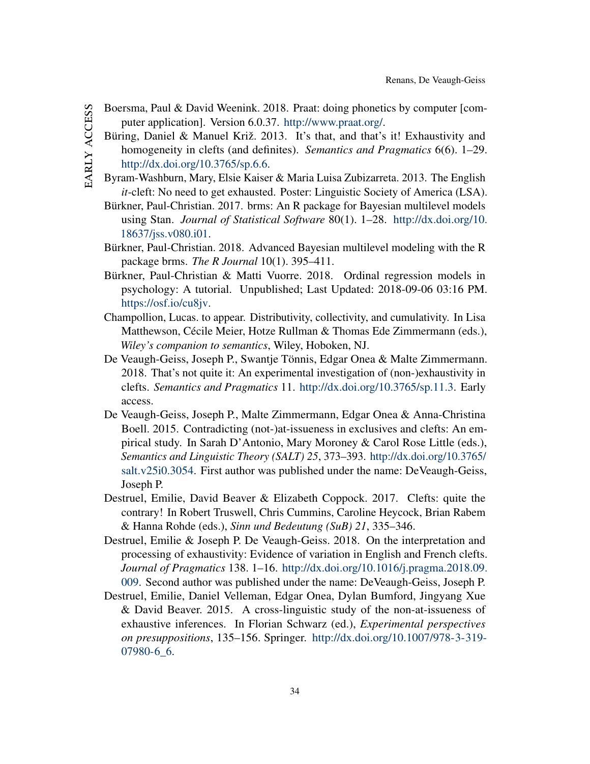Boersma, Paul & David Weenink. 2018. Praat: doing phonetics by computer [computer application]. Version 6.0.37. http://www.praat.org/.

Büring, Daniel & Manuel Križ. 2013. It's that, and that's it! Exhaustivity and homogeneity in clefts (and definites). *Semantics and Pragmatics* 6(6). 1–29. http://dx.doi.org/10.3765/sp.6.6.

Byram-Washburn, Mary, Elsie Kaiser & Maria Luisa Zubizarreta. 2013. The English *it*-cleft: No need to get exhausted. Poster: Linguistic Society of America (LSA).

Bürkner, Paul-Christian. 2017. brms: An R package for Bayesian multilevel models using Stan. *Journal of Statistical Software* 80(1). 1–28. http://dx.doi.org/10.18637/jss.v080.i01.

Bürkner, Paul-Christian. 2018. Advanced Bayesian multilevel modeling with the R package brms. *The R Journal* 10(1). 395–411.

Bürkner, Paul-Christian & Matti Vuorre. 2018. Ordinal regression models in psychology: A tutorial. Unpublished; Last Updated: 2018-09-06 03:16 PM. https://osf.io/cu8jv.

Champollion, Lucas. to appear. Distributivity, collectivity, and cumulativity. In Lisa Matthewson, Cécile Meier, Hotze Rullman & Thomas Ede Zimmermann (eds.), *Wiley's companion to semantics*, Wiley, Hoboken, NJ.

De Veaugh-Geiss, Joseph P., Swantje Tönnis, Edgar Onea & Malte Zimmermann. 2018. That's not quite it: An experimental investigation of (non-)exhaustivity in clefts. *Semantics and Pragmatics* 11. http://dx.doi.org/10.3765/sp.11.3. Early access.

De Veaugh-Geiss, Joseph P., Malte Zimmermann, Edgar Onea & Anna-Christina Boell. 2015. Contradicting (not-)at-issueness in exclusives and clefts: An empirical study. In Sarah D'Antonio, Mary Moroney & Carol Rose Little (eds.), *Semantics and Linguistic Theory (SALT) 25*, 373–393. http://dx.doi.org/10.3765/salt.v25i0.3054. First author was published under the name: DeVeaugh-Geiss, Joseph P.

Destruel, Emilie, David Beaver & Elizabeth Coppock. 2017. Clefts: quite the contrary! In Robert Truswell, Chris Cummins, Caroline Heycock, Brian Rabem & Hanna Rohde (eds.), *Sinn und Bedeutung (SuB) 21*, 335–346.

Destruel, Emilie & Joseph P. De Veaugh-Geiss. 2018. On the interpretation and processing of exhaustivity: Evidence of variation in English and French clefts. *Journal of Pragmatics* 138. 1–16. http://dx.doi.org/10.1016/j.pragma.2018.09.009. Second author was published under the name: DeVeaugh-Geiss, Joseph P.

Destruel, Emilie, Daniel Velleman, Edgar Onea, Dylan Bumford, Jingyang Xue & David Beaver. 2015. A cross-linguistic study of the non-at-issueness of exhaustive inferences. In Florian Schwarz (ed.), *Experimental perspectives on presuppositions*, 135–156. Springer. http://dx.doi.org/10.1007/978-3-319-07980-6_6.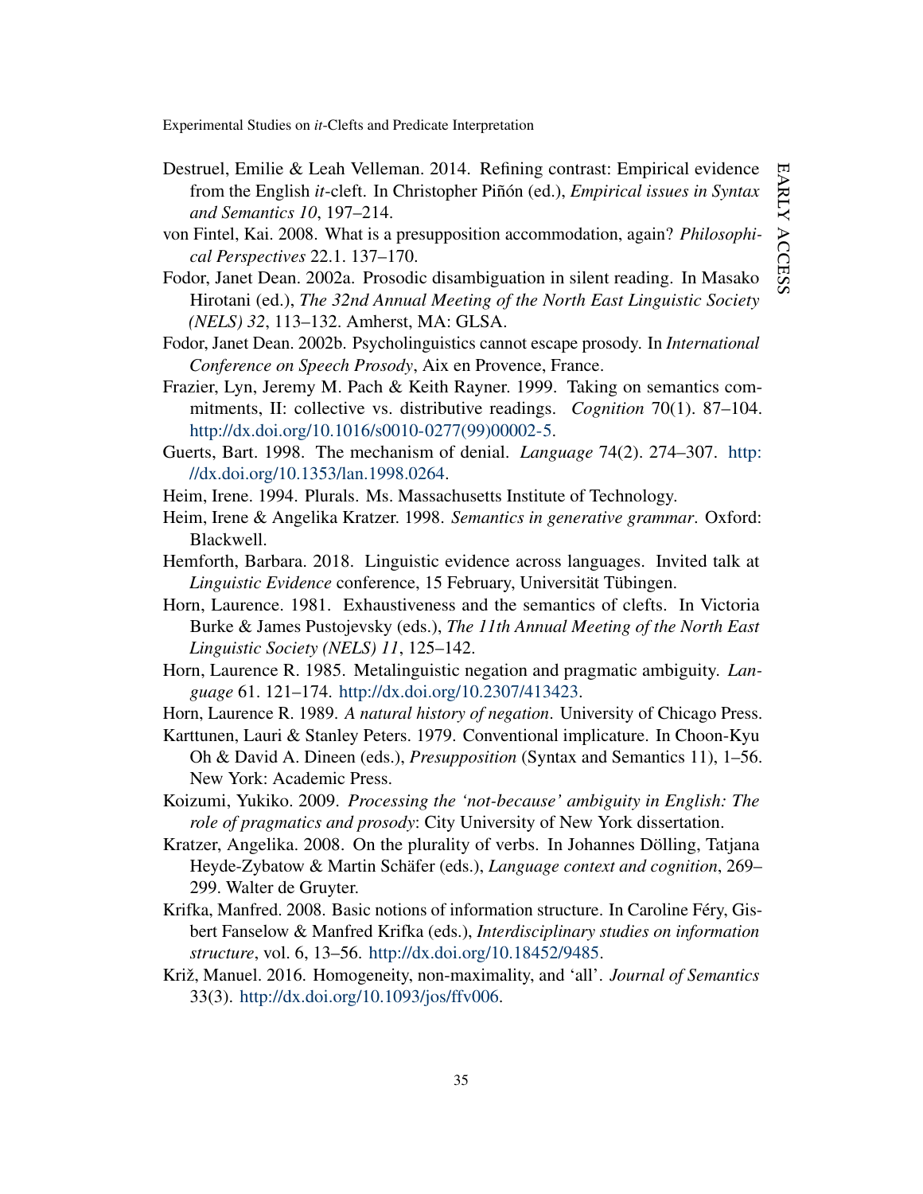Destruel, Emilie & Leah Velleman. 2014. Refining contrast: Empirical evidence from the English *it*-cleft. In Christopher Piñón (ed.), *Empirical issues in Syntax and Semantics 10*, 197–214.

von Fintel, Kai. 2008. What is a presupposition accommodation, again? *Philosophical Perspectives* 22.1. 137–170.

Fodor, Janet Dean. 2002a. Prosodic disambiguation in silent reading. In Masako Hirotani (ed.), *The 32nd Annual Meeting of the North East Linguistic Society (NELS) 32*, 113–132. Amherst, MA: GLSA.

Fodor, Janet Dean. 2002b. Psycholinguistics cannot escape prosody. In *International Conference on Speech Prosody*, Aix en Provence, France.

Frazier, Lyn, Jeremy M. Pach & Keith Rayner. 1999. Taking on semantics commitments, II: collective vs. distributive readings. *Cognition* 70(1). 87–104. http://dx.doi.org/10.1016/s0010-0277(99)00002-5.

Guerts, Bart. 1998. The mechanism of denial. *Language* 74(2). 274–307. http://dx.doi.org/10.1353/lan.1998.0264.

Heim, Irene. 1994. Plurals. Ms. Massachusetts Institute of Technology.

Heim, Irene & Angelika Kratzer. 1998. *Semantics in generative grammar*. Oxford: Blackwell.

Hemforth, Barbara. 2018. Linguistic evidence across languages. Invited talk at *Linguistic Evidence* conference, 15 February, Universität Tübingen.

Horn, Laurence. 1981. Exhaustiveness and the semantics of clefts. In Victoria Burke & James Pustojevsky (eds.), *The 11th Annual Meeting of the North East Linguistic Society (NELS) 11*, 125–142.

Horn, Laurence R. 1985. Metalinguistic negation and pragmatic ambiguity. *Language* 61. 121–174. http://dx.doi.org/10.2307/413423.

Horn, Laurence R. 1989. *A natural history of negation*. University of Chicago Press.

Karttunen, Lauri & Stanley Peters. 1979. Conventional implicature. In Choon-Kyu Oh & David A. Dineen (eds.), *Presupposition* (Syntax and Semantics 11), 1–56. New York: Academic Press.

Koizumi, Yukiko. 2009. *Processing the 'not-because' ambiguity in English: The role of pragmatics and prosody*: City University of New York dissertation.

Kratzer, Angelika. 2008. On the plurality of verbs. In Johannes Dölling, Tatjana Heyde-Zybatow & Martin Schäfer (eds.), *Language context and cognition*, 269–299. Walter de Gruyter.

Krifka, Manfred. 2008. Basic notions of information structure. In Caroline Féry, Gisbert Fanselow & Manfred Krifka (eds.), *Interdisciplinary studies on information structure*, vol. 6, 13–56. http://dx.doi.org/10.18452/9485.

Križ, Manuel. 2016. Homogeneity, non-maximality, and 'all'. *Journal of Semantics* 33(3). http://dx.doi.org/10.1093/jos/ffv006.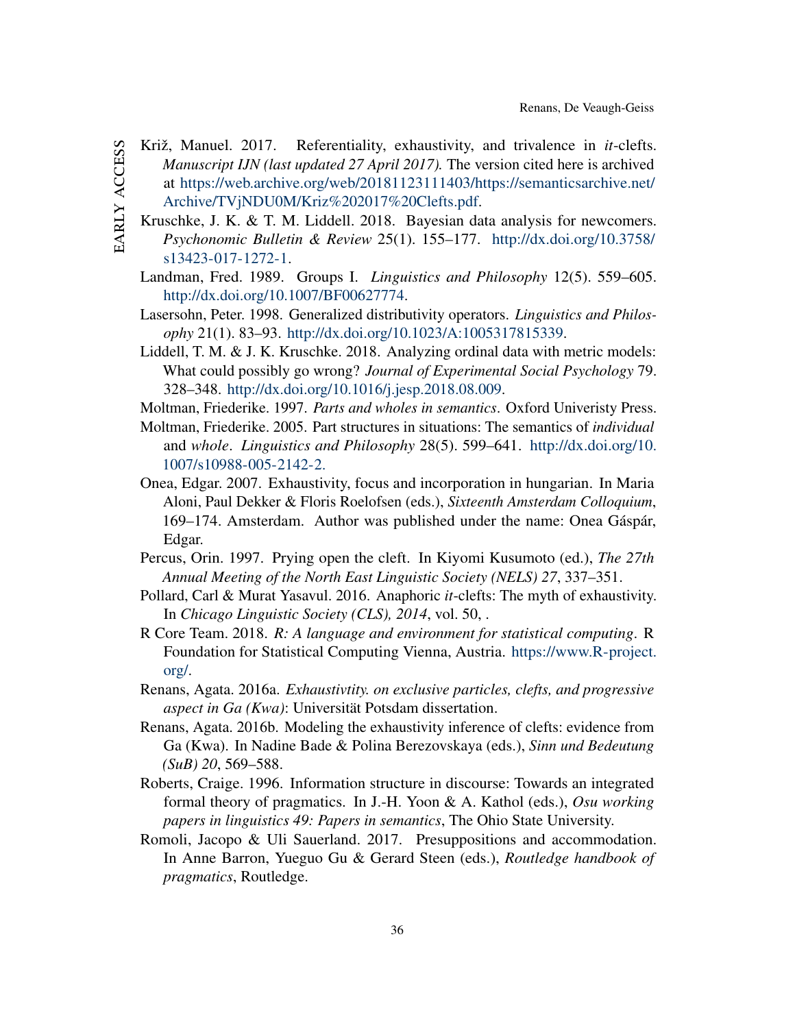Križ, Manuel. 2017. Referentiality, exhaustivity, and trivalence in *it*-clefts. *Manuscript IJN (last updated 27 April 2017).* The version cited here is archived at https://web.archive.org/web/20181123111403/https://semanticsarchive.net/Archive/TVjNDU0M/Kriz%202017%20Clefts.pdf.

Kruschke, J. K. & T. M. Liddell. 2018. Bayesian data analysis for newcomers. *Psychonomic Bulletin & Review* 25(1). 155–177. http://dx.doi.org/10.3758/s13423-017-1272-1.

Landman, Fred. 1989. Groups I. *Linguistics and Philosophy* 12(5). 559–605. http://dx.doi.org/10.1007/BF00627774.

Lasersohn, Peter. 1998. Generalized distributivity operators. *Linguistics and Philosophy* 21(1). 83–93. http://dx.doi.org/10.1023/A:1005317815339.

Liddell, T. M. & J. K. Kruschke. 2018. Analyzing ordinal data with metric models: What could possibly go wrong? *Journal of Experimental Social Psychology* 79. 328–348. http://dx.doi.org/10.1016/j.jesp.2018.08.009.

Moltman, Friederike. 1997. *Parts and wholes in semantics*. Oxford Univeristy Press.

Moltman, Friederike. 2005. Part structures in situations: The semantics of *individual* and *whole*. *Linguistics and Philosophy* 28(5). 599–641. http://dx.doi.org/10.1007/s10988-005-2142-2.

Onea, Edgar. 2007. Exhaustivity, focus and incorporation in hungarian. In Maria Aloni, Paul Dekker & Floris Roelofsen (eds.), *Sixteenth Amsterdam Colloquium*, 169–174. Amsterdam. Author was published under the name: Onea Gáspár, Edgar.

Percus, Orin. 1997. Prying open the cleft. In Kiyomi Kusumoto (ed.), *The 27th Annual Meeting of the North East Linguistic Society (NELS) 27*, 337–351.

Pollard, Carl & Murat Yasavul. 2016. Anaphoric *it*-clefts: The myth of exhaustivity. In *Chicago Linguistic Society (CLS), 2014*, vol. 50, .

R Core Team. 2018. *R: A language and environment for statistical computing*. R Foundation for Statistical Computing Vienna, Austria. https://www.R-project.org/.

Renans, Agata. 2016a. *Exhaustivtity. on exclusive particles, clefts, and progressive aspect in Ga (Kwa)*: Universität Potsdam dissertation.

Renans, Agata. 2016b. Modeling the exhaustivity inference of clefts: evidence from Ga (Kwa). In Nadine Bade & Polina Berezovskaya (eds.), *Sinn und Bedeutung (SuB) 20*, 569–588.

Roberts, Craige. 1996. Information structure in discourse: Towards an integrated formal theory of pragmatics. In J.-H. Yoon & A. Kathol (eds.), *Osu working papers in linguistics 49: Papers in semantics*, The Ohio State University.

Romoli, Jacopo & Uli Sauerland. 2017. Presuppositions and accommodation. In Anne Barron, Yueguo Gu & Gerard Steen (eds.), *Routledge handbook of pragmatics*, Routledge.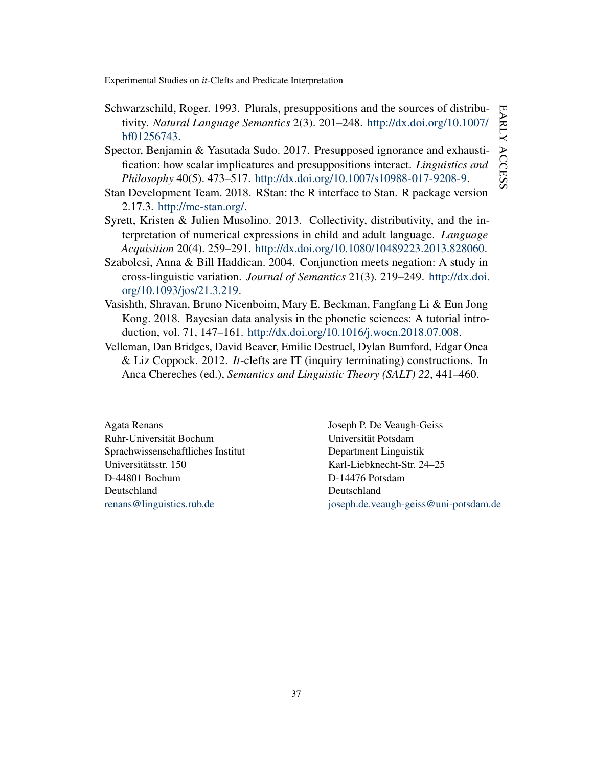Schwarzschild, Roger. 1993. Plurals, presuppositions and the sources of distributivity. *Natural Language Semantics* 2(3). 201–248. http://dx.doi.org/10.1007/bf01256743.

Spector, Benjamin & Yasutada Sudo. 2017. Presupposed ignorance and exhaustification: how scalar implicatures and presuppositions interact. *Linguistics and Philosophy* 40(5). 473–517. http://dx.doi.org/10.1007/s10988-017-9208-9.

Stan Development Team. 2018. RStan: the R interface to Stan. R package version 2.17.3. http://mc-stan.org/.

Syrett, Kristen & Julien Musolino. 2013. Collectivity, distributivity, and the interpretation of numerical expressions in child and adult language. *Language Acquisition* 20(4). 259–291. http://dx.doi.org/10.1080/10489223.2013.828060.

Szabolcsi, Anna & Bill Haddican. 2004. Conjunction meets negation: A study in cross-linguistic variation. *Journal of Semantics* 21(3). 219–249. http://dx.doi.org/10.1093/jos/21.3.219.

Vasishth, Shravan, Bruno Nicenboim, Mary E. Beckman, Fangfang Li & Eun Jong Kong. 2018. Bayesian data analysis in the phonetic sciences: A tutorial introduction, vol. 71, 147–161. http://dx.doi.org/10.1016/j.wocn.2018.07.008.

Velleman, Dan Bridges, David Beaver, Emilie Destruel, Dylan Bumford, Edgar Onea & Liz Coppock. 2012. *It*-clefts are IT (inquiry terminating) constructions. In Anca Chereches (ed.), *Semantics and Linguistic Theory (SALT) 22*, 441–460.

Agata Renans
Ruhr-Universität Bochum
Sprachwissenschaftliches Institut
Universitätsstr. 150
D-44801 Bochum
Deutschland
renans@linguistics.rub.de

Joseph P. De Veaugh-Geiss
Universität Potsdam
Department Linguistik
Karl-Liebknecht-Str. 24–25
D-14476 Potsdam
Deutschland
joseph.de.veaugh-geiss@uni-potsdam.de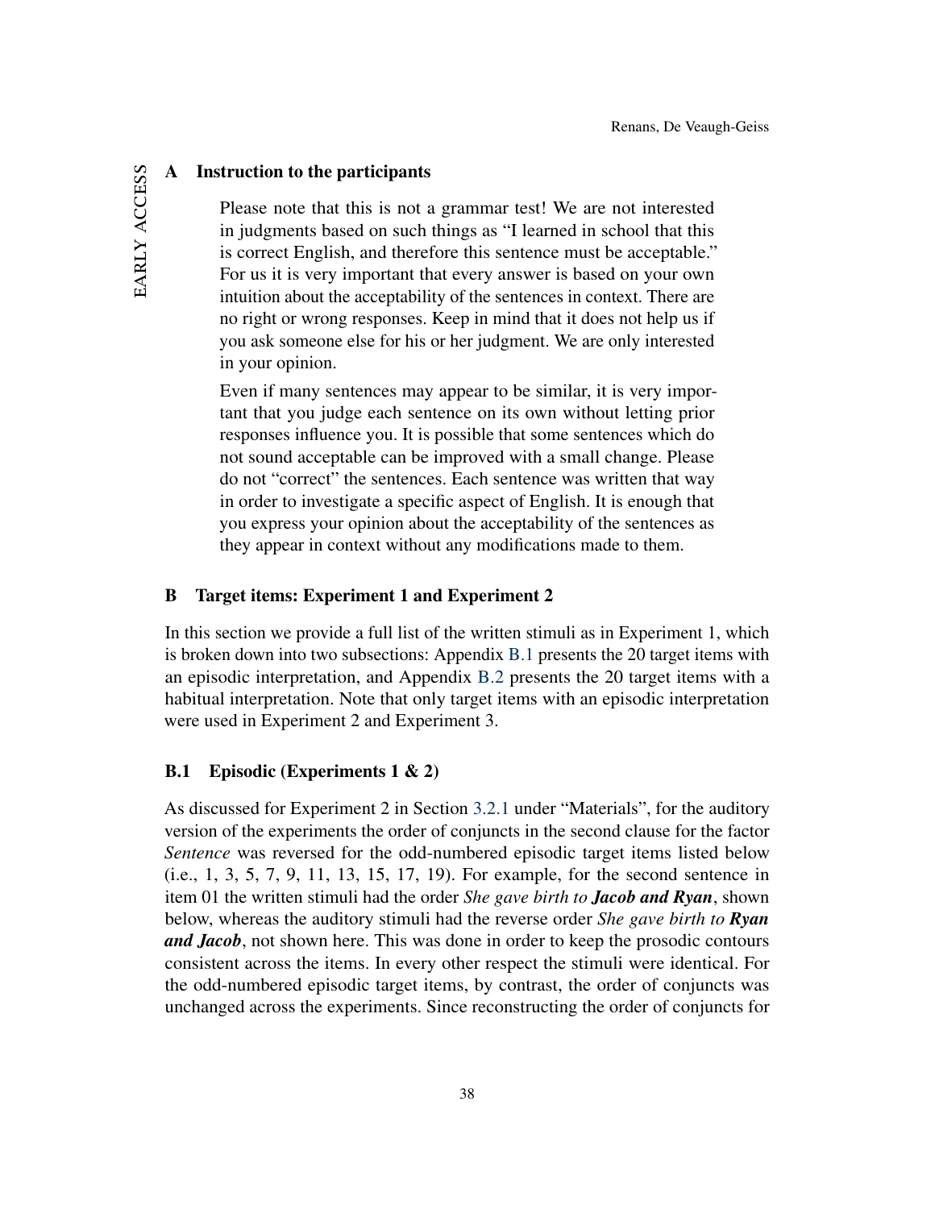## A Instruction to the participants

> Please note that this is not a grammar test! We are not interested in judgments based on such things as "I learned in school that this is correct English, and therefore this sentence must be acceptable." For us it is very important that every answer is based on your own intuition about the acceptability of the sentences in context. There are no right or wrong responses. Keep in mind that it does not help us if you ask someone else for his or her judgment. We are only interested in your opinion.
>
> Even if many sentences may appear to be similar, it is very important that you judge each sentence on its own without letting prior responses influence you. It is possible that some sentences which do not sound acceptable can be improved with a small change. Please do not "correct" the sentences. Each sentence was written that way in order to investigate a specific aspect of English. It is enough that you express your opinion about the acceptability of the sentences as they appear in context without any modifications made to them.

## B Target items: Experiment 1 and Experiment 2

In this section we provide a full list of the written stimuli as in Experiment 1, which is broken down into two subsections: Appendix B.1 presents the 20 target items with an episodic interpretation, and Appendix B.2 presents the 20 target items with a habitual interpretation. Note that only target items with an episodic interpretation were used in Experiment 2 and Experiment 3.

### B.1 Episodic (Experiments 1 & 2)

As discussed for Experiment 2 in Section 3.2.1 under "Materials", for the auditory version of the experiments the order of conjuncts in the second clause for the factor *Sentence* was reversed for the odd-numbered episodic target items listed below (i.e., 1, 3, 5, 7, 9, 11, 13, 15, 17, 19). For example, for the second sentence in item 01 the written stimuli had the order *She gave birth to* ***Jacob and Ryan***, shown below, whereas the auditory stimuli had the reverse order *She gave birth to* ***Ryan and Jacob***, not shown here. This was done in order to keep the prosodic contours consistent across the items. In every other respect the stimuli were identical. For the odd-numbered episodic target items, by contrast, the order of conjuncts was unchanged across the experiments. Since reconstructing the order of conjuncts for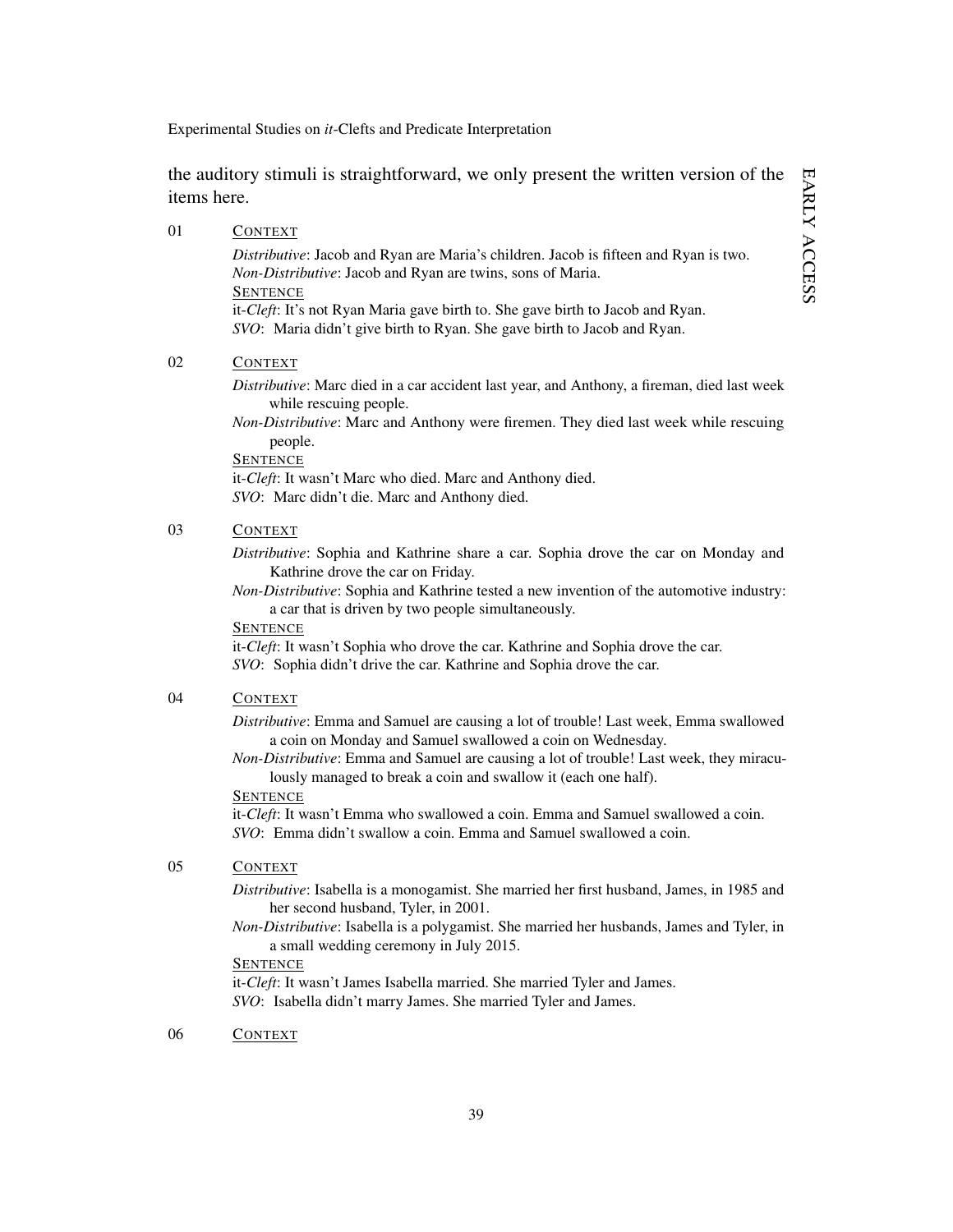the auditory stimuli is straightforward, we only present the written version of the items here.

01 CONTEXT

*Distributive*: Jacob and Ryan are Maria's children. Jacob is fifteen and Ryan is two.
*Non-Distributive*: Jacob and Ryan are twins, sons of Maria.

SENTENCE

it-*Cleft*: It's not Ryan Maria gave birth to. She gave birth to Jacob and Ryan.
*SVO*: Maria didn't give birth to Ryan. She gave birth to Jacob and Ryan.

02 CONTEXT

*Distributive*: Marc died in a car accident last year, and Anthony, a fireman, died last week while rescuing people.
*Non-Distributive*: Marc and Anthony were firemen. They died last week while rescuing people.

SENTENCE

it-*Cleft*: It wasn't Marc who died. Marc and Anthony died.
*SVO*: Marc didn't die. Marc and Anthony died.

03 CONTEXT

*Distributive*: Sophia and Kathrine share a car. Sophia drove the car on Monday and Kathrine drove the car on Friday.
*Non-Distributive*: Sophia and Kathrine tested a new invention of the automotive industry: a car that is driven by two people simultaneously.

SENTENCE

it-*Cleft*: It wasn't Sophia who drove the car. Kathrine and Sophia drove the car.
*SVO*: Sophia didn't drive the car. Kathrine and Sophia drove the car.

04 CONTEXT

*Distributive*: Emma and Samuel are causing a lot of trouble! Last week, Emma swallowed a coin on Monday and Samuel swallowed a coin on Wednesday.
*Non-Distributive*: Emma and Samuel are causing a lot of trouble! Last week, they miraculously managed to break a coin and swallow it (each one half).

SENTENCE

it-*Cleft*: It wasn't Emma who swallowed a coin. Emma and Samuel swallowed a coin.
*SVO*: Emma didn't swallow a coin. Emma and Samuel swallowed a coin.

05 CONTEXT

*Distributive*: Isabella is a monogamist. She married her first husband, James, in 1985 and her second husband, Tyler, in 2001.
*Non-Distributive*: Isabella is a polygamist. She married her husbands, James and Tyler, in a small wedding ceremony in July 2015.

SENTENCE

it-*Cleft*: It wasn't James Isabella married. She married Tyler and James.
*SVO*: Isabella didn't marry James. She married Tyler and James.

06 CONTEXT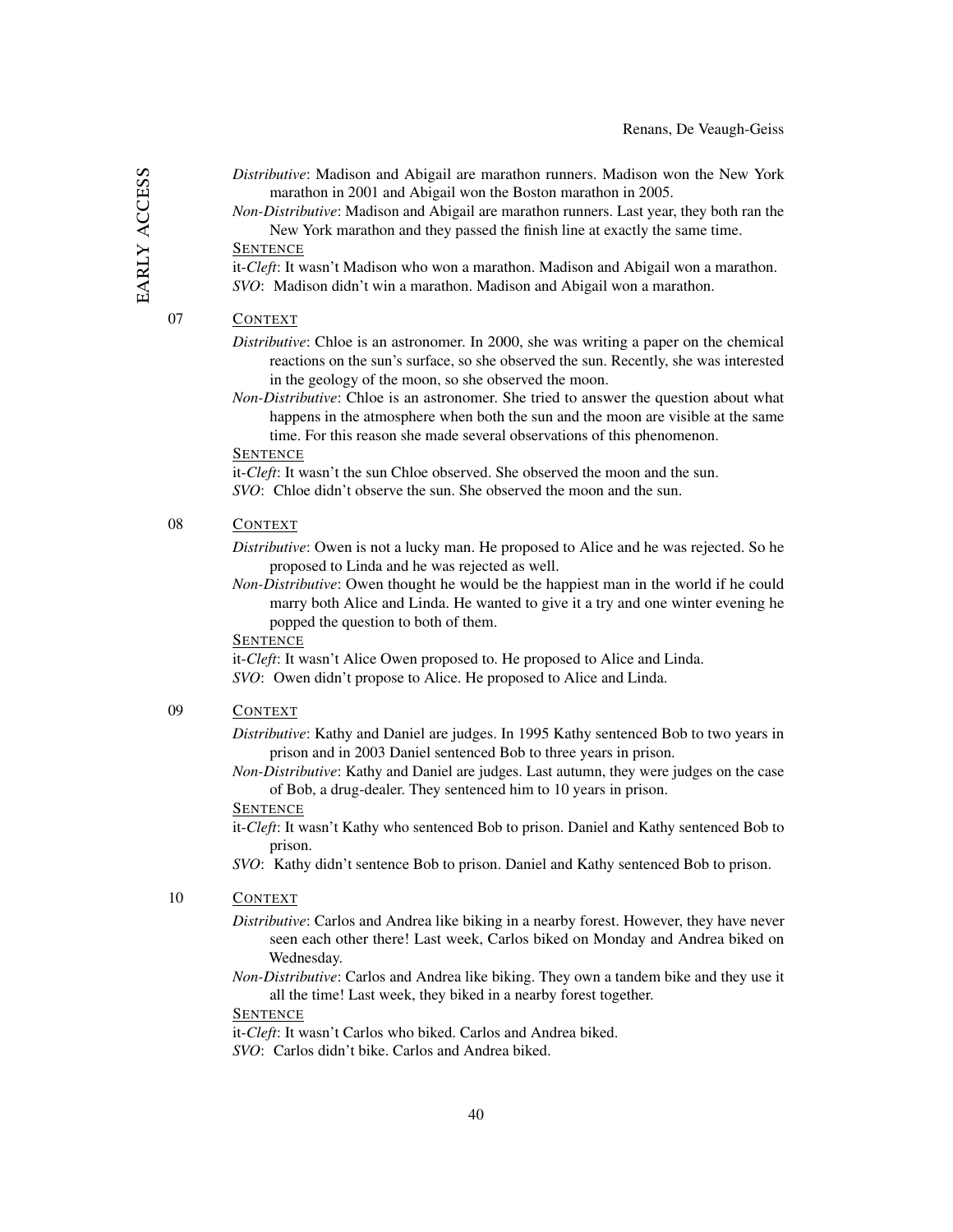*Distributive*: Madison and Abigail are marathon runners. Madison won the New York marathon in 2001 and Abigail won the Boston marathon in 2005.

*Non-Distributive*: Madison and Abigail are marathon runners. Last year, they both ran the New York marathon and they passed the finish line at exactly the same time.

SENTENCE

it-*Cleft*: It wasn't Madison who won a marathon. Madison and Abigail won a marathon.

*SVO*: Madison didn't win a marathon. Madison and Abigail won a marathon.

07 CONTEXT

*Distributive*: Chloe is an astronomer. In 2000, she was writing a paper on the chemical reactions on the sun's surface, so she observed the sun. Recently, she was interested in the geology of the moon, so she observed the moon.

*Non-Distributive*: Chloe is an astronomer. She tried to answer the question about what happens in the atmosphere when both the sun and the moon are visible at the same time. For this reason she made several observations of this phenomenon.

SENTENCE

it-*Cleft*: It wasn't the sun Chloe observed. She observed the moon and the sun.

*SVO*: Chloe didn't observe the sun. She observed the moon and the sun.

08 CONTEXT

*Distributive*: Owen is not a lucky man. He proposed to Alice and he was rejected. So he proposed to Linda and he was rejected as well.

*Non-Distributive*: Owen thought he would be the happiest man in the world if he could marry both Alice and Linda. He wanted to give it a try and one winter evening he popped the question to both of them.

SENTENCE

it-*Cleft*: It wasn't Alice Owen proposed to. He proposed to Alice and Linda.

*SVO*: Owen didn't propose to Alice. He proposed to Alice and Linda.

09 CONTEXT

*Distributive*: Kathy and Daniel are judges. In 1995 Kathy sentenced Bob to two years in prison and in 2003 Daniel sentenced Bob to three years in prison.

*Non-Distributive*: Kathy and Daniel are judges. Last autumn, they were judges on the case of Bob, a drug-dealer. They sentenced him to 10 years in prison.

SENTENCE

it-*Cleft*: It wasn't Kathy who sentenced Bob to prison. Daniel and Kathy sentenced Bob to prison.

*SVO*: Kathy didn't sentence Bob to prison. Daniel and Kathy sentenced Bob to prison.

10 CONTEXT

*Distributive*: Carlos and Andrea like biking in a nearby forest. However, they have never seen each other there! Last week, Carlos biked on Monday and Andrea biked on Wednesday.

*Non-Distributive*: Carlos and Andrea like biking. They own a tandem bike and they use it all the time! Last week, they biked in a nearby forest together.

SENTENCE

it-*Cleft*: It wasn't Carlos who biked. Carlos and Andrea biked.

*SVO*: Carlos didn't bike. Carlos and Andrea biked.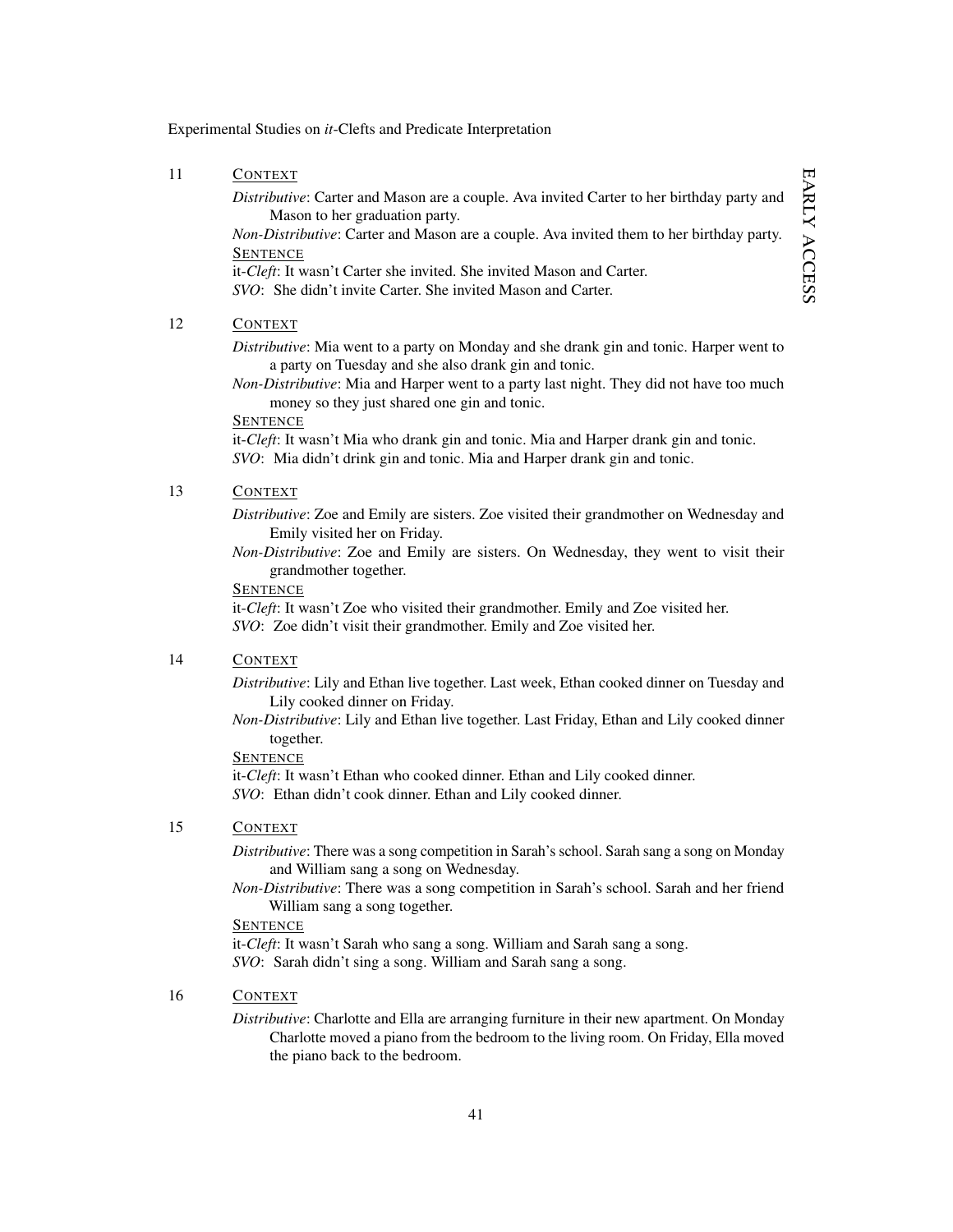11 CONTEXT

*Distributive*: Carter and Mason are a couple. Ava invited Carter to her birthday party and Mason to her graduation party.

*Non-Distributive*: Carter and Mason are a couple. Ava invited them to her birthday party.

SENTENCE

it-*Cleft*: It wasn't Carter she invited. She invited Mason and Carter.

*SVO*: She didn't invite Carter. She invited Mason and Carter.

12 CONTEXT

*Distributive*: Mia went to a party on Monday and she drank gin and tonic. Harper went to a party on Tuesday and she also drank gin and tonic.

*Non-Distributive*: Mia and Harper went to a party last night. They did not have too much money so they just shared one gin and tonic.

SENTENCE

it-*Cleft*: It wasn't Mia who drank gin and tonic. Mia and Harper drank gin and tonic.

*SVO*: Mia didn't drink gin and tonic. Mia and Harper drank gin and tonic.

13 CONTEXT

*Distributive*: Zoe and Emily are sisters. Zoe visited their grandmother on Wednesday and Emily visited her on Friday.

*Non-Distributive*: Zoe and Emily are sisters. On Wednesday, they went to visit their grandmother together.

SENTENCE

it-*Cleft*: It wasn't Zoe who visited their grandmother. Emily and Zoe visited her.

*SVO*: Zoe didn't visit their grandmother. Emily and Zoe visited her.

14 CONTEXT

*Distributive*: Lily and Ethan live together. Last week, Ethan cooked dinner on Tuesday and Lily cooked dinner on Friday.

*Non-Distributive*: Lily and Ethan live together. Last Friday, Ethan and Lily cooked dinner together.

SENTENCE

it-*Cleft*: It wasn't Ethan who cooked dinner. Ethan and Lily cooked dinner.

*SVO*: Ethan didn't cook dinner. Ethan and Lily cooked dinner.

15 CONTEXT

*Distributive*: There was a song competition in Sarah's school. Sarah sang a song on Monday and William sang a song on Wednesday.

*Non-Distributive*: There was a song competition in Sarah's school. Sarah and her friend William sang a song together.

SENTENCE

it-*Cleft*: It wasn't Sarah who sang a song. William and Sarah sang a song.

*SVO*: Sarah didn't sing a song. William and Sarah sang a song.

16 CONTEXT

*Distributive*: Charlotte and Ella are arranging furniture in their new apartment. On Monday Charlotte moved a piano from the bedroom to the living room. On Friday, Ella moved the piano back to the bedroom.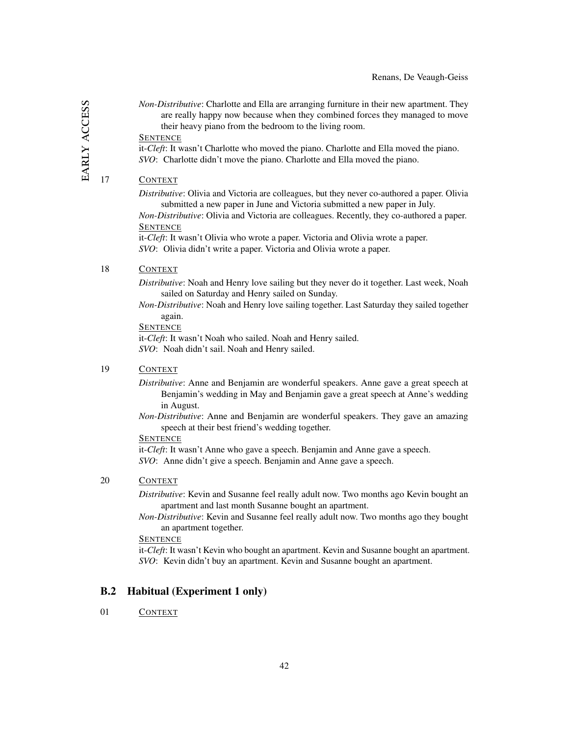*Non-Distributive*: Charlotte and Ella are arranging furniture in their new apartment. They are really happy now because when they combined forces they managed to move their heavy piano from the bedroom to the living room.

SENTENCE

it-*Cleft*: It wasn't Charlotte who moved the piano. Charlotte and Ella moved the piano.

*SVO*: Charlotte didn't move the piano. Charlotte and Ella moved the piano.

17 CONTEXT

*Distributive*: Olivia and Victoria are colleagues, but they never co-authored a paper. Olivia submitted a new paper in June and Victoria submitted a new paper in July.

*Non-Distributive*: Olivia and Victoria are colleagues. Recently, they co-authored a paper.

SENTENCE

it-*Cleft*: It wasn't Olivia who wrote a paper. Victoria and Olivia wrote a paper.

*SVO*: Olivia didn't write a paper. Victoria and Olivia wrote a paper.

18 CONTEXT

*Distributive*: Noah and Henry love sailing but they never do it together. Last week, Noah sailed on Saturday and Henry sailed on Sunday.

*Non-Distributive*: Noah and Henry love sailing together. Last Saturday they sailed together again.

SENTENCE

it-*Cleft*: It wasn't Noah who sailed. Noah and Henry sailed.

*SVO*: Noah didn't sail. Noah and Henry sailed.

19 CONTEXT

*Distributive*: Anne and Benjamin are wonderful speakers. Anne gave a great speech at Benjamin's wedding in May and Benjamin gave a great speech at Anne's wedding in August.

*Non-Distributive*: Anne and Benjamin are wonderful speakers. They gave an amazing speech at their best friend's wedding together.

SENTENCE

it-*Cleft*: It wasn't Anne who gave a speech. Benjamin and Anne gave a speech.

*SVO*: Anne didn't give a speech. Benjamin and Anne gave a speech.

20 CONTEXT

*Distributive*: Kevin and Susanne feel really adult now. Two months ago Kevin bought an apartment and last month Susanne bought an apartment.

*Non-Distributive*: Kevin and Susanne feel really adult now. Two months ago they bought an apartment together.

SENTENCE

it-*Cleft*: It wasn't Kevin who bought an apartment. Kevin and Susanne bought an apartment.

*SVO*: Kevin didn't buy an apartment. Kevin and Susanne bought an apartment.

## B.2 Habitual (Experiment 1 only)

01 CONTEXT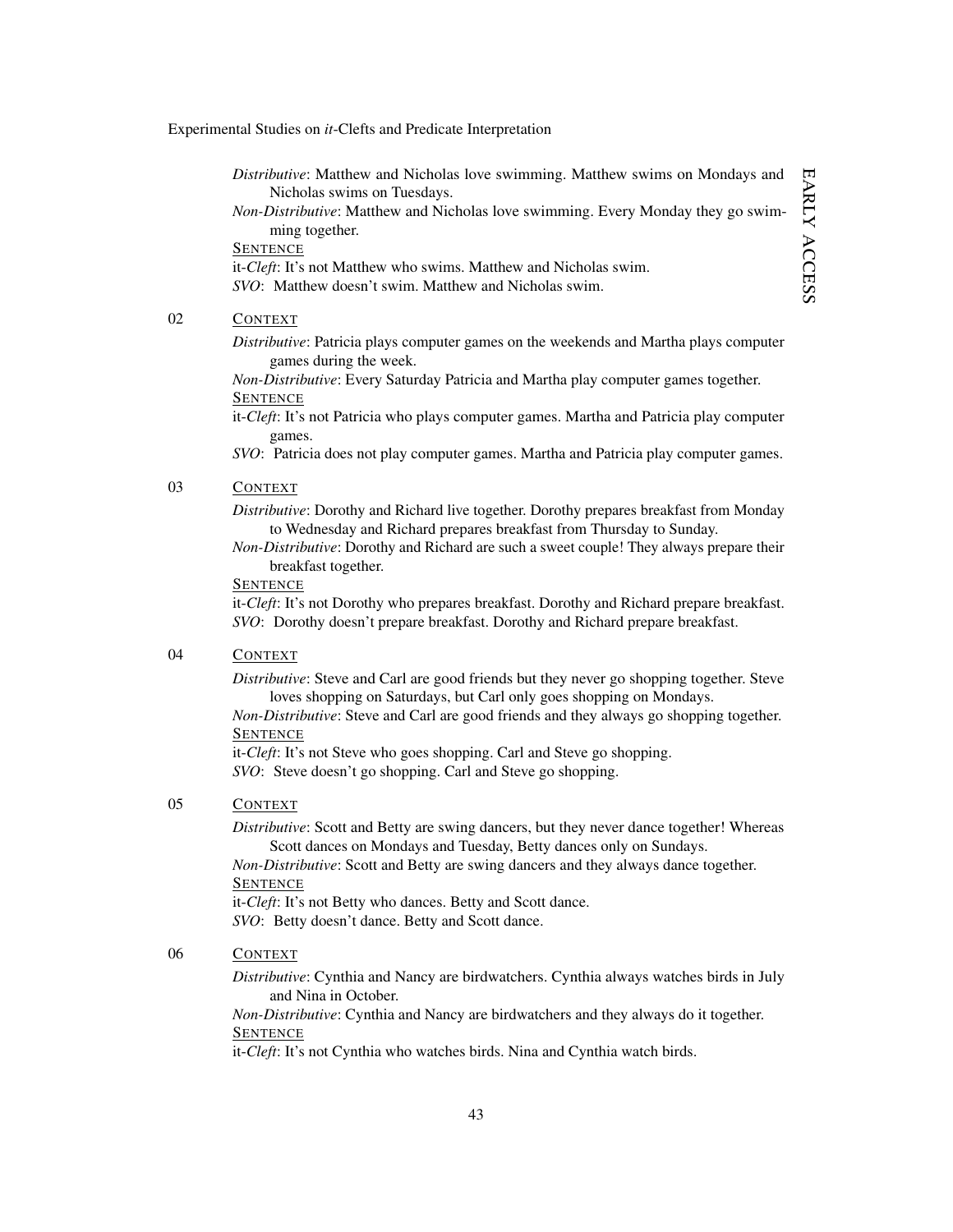*Distributive*: Matthew and Nicholas love swimming. Matthew swims on Mondays and Nicholas swims on Tuesdays.

*Non-Distributive*: Matthew and Nicholas love swimming. Every Monday they go swimming together.

SENTENCE

it-*Cleft*: It's not Matthew who swims. Matthew and Nicholas swim.

*SVO*: Matthew doesn't swim. Matthew and Nicholas swim.

02 CONTEXT

*Distributive*: Patricia plays computer games on the weekends and Martha plays computer games during the week.

*Non-Distributive*: Every Saturday Patricia and Martha play computer games together.

SENTENCE

it-*Cleft*: It's not Patricia who plays computer games. Martha and Patricia play computer games.

*SVO*: Patricia does not play computer games. Martha and Patricia play computer games.

03 CONTEXT

*Distributive*: Dorothy and Richard live together. Dorothy prepares breakfast from Monday to Wednesday and Richard prepares breakfast from Thursday to Sunday.

*Non-Distributive*: Dorothy and Richard are such a sweet couple! They always prepare their breakfast together.

SENTENCE

it-*Cleft*: It's not Dorothy who prepares breakfast. Dorothy and Richard prepare breakfast.

*SVO*: Dorothy doesn't prepare breakfast. Dorothy and Richard prepare breakfast.

04 CONTEXT

*Distributive*: Steve and Carl are good friends but they never go shopping together. Steve loves shopping on Saturdays, but Carl only goes shopping on Mondays.

*Non-Distributive*: Steve and Carl are good friends and they always go shopping together.

SENTENCE

it-*Cleft*: It's not Steve who goes shopping. Carl and Steve go shopping.

*SVO*: Steve doesn't go shopping. Carl and Steve go shopping.

05 CONTEXT

*Distributive*: Scott and Betty are swing dancers, but they never dance together! Whereas Scott dances on Mondays and Tuesday, Betty dances only on Sundays.

*Non-Distributive*: Scott and Betty are swing dancers and they always dance together.

SENTENCE

it-*Cleft*: It's not Betty who dances. Betty and Scott dance.

*SVO*: Betty doesn't dance. Betty and Scott dance.

06 CONTEXT

*Distributive*: Cynthia and Nancy are birdwatchers. Cynthia always watches birds in July and Nina in October.

*Non-Distributive*: Cynthia and Nancy are birdwatchers and they always do it together.

SENTENCE

it-*Cleft*: It's not Cynthia who watches birds. Nina and Cynthia watch birds.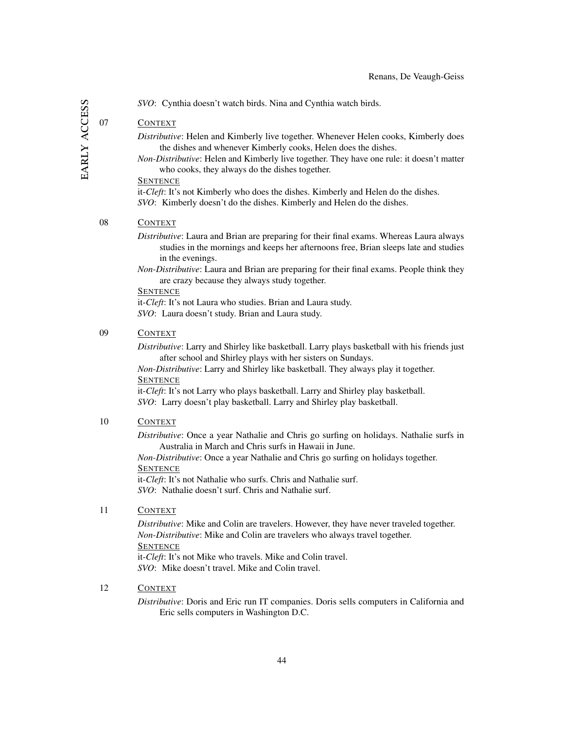*SVO*: Cynthia doesn't watch birds. Nina and Cynthia watch birds.

07 CONTEXT

*Distributive*: Helen and Kimberly live together. Whenever Helen cooks, Kimberly does the dishes and whenever Kimberly cooks, Helen does the dishes.

*Non-Distributive*: Helen and Kimberly live together. They have one rule: it doesn't matter who cooks, they always do the dishes together.

SENTENCE

it-*Cleft*: It's not Kimberly who does the dishes. Kimberly and Helen do the dishes.

*SVO*: Kimberly doesn't do the dishes. Kimberly and Helen do the dishes.

08 CONTEXT

*Distributive*: Laura and Brian are preparing for their final exams. Whereas Laura always studies in the mornings and keeps her afternoons free, Brian sleeps late and studies in the evenings.

*Non-Distributive*: Laura and Brian are preparing for their final exams. People think they are crazy because they always study together.

SENTENCE

it-*Cleft*: It's not Laura who studies. Brian and Laura study.

*SVO*: Laura doesn't study. Brian and Laura study.

09 CONTEXT

*Distributive*: Larry and Shirley like basketball. Larry plays basketball with his friends just after school and Shirley plays with her sisters on Sundays.

*Non-Distributive*: Larry and Shirley like basketball. They always play it together.

SENTENCE

it-*Cleft*: It's not Larry who plays basketball. Larry and Shirley play basketball.

*SVO*: Larry doesn't play basketball. Larry and Shirley play basketball.

10 CONTEXT

*Distributive*: Once a year Nathalie and Chris go surfing on holidays. Nathalie surfs in Australia in March and Chris surfs in Hawaii in June.

*Non-Distributive*: Once a year Nathalie and Chris go surfing on holidays together.

SENTENCE

it-*Cleft*: It's not Nathalie who surfs. Chris and Nathalie surf.

*SVO*: Nathalie doesn't surf. Chris and Nathalie surf.

11 CONTEXT

*Distributive*: Mike and Colin are travelers. However, they have never traveled together.

*Non-Distributive*: Mike and Colin are travelers who always travel together.

SENTENCE

it-*Cleft*: It's not Mike who travels. Mike and Colin travel.

*SVO*: Mike doesn't travel. Mike and Colin travel.

12 CONTEXT

*Distributive*: Doris and Eric run IT companies. Doris sells computers in California and Eric sells computers in Washington D.C.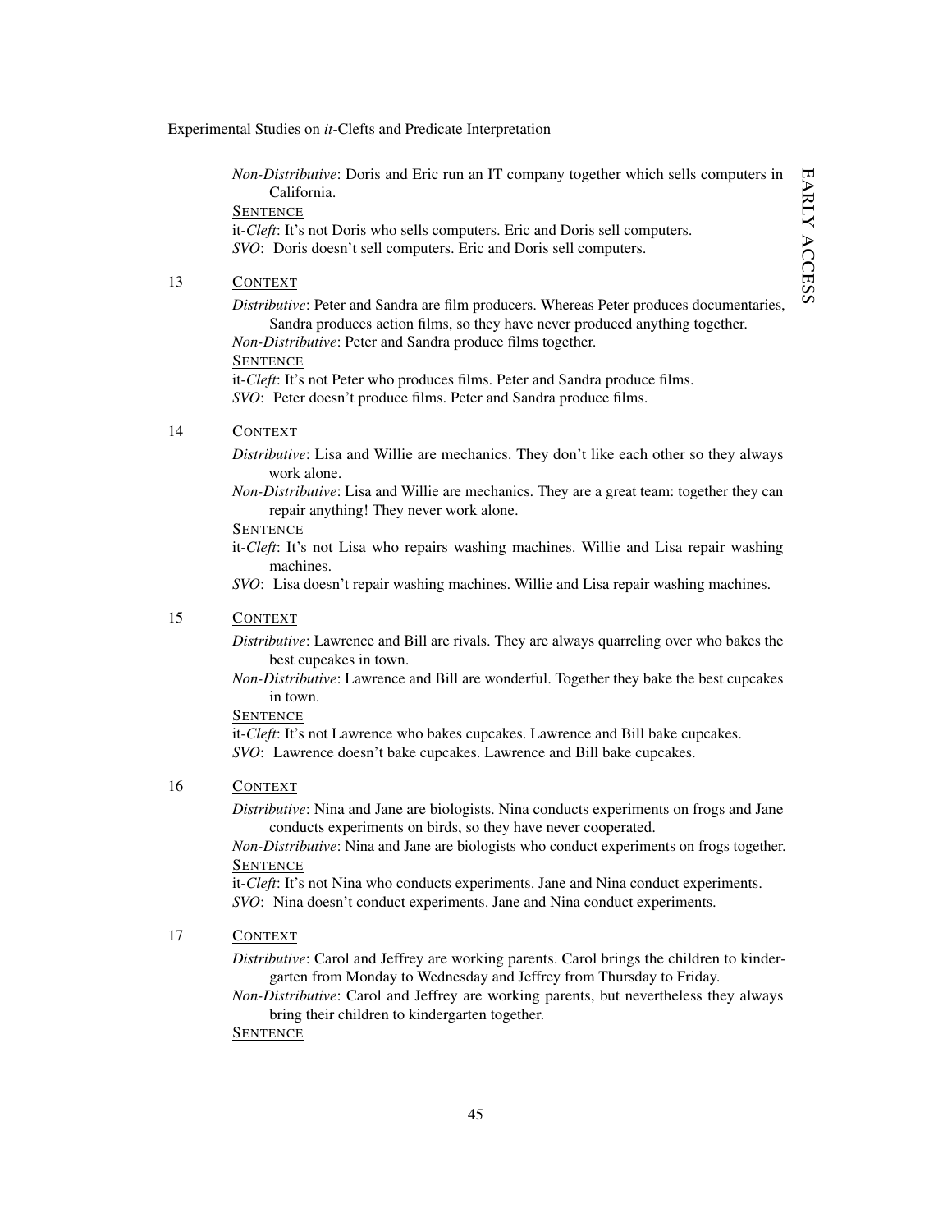*Non-Distributive*: Doris and Eric run an IT company together which sells computers in California.

SENTENCE

it-*Cleft*: It's not Doris who sells computers. Eric and Doris sell computers.

*SVO*: Doris doesn't sell computers. Eric and Doris sell computers.

13 CONTEXT

*Distributive*: Peter and Sandra are film producers. Whereas Peter produces documentaries, Sandra produces action films, so they have never produced anything together.

*Non-Distributive*: Peter and Sandra produce films together.

SENTENCE

it-*Cleft*: It's not Peter who produces films. Peter and Sandra produce films.

*SVO*: Peter doesn't produce films. Peter and Sandra produce films.

14 CONTEXT

*Distributive*: Lisa and Willie are mechanics. They don't like each other so they always work alone.

*Non-Distributive*: Lisa and Willie are mechanics. They are a great team: together they can repair anything! They never work alone.

SENTENCE

it-*Cleft*: It's not Lisa who repairs washing machines. Willie and Lisa repair washing machines.

*SVO*: Lisa doesn't repair washing machines. Willie and Lisa repair washing machines.

15 CONTEXT

*Distributive*: Lawrence and Bill are rivals. They are always quarreling over who bakes the best cupcakes in town.

*Non-Distributive*: Lawrence and Bill are wonderful. Together they bake the best cupcakes in town.

SENTENCE

it-*Cleft*: It's not Lawrence who bakes cupcakes. Lawrence and Bill bake cupcakes.

*SVO*: Lawrence doesn't bake cupcakes. Lawrence and Bill bake cupcakes.

16 CONTEXT

*Distributive*: Nina and Jane are biologists. Nina conducts experiments on frogs and Jane conducts experiments on birds, so they have never cooperated.

*Non-Distributive*: Nina and Jane are biologists who conduct experiments on frogs together.

SENTENCE

it-*Cleft*: It's not Nina who conducts experiments. Jane and Nina conduct experiments.

*SVO*: Nina doesn't conduct experiments. Jane and Nina conduct experiments.

17 CONTEXT

*Distributive*: Carol and Jeffrey are working parents. Carol brings the children to kindergarten from Monday to Wednesday and Jeffrey from Thursday to Friday.

*Non-Distributive*: Carol and Jeffrey are working parents, but nevertheless they always bring their children to kindergarten together.

SENTENCE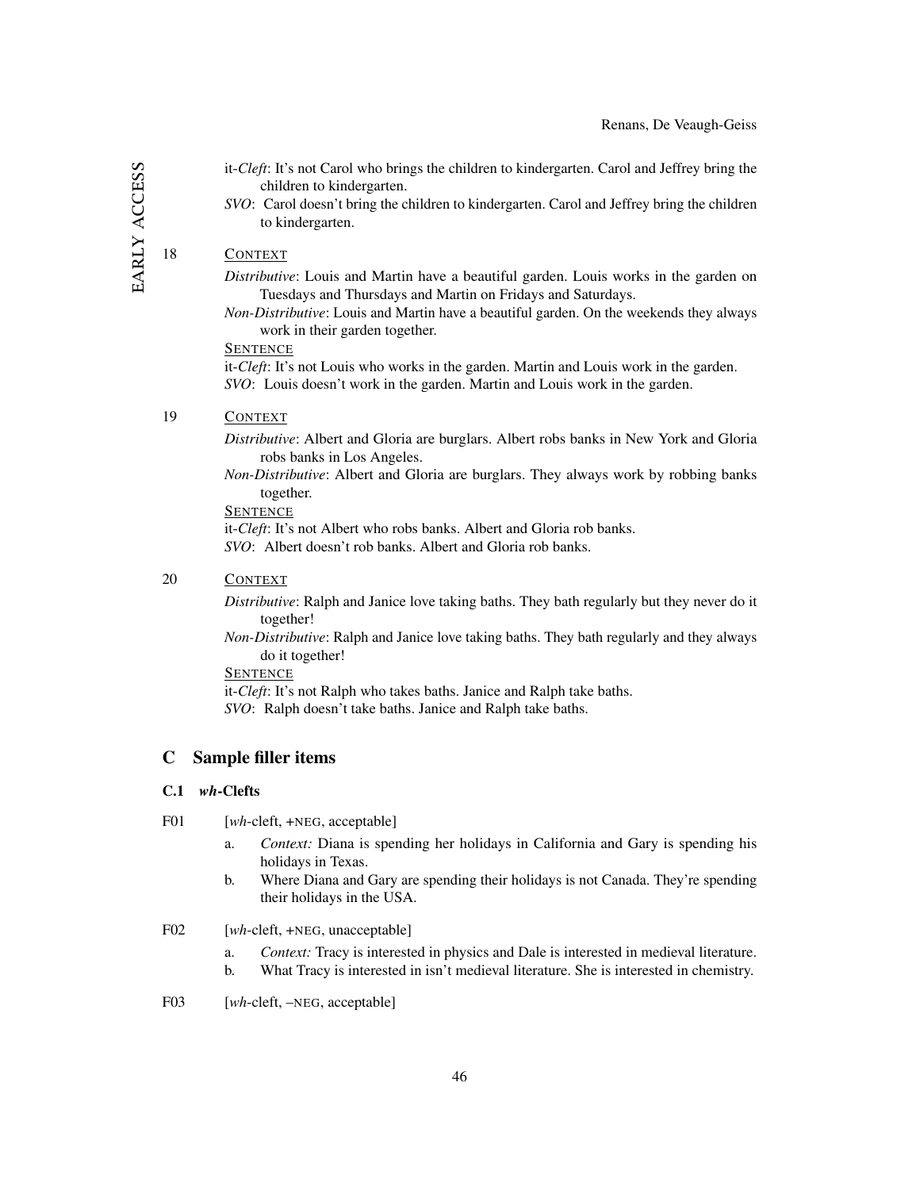it-*Cleft*: It's not Carol who brings the children to kindergarten. Carol and Jeffrey bring the children to kindergarten.

*SVO*: Carol doesn't bring the children to kindergarten. Carol and Jeffrey bring the children to kindergarten.

18 CONTEXT

*Distributive*: Louis and Martin have a beautiful garden. Louis works in the garden on Tuesdays and Thursdays and Martin on Fridays and Saturdays.

*Non-Distributive*: Louis and Martin have a beautiful garden. On the weekends they always work in their garden together.

SENTENCE

it-*Cleft*: It's not Louis who works in the garden. Martin and Louis work in the garden.

*SVO*: Louis doesn't work in the garden. Martin and Louis work in the garden.

19 CONTEXT

*Distributive*: Albert and Gloria are burglars. Albert robs banks in New York and Gloria robs banks in Los Angeles.

*Non-Distributive*: Albert and Gloria are burglars. They always work by robbing banks together.

SENTENCE

it-*Cleft*: It's not Albert who robs banks. Albert and Gloria rob banks.

*SVO*: Albert doesn't rob banks. Albert and Gloria rob banks.

20 CONTEXT

*Distributive*: Ralph and Janice love taking baths. They bath regularly but they never do it together!

*Non-Distributive*: Ralph and Janice love taking baths. They bath regularly and they always do it together!

SENTENCE

it-*Cleft*: It's not Ralph who takes baths. Janice and Ralph take baths.

*SVO*: Ralph doesn't take baths. Janice and Ralph take baths.

## C Sample filler items

### C.1 *wh*-Clefts

F01 [*wh*-cleft, +NEG, acceptable]

a. *Context:* Diana is spending her holidays in California and Gary is spending his holidays in Texas.

b. Where Diana and Gary are spending their holidays is not Canada. They're spending their holidays in the USA.

F02 [*wh*-cleft, +NEG, unacceptable]

a. *Context:* Tracy is interested in physics and Dale is interested in medieval literature.

b. What Tracy is interested in isn't medieval literature. She is interested in chemistry.

F03 [*wh*-cleft, –NEG, acceptable]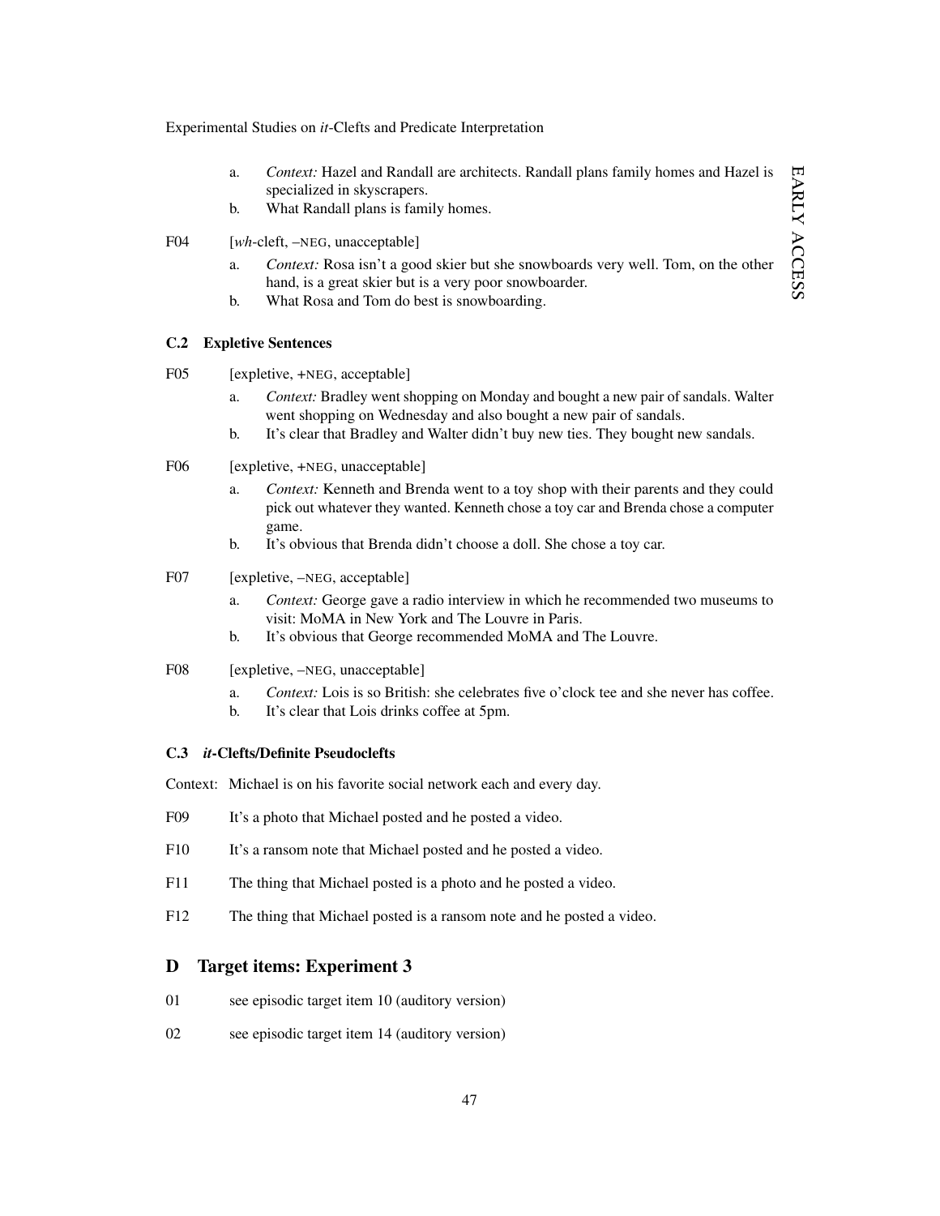a. *Context:* Hazel and Randall are architects. Randall plans family homes and Hazel is specialized in skyscrapers.
b. What Randall plans is family homes.

F04 [*wh*-cleft, –NEG, unacceptable]

a. *Context:* Rosa isn't a good skier but she snowboards very well. Tom, on the other hand, is a great skier but is a very poor snowboarder.
b. What Rosa and Tom do best is snowboarding.

### C.2 Expletive Sentences

F05 [expletive, +NEG, acceptable]

a. *Context:* Bradley went shopping on Monday and bought a new pair of sandals. Walter went shopping on Wednesday and also bought a new pair of sandals.
b. It's clear that Bradley and Walter didn't buy new ties. They bought new sandals.

F06 [expletive, +NEG, unacceptable]

a. *Context:* Kenneth and Brenda went to a toy shop with their parents and they could pick out whatever they wanted. Kenneth chose a toy car and Brenda chose a computer game.
b. It's obvious that Brenda didn't choose a doll. She chose a toy car.

F07 [expletive, –NEG, acceptable]

a. *Context:* George gave a radio interview in which he recommended two museums to visit: MoMA in New York and The Louvre in Paris.
b. It's obvious that George recommended MoMA and The Louvre.

F08 [expletive, –NEG, unacceptable]

a. *Context:* Lois is so British: she celebrates five o'clock tee and she never has coffee.
b. It's clear that Lois drinks coffee at 5pm.

### C.3 *it*-Clefts/Definite Pseudoclefts

Context: Michael is on his favorite social network each and every day.

F09 It's a photo that Michael posted and he posted a video.

F10 It's a ransom note that Michael posted and he posted a video.

F11 The thing that Michael posted is a photo and he posted a video.

F12 The thing that Michael posted is a ransom note and he posted a video.

## D Target items: Experiment 3

01 see episodic target item 10 (auditory version)

02 see episodic target item 14 (auditory version)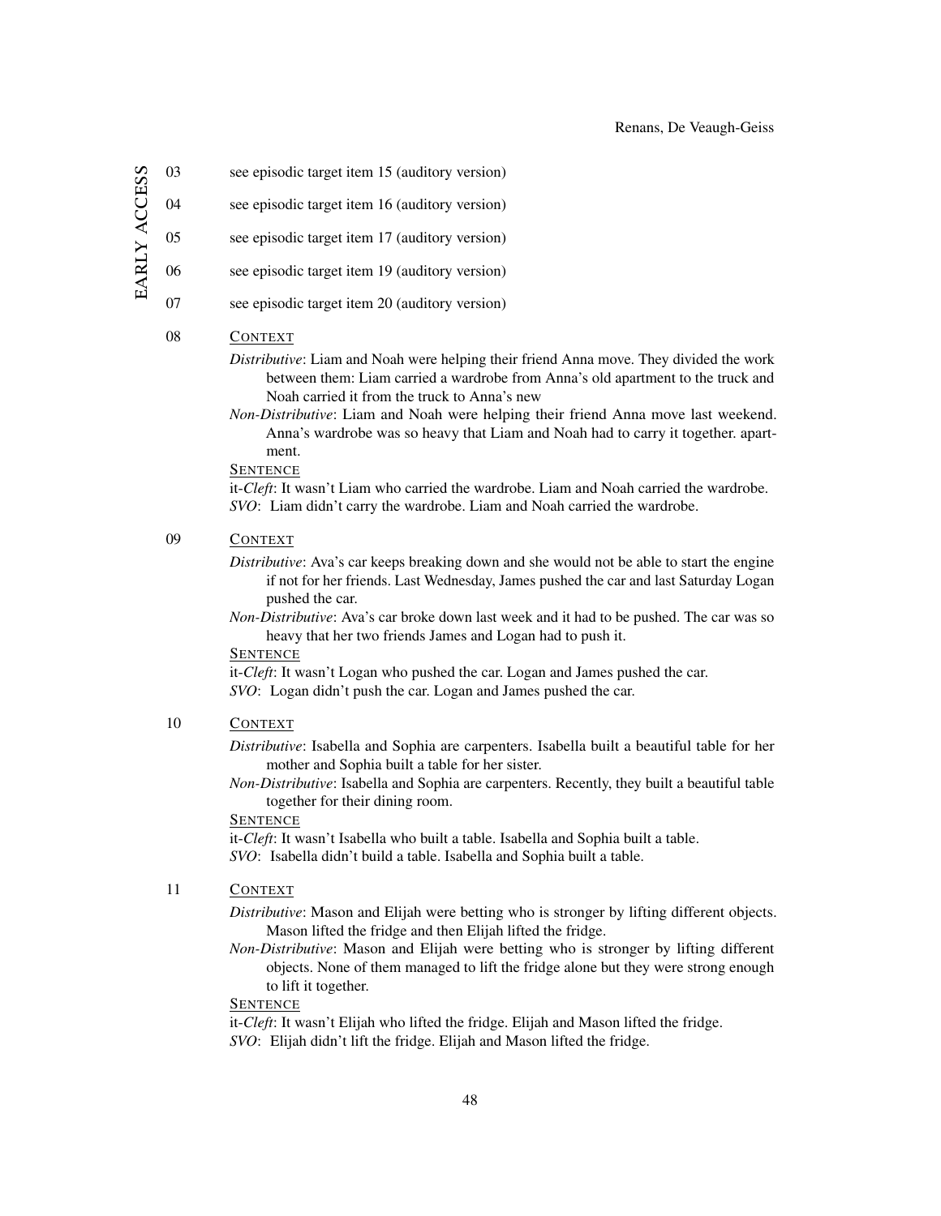03 see episodic target item 15 (auditory version)

04 see episodic target item 16 (auditory version)

05 see episodic target item 17 (auditory version)

06 see episodic target item 19 (auditory version)

07 see episodic target item 20 (auditory version)

08 CONTEXT

*Distributive*: Liam and Noah were helping their friend Anna move. They divided the work between them: Liam carried a wardrobe from Anna's old apartment to the truck and Noah carried it from the truck to Anna's new

*Non-Distributive*: Liam and Noah were helping their friend Anna move last weekend. Anna's wardrobe was so heavy that Liam and Noah had to carry it together. apartment.

SENTENCE

it-*Cleft*: It wasn't Liam who carried the wardrobe. Liam and Noah carried the wardrobe.

*SVO*: Liam didn't carry the wardrobe. Liam and Noah carried the wardrobe.

09 CONTEXT

*Distributive*: Ava's car keeps breaking down and she would not be able to start the engine if not for her friends. Last Wednesday, James pushed the car and last Saturday Logan pushed the car.

*Non-Distributive*: Ava's car broke down last week and it had to be pushed. The car was so heavy that her two friends James and Logan had to push it.

SENTENCE

it-*Cleft*: It wasn't Logan who pushed the car. Logan and James pushed the car.

*SVO*: Logan didn't push the car. Logan and James pushed the car.

10 CONTEXT

*Distributive*: Isabella and Sophia are carpenters. Isabella built a beautiful table for her mother and Sophia built a table for her sister.

*Non-Distributive*: Isabella and Sophia are carpenters. Recently, they built a beautiful table together for their dining room.

SENTENCE

it-*Cleft*: It wasn't Isabella who built a table. Isabella and Sophia built a table.

*SVO*: Isabella didn't build a table. Isabella and Sophia built a table.

11 CONTEXT

*Distributive*: Mason and Elijah were betting who is stronger by lifting different objects. Mason lifted the fridge and then Elijah lifted the fridge.

*Non-Distributive*: Mason and Elijah were betting who is stronger by lifting different objects. None of them managed to lift the fridge alone but they were strong enough to lift it together.

SENTENCE

it-*Cleft*: It wasn't Elijah who lifted the fridge. Elijah and Mason lifted the fridge.

*SVO*: Elijah didn't lift the fridge. Elijah and Mason lifted the fridge.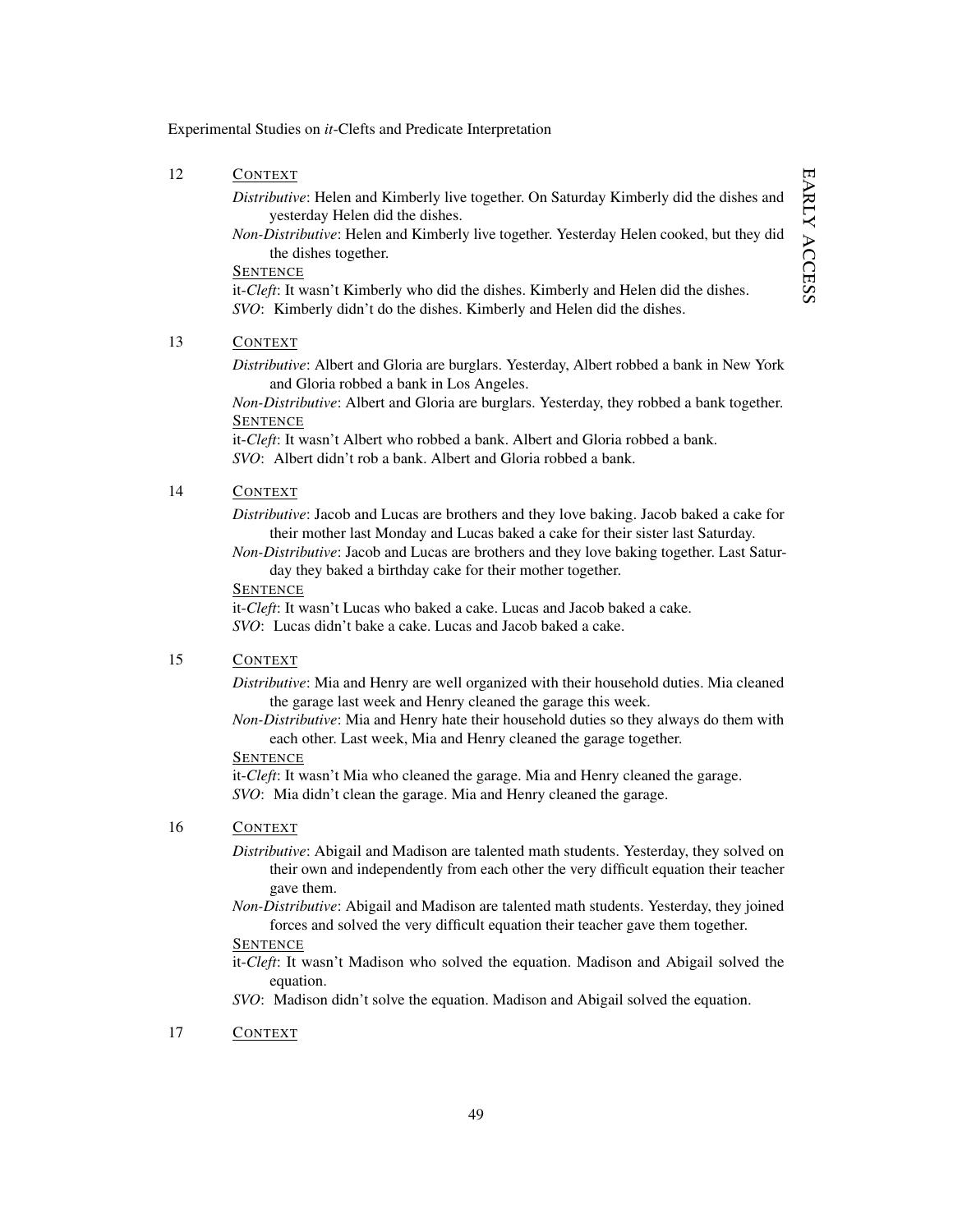12 CONTEXT

*Distributive*: Helen and Kimberly live together. On Saturday Kimberly did the dishes and yesterday Helen did the dishes.

*Non-Distributive*: Helen and Kimberly live together. Yesterday Helen cooked, but they did the dishes together.

SENTENCE

it-*Cleft*: It wasn't Kimberly who did the dishes. Kimberly and Helen did the dishes.

*SVO*: Kimberly didn't do the dishes. Kimberly and Helen did the dishes.

13 CONTEXT

*Distributive*: Albert and Gloria are burglars. Yesterday, Albert robbed a bank in New York and Gloria robbed a bank in Los Angeles.

*Non-Distributive*: Albert and Gloria are burglars. Yesterday, they robbed a bank together.

SENTENCE

it-*Cleft*: It wasn't Albert who robbed a bank. Albert and Gloria robbed a bank.

*SVO*: Albert didn't rob a bank. Albert and Gloria robbed a bank.

14 CONTEXT

*Distributive*: Jacob and Lucas are brothers and they love baking. Jacob baked a cake for their mother last Monday and Lucas baked a cake for their sister last Saturday.

*Non-Distributive*: Jacob and Lucas are brothers and they love baking together. Last Saturday they baked a birthday cake for their mother together.

SENTENCE

it-*Cleft*: It wasn't Lucas who baked a cake. Lucas and Jacob baked a cake.

*SVO*: Lucas didn't bake a cake. Lucas and Jacob baked a cake.

15 CONTEXT

*Distributive*: Mia and Henry are well organized with their household duties. Mia cleaned the garage last week and Henry cleaned the garage this week.

*Non-Distributive*: Mia and Henry hate their household duties so they always do them with each other. Last week, Mia and Henry cleaned the garage together.

SENTENCE

it-*Cleft*: It wasn't Mia who cleaned the garage. Mia and Henry cleaned the garage.

*SVO*: Mia didn't clean the garage. Mia and Henry cleaned the garage.

16 CONTEXT

*Distributive*: Abigail and Madison are talented math students. Yesterday, they solved on their own and independently from each other the very difficult equation their teacher gave them.

*Non-Distributive*: Abigail and Madison are talented math students. Yesterday, they joined forces and solved the very difficult equation their teacher gave them together.

SENTENCE

it-*Cleft*: It wasn't Madison who solved the equation. Madison and Abigail solved the equation.

*SVO*: Madison didn't solve the equation. Madison and Abigail solved the equation.

17 CONTEXT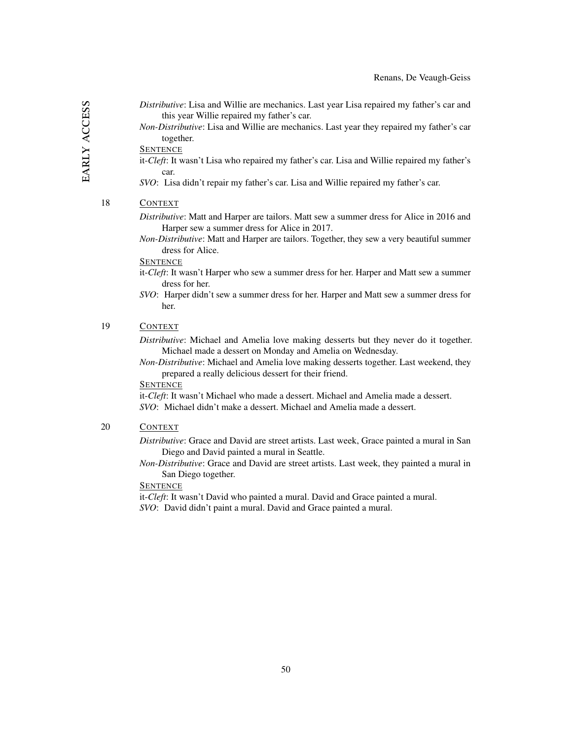*Distributive*: Lisa and Willie are mechanics. Last year Lisa repaired my father's car and this year Willie repaired my father's car.

*Non-Distributive*: Lisa and Willie are mechanics. Last year they repaired my father's car together.

<u>SENTENCE</u>

it-*Cleft*: It wasn't Lisa who repaired my father's car. Lisa and Willie repaired my father's car.

*SVO*: Lisa didn't repair my father's car. Lisa and Willie repaired my father's car.

18 <u>CONTEXT</u>

*Distributive*: Matt and Harper are tailors. Matt sew a summer dress for Alice in 2016 and Harper sew a summer dress for Alice in 2017.

*Non-Distributive*: Matt and Harper are tailors. Together, they sew a very beautiful summer dress for Alice.

<u>SENTENCE</u>

it-*Cleft*: It wasn't Harper who sew a summer dress for her. Harper and Matt sew a summer dress for her.

*SVO*: Harper didn't sew a summer dress for her. Harper and Matt sew a summer dress for her.

19 <u>CONTEXT</u>

*Distributive*: Michael and Amelia love making desserts but they never do it together. Michael made a dessert on Monday and Amelia on Wednesday.

*Non-Distributive*: Michael and Amelia love making desserts together. Last weekend, they prepared a really delicious dessert for their friend.

<u>SENTENCE</u>

it-*Cleft*: It wasn't Michael who made a dessert. Michael and Amelia made a dessert.

*SVO*: Michael didn't make a dessert. Michael and Amelia made a dessert.

20 <u>CONTEXT</u>

*Distributive*: Grace and David are street artists. Last week, Grace painted a mural in San Diego and David painted a mural in Seattle.

*Non-Distributive*: Grace and David are street artists. Last week, they painted a mural in San Diego together.

<u>SENTENCE</u>

it-*Cleft*: It wasn't David who painted a mural. David and Grace painted a mural.

*SVO*: David didn't paint a mural. David and Grace painted a mural.